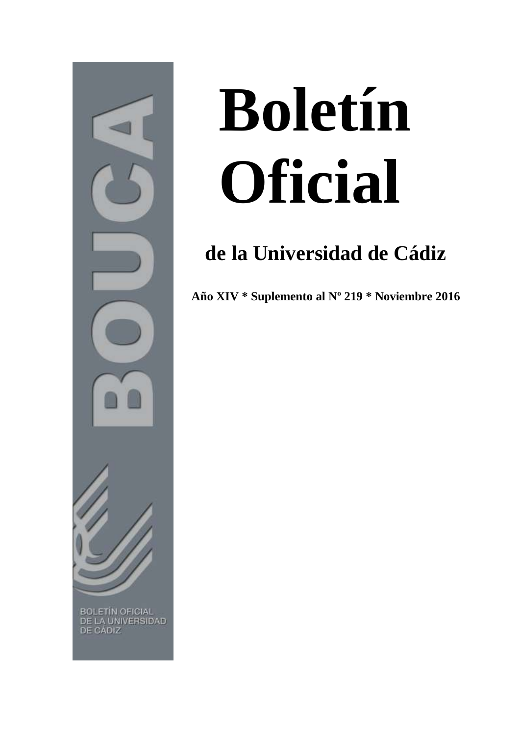# Boletín Oficial

## de la Universidad de Cádiz

**Año XIV * Suplemento al Nº 219 * Noviembre 2016**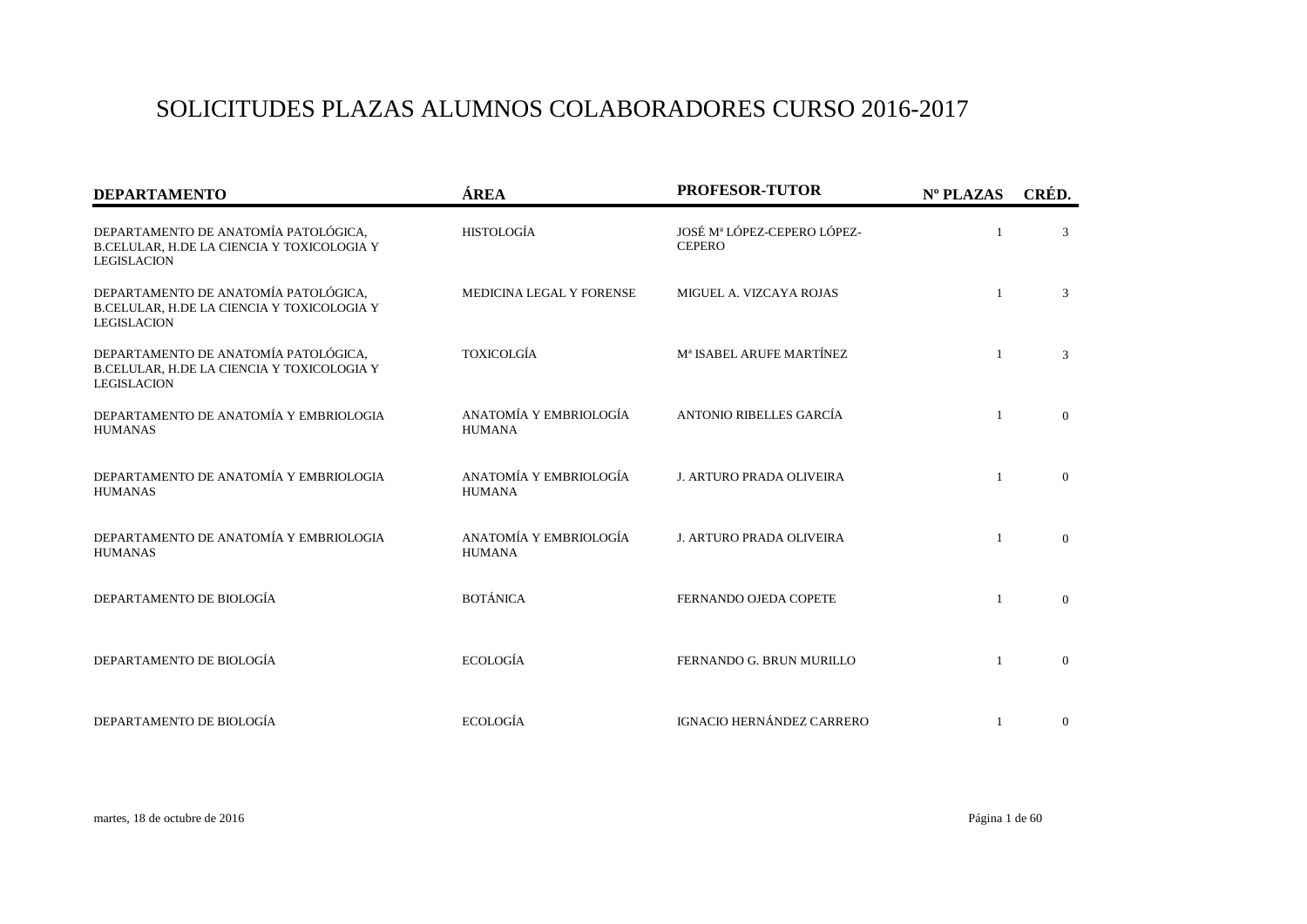# SOLICITUDES PLAZAS ALUMNOS COLABORADORES CURSO 2016-2017

| DEPARTAMENTO | ÁREA | PROFESOR-TUTOR | Nº PLAZAS | CRÉD. |
|---|---|---|---|---|
| DEPARTAMENTO DE ANATOMÍA PATOLÓGICA, B.CELULAR, H.DE LA CIENCIA Y TOXICOLOGIA Y LEGISLACION | HISTOLOGÍA | JOSÉ Mª LÓPEZ-CEPERO LÓPEZ-CEPERO | 1 | 3 |
| DEPARTAMENTO DE ANATOMÍA PATOLÓGICA, B.CELULAR, H.DE LA CIENCIA Y TOXICOLOGIA Y LEGISLACION | MEDICINA LEGAL Y FORENSE | MIGUEL A. VIZCAYA ROJAS | 1 | 3 |
| DEPARTAMENTO DE ANATOMÍA PATOLÓGICA, B.CELULAR, H.DE LA CIENCIA Y TOXICOLOGIA Y LEGISLACION | TOXICOLGÍA | Mª ISABEL ARUFE MARTÍNEZ | 1 | 3 |
| DEPARTAMENTO DE ANATOMÍA Y EMBRIOLOGIA HUMANAS | ANATOMÍA Y EMBRIOLOGÍA HUMANA | ANTONIO RIBELLES GARCÍA | 1 | 0 |
| DEPARTAMENTO DE ANATOMÍA Y EMBRIOLOGIA HUMANAS | ANATOMÍA Y EMBRIOLOGÍA HUMANA | J. ARTURO PRADA OLIVEIRA | 1 | 0 |
| DEPARTAMENTO DE ANATOMÍA Y EMBRIOLOGIA HUMANAS | ANATOMÍA Y EMBRIOLOGÍA HUMANA | J. ARTURO PRADA OLIVEIRA | 1 | 0 |
| DEPARTAMENTO DE BIOLOGÍA | BOTÁNICA | FERNANDO OJEDA COPETE | 1 | 0 |
| DEPARTAMENTO DE BIOLOGÍA | ECOLOGÍA | FERNANDO G. BRUN MURILLO | 1 | 0 |
| DEPARTAMENTO DE BIOLOGÍA | ECOLOGÍA | IGNACIO HERNÁNDEZ CARRERO | 1 | 0 |

martes, 18 de octubre de 2016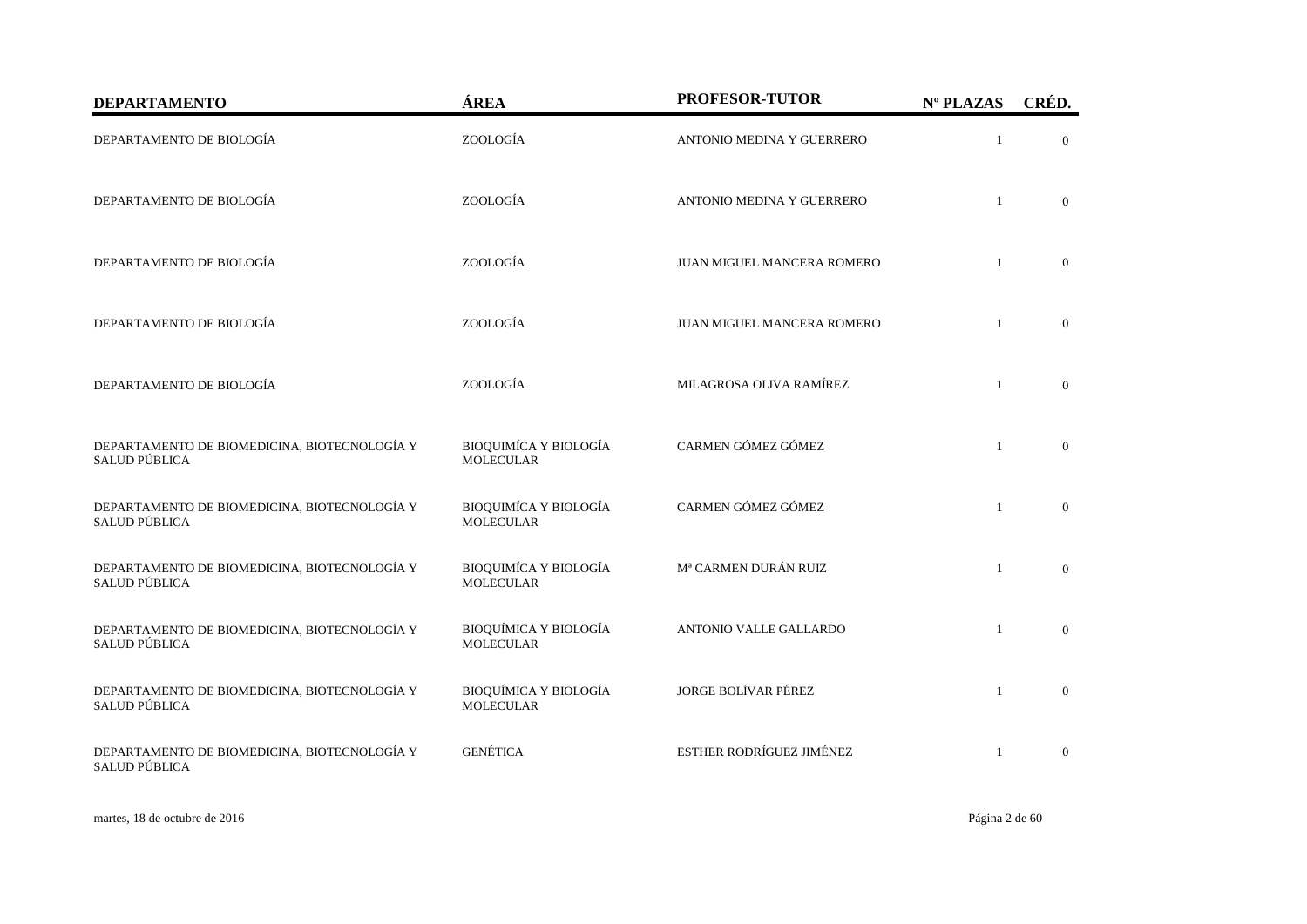| DEPARTAMENTO | ÁREA | PROFESOR-TUTOR | Nº PLAZAS | CRÉD. |
|---|---|---|---|---|
| DEPARTAMENTO DE BIOLOGÍA | ZOOLOGÍA | ANTONIO MEDINA Y GUERRERO | 1 | 0 |
| DEPARTAMENTO DE BIOLOGÍA | ZOOLOGÍA | ANTONIO MEDINA Y GUERRERO | 1 | 0 |
| DEPARTAMENTO DE BIOLOGÍA | ZOOLOGÍA | JUAN MIGUEL MANCERA ROMERO | 1 | 0 |
| DEPARTAMENTO DE BIOLOGÍA | ZOOLOGÍA | JUAN MIGUEL MANCERA ROMERO | 1 | 0 |
| DEPARTAMENTO DE BIOLOGÍA | ZOOLOGÍA | MILAGROSA OLIVA RAMÍREZ | 1 | 0 |
| DEPARTAMENTO DE BIOMEDICINA, BIOTECNOLOGÍA Y SALUD PÚBLICA | BIOQUIMÍCA Y BIOLOGÍA MOLECULAR | CARMEN GÓMEZ GÓMEZ | 1 | 0 |
| DEPARTAMENTO DE BIOMEDICINA, BIOTECNOLOGÍA Y SALUD PÚBLICA | BIOQUIMÍCA Y BIOLOGÍA MOLECULAR | CARMEN GÓMEZ GÓMEZ | 1 | 0 |
| DEPARTAMENTO DE BIOMEDICINA, BIOTECNOLOGÍA Y SALUD PÚBLICA | BIOQUIMÍCA Y BIOLOGÍA MOLECULAR | Mª CARMEN DURÁN RUIZ | 1 | 0 |
| DEPARTAMENTO DE BIOMEDICINA, BIOTECNOLOGÍA Y SALUD PÚBLICA | BIOQUÍMICA Y BIOLOGÍA MOLECULAR | ANTONIO VALLE GALLARDO | 1 | 0 |
| DEPARTAMENTO DE BIOMEDICINA, BIOTECNOLOGÍA Y SALUD PÚBLICA | BIOQUÍMICA Y BIOLOGÍA MOLECULAR | JORGE BOLÍVAR PÉREZ | 1 | 0 |
| DEPARTAMENTO DE BIOMEDICINA, BIOTECNOLOGÍA Y SALUD PÚBLICA | GENÉTICA | ESTHER RODRÍGUEZ JIMÉNEZ | 1 | 0 |

martes, 18 de octubre de 2016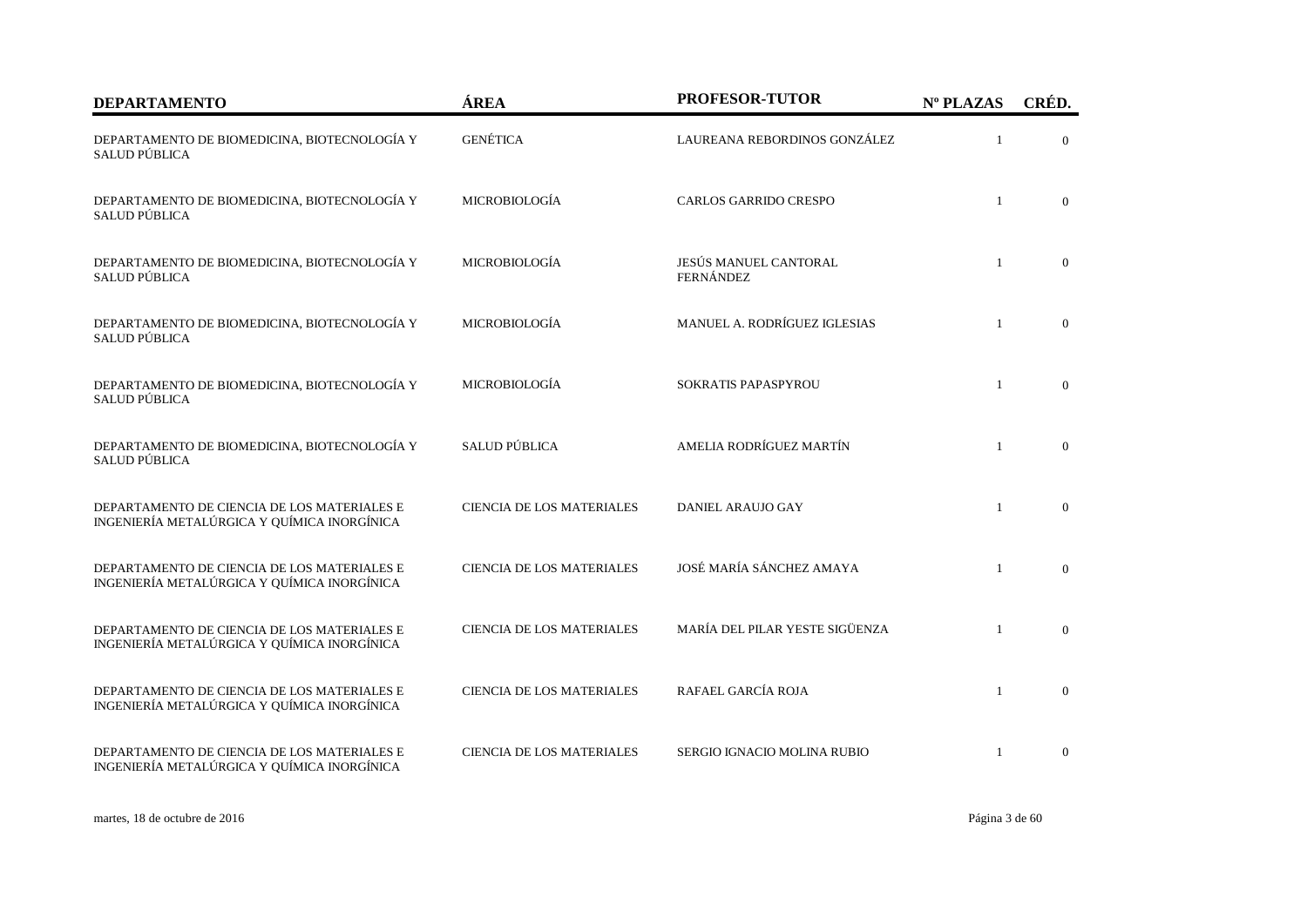| DEPARTAMENTO | ÁREA | PROFESOR-TUTOR | Nº PLAZAS | CRÉD. |
|---|---|---|---|---|
| DEPARTAMENTO DE BIOMEDICINA, BIOTECNOLOGÍA Y SALUD PÚBLICA | GENÉTICA | LAUREANA REBORDINOS GONZÁLEZ | 1 | 0 |
| DEPARTAMENTO DE BIOMEDICINA, BIOTECNOLOGÍA Y SALUD PÚBLICA | MICROBIOLOGÍA | CARLOS GARRIDO CRESPO | 1 | 0 |
| DEPARTAMENTO DE BIOMEDICINA, BIOTECNOLOGÍA Y SALUD PÚBLICA | MICROBIOLOGÍA | JESÚS MANUEL CANTORAL FERNÁNDEZ | 1 | 0 |
| DEPARTAMENTO DE BIOMEDICINA, BIOTECNOLOGÍA Y SALUD PÚBLICA | MICROBIOLOGÍA | MANUEL A. RODRÍGUEZ IGLESIAS | 1 | 0 |
| DEPARTAMENTO DE BIOMEDICINA, BIOTECNOLOGÍA Y SALUD PÚBLICA | MICROBIOLOGÍA | SOKRATIS PAPASPYROU | 1 | 0 |
| DEPARTAMENTO DE BIOMEDICINA, BIOTECNOLOGÍA Y SALUD PÚBLICA | SALUD PÚBLICA | AMELIA RODRÍGUEZ MARTÍN | 1 | 0 |
| DEPARTAMENTO DE CIENCIA DE LOS MATERIALES E INGENIERÍA METALÚRGICA Y QUÍMICA INORGÍNICA | CIENCIA DE LOS MATERIALES | DANIEL ARAUJO GAY | 1 | 0 |
| DEPARTAMENTO DE CIENCIA DE LOS MATERIALES E INGENIERÍA METALÚRGICA Y QUÍMICA INORGÍNICA | CIENCIA DE LOS MATERIALES | JOSÉ MARÍA SÁNCHEZ AMAYA | 1 | 0 |
| DEPARTAMENTO DE CIENCIA DE LOS MATERIALES E INGENIERÍA METALÚRGICA Y QUÍMICA INORGÍNICA | CIENCIA DE LOS MATERIALES | MARÍA DEL PILAR YESTE SIGÜENZA | 1 | 0 |
| DEPARTAMENTO DE CIENCIA DE LOS MATERIALES E INGENIERÍA METALÚRGICA Y QUÍMICA INORGÍNICA | CIENCIA DE LOS MATERIALES | RAFAEL GARCÍA ROJA | 1 | 0 |
| DEPARTAMENTO DE CIENCIA DE LOS MATERIALES E INGENIERÍA METALÚRGICA Y QUÍMICA INORGÍNICA | CIENCIA DE LOS MATERIALES | SERGIO IGNACIO MOLINA RUBIO | 1 | 0 |

martes, 18 de octubre de 2016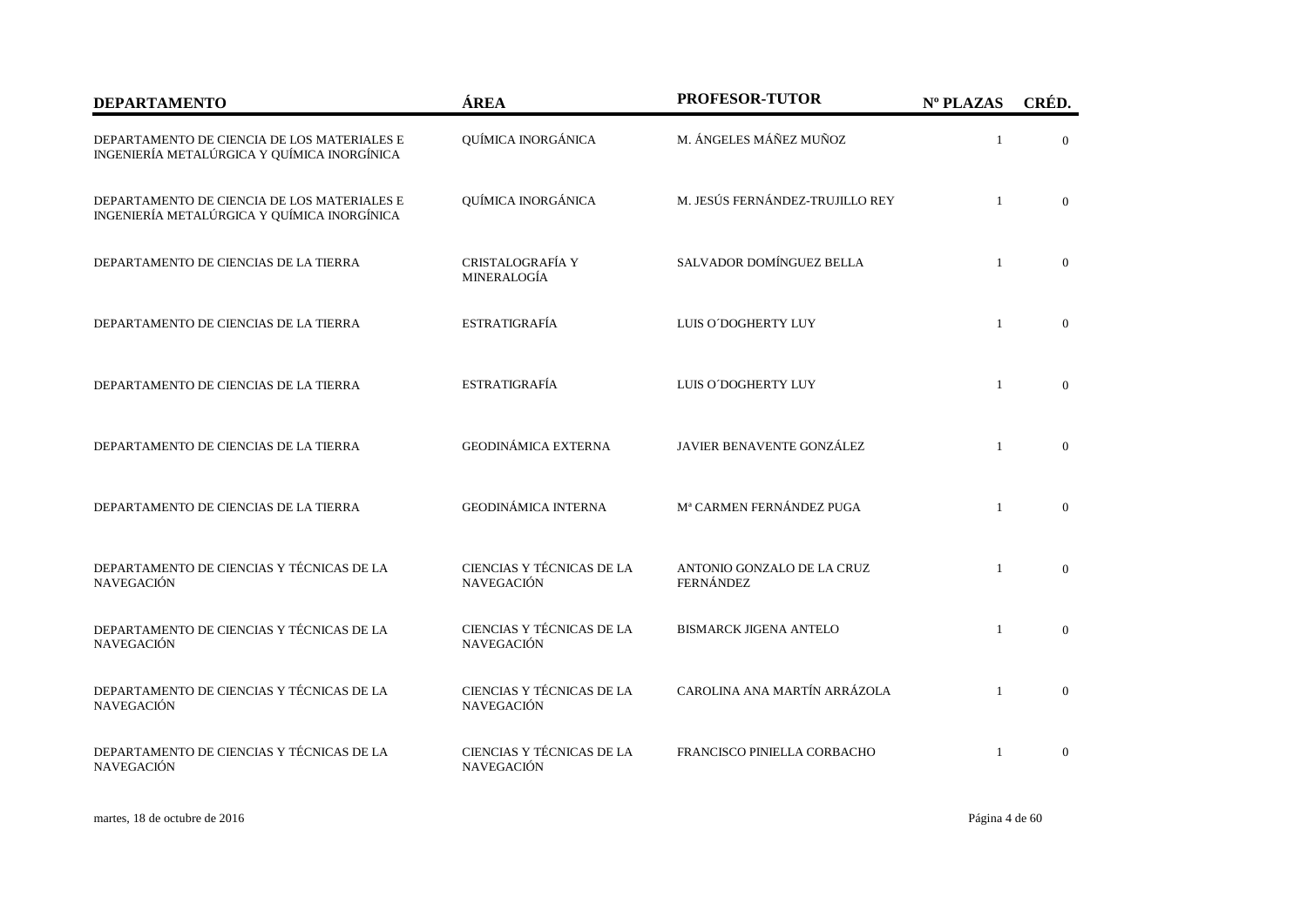| DEPARTAMENTO | ÁREA | PROFESOR-TUTOR | Nº PLAZAS | CRÉD. |
|---|---|---|---|---|
| DEPARTAMENTO DE CIENCIA DE LOS MATERIALES E INGENIERÍA METALÚRGICA Y QUÍMICA INORGÍNICA | QUÍMICA INORGÁNICA | M. ÁNGELES MÁÑEZ MUÑOZ | 1 | 0 |
| DEPARTAMENTO DE CIENCIA DE LOS MATERIALES E INGENIERÍA METALÚRGICA Y QUÍMICA INORGÍNICA | QUÍMICA INORGÁNICA | M. JESÚS FERNÁNDEZ-TRUJILLO REY | 1 | 0 |
| DEPARTAMENTO DE CIENCIAS DE LA TIERRA | CRISTALOGRAFÍA Y MINERALOGÍA | SALVADOR DOMÍNGUEZ BELLA | 1 | 0 |
| DEPARTAMENTO DE CIENCIAS DE LA TIERRA | ESTRATIGRAFÍA | LUIS O´DOGHERTY LUY | 1 | 0 |
| DEPARTAMENTO DE CIENCIAS DE LA TIERRA | ESTRATIGRAFÍA | LUIS O´DOGHERTY LUY | 1 | 0 |
| DEPARTAMENTO DE CIENCIAS DE LA TIERRA | GEODINÁMICA EXTERNA | JAVIER BENAVENTE GONZÁLEZ | 1 | 0 |
| DEPARTAMENTO DE CIENCIAS DE LA TIERRA | GEODINÁMICA INTERNA | Mª CARMEN FERNÁNDEZ PUGA | 1 | 0 |
| DEPARTAMENTO DE CIENCIAS Y TÉCNICAS DE LA NAVEGACIÓN | CIENCIAS Y TÉCNICAS DE LA NAVEGACIÓN | ANTONIO GONZALO DE LA CRUZ FERNÁNDEZ | 1 | 0 |
| DEPARTAMENTO DE CIENCIAS Y TÉCNICAS DE LA NAVEGACIÓN | CIENCIAS Y TÉCNICAS DE LA NAVEGACIÓN | BISMARCK JIGENA ANTELO | 1 | 0 |
| DEPARTAMENTO DE CIENCIAS Y TÉCNICAS DE LA NAVEGACIÓN | CIENCIAS Y TÉCNICAS DE LA NAVEGACIÓN | CAROLINA ANA MARTÍN ARRÁZOLA | 1 | 0 |
| DEPARTAMENTO DE CIENCIAS Y TÉCNICAS DE LA NAVEGACIÓN | CIENCIAS Y TÉCNICAS DE LA NAVEGACIÓN | FRANCISCO PINIELLA CORBACHO | 1 | 0 |

martes, 18 de octubre de 2016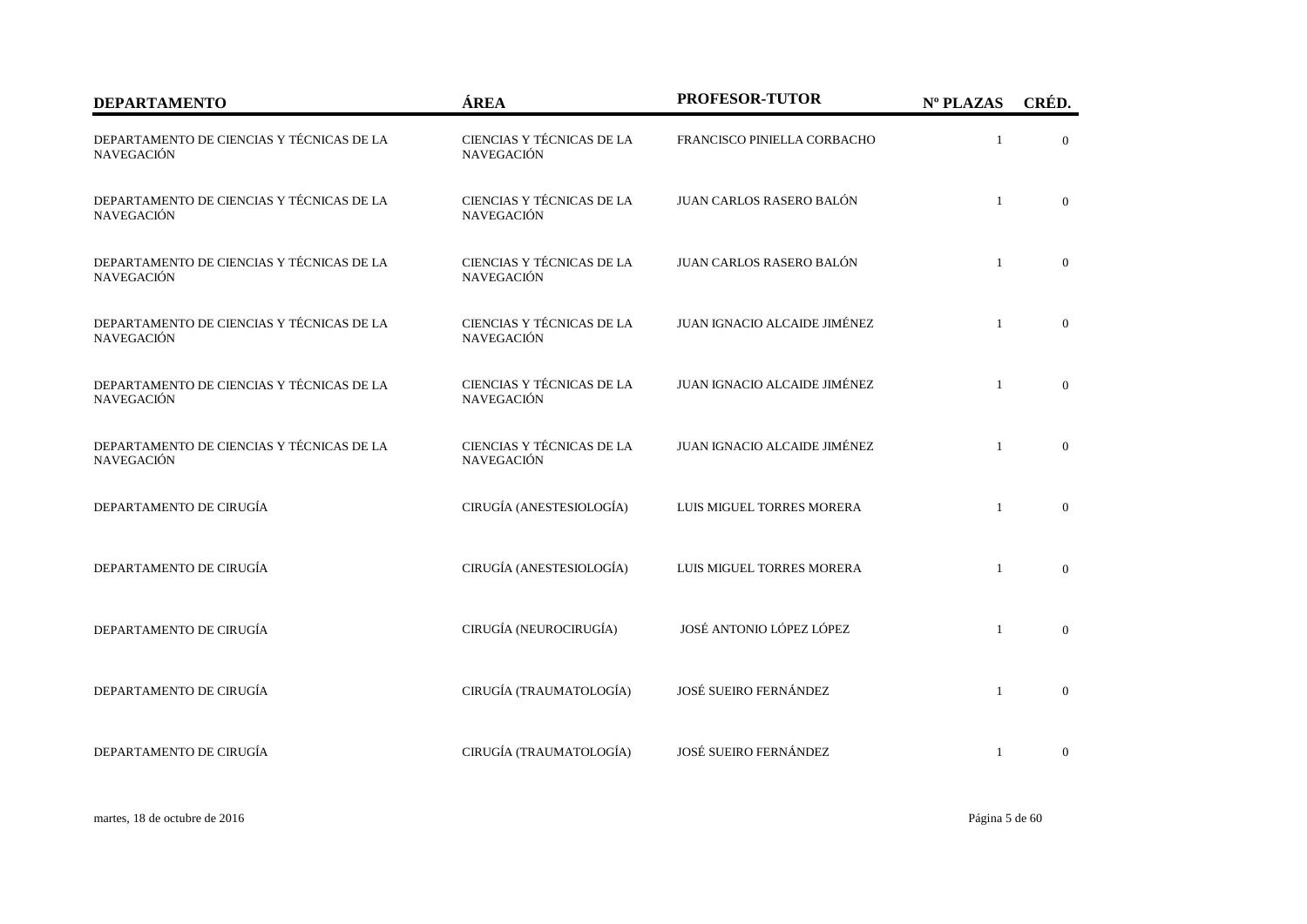| DEPARTAMENTO | ÁREA | PROFESOR-TUTOR | Nº PLAZAS | CRÉD. |
|---|---|---|---|---|
| DEPARTAMENTO DE CIENCIAS Y TÉCNICAS DE LA NAVEGACIÓN | CIENCIAS Y TÉCNICAS DE LA NAVEGACIÓN | FRANCISCO PINIELLA CORBACHO | 1 | 0 |
| DEPARTAMENTO DE CIENCIAS Y TÉCNICAS DE LA NAVEGACIÓN | CIENCIAS Y TÉCNICAS DE LA NAVEGACIÓN | JUAN CARLOS RASERO BALÓN | 1 | 0 |
| DEPARTAMENTO DE CIENCIAS Y TÉCNICAS DE LA NAVEGACIÓN | CIENCIAS Y TÉCNICAS DE LA NAVEGACIÓN | JUAN CARLOS RASERO BALÓN | 1 | 0 |
| DEPARTAMENTO DE CIENCIAS Y TÉCNICAS DE LA NAVEGACIÓN | CIENCIAS Y TÉCNICAS DE LA NAVEGACIÓN | JUAN IGNACIO ALCAIDE JIMÉNEZ | 1 | 0 |
| DEPARTAMENTO DE CIENCIAS Y TÉCNICAS DE LA NAVEGACIÓN | CIENCIAS Y TÉCNICAS DE LA NAVEGACIÓN | JUAN IGNACIO ALCAIDE JIMÉNEZ | 1 | 0 |
| DEPARTAMENTO DE CIENCIAS Y TÉCNICAS DE LA NAVEGACIÓN | CIENCIAS Y TÉCNICAS DE LA NAVEGACIÓN | JUAN IGNACIO ALCAIDE JIMÉNEZ | 1 | 0 |
| DEPARTAMENTO DE CIRUGÍA | CIRUGÍA (ANESTESIOLOGÍA) | LUIS MIGUEL TORRES MORERA | 1 | 0 |
| DEPARTAMENTO DE CIRUGÍA | CIRUGÍA (ANESTESIOLOGÍA) | LUIS MIGUEL TORRES MORERA | 1 | 0 |
| DEPARTAMENTO DE CIRUGÍA | CIRUGÍA (NEUROCIRUGÍA) | JOSÉ ANTONIO LÓPEZ LÓPEZ | 1 | 0 |
| DEPARTAMENTO DE CIRUGÍA | CIRUGÍA (TRAUMATOLOGÍA) | JOSÉ SUEIRO FERNÁNDEZ | 1 | 0 |
| DEPARTAMENTO DE CIRUGÍA | CIRUGÍA (TRAUMATOLOGÍA) | JOSÉ SUEIRO FERNÁNDEZ | 1 | 0 |

martes, 18 de octubre de 2016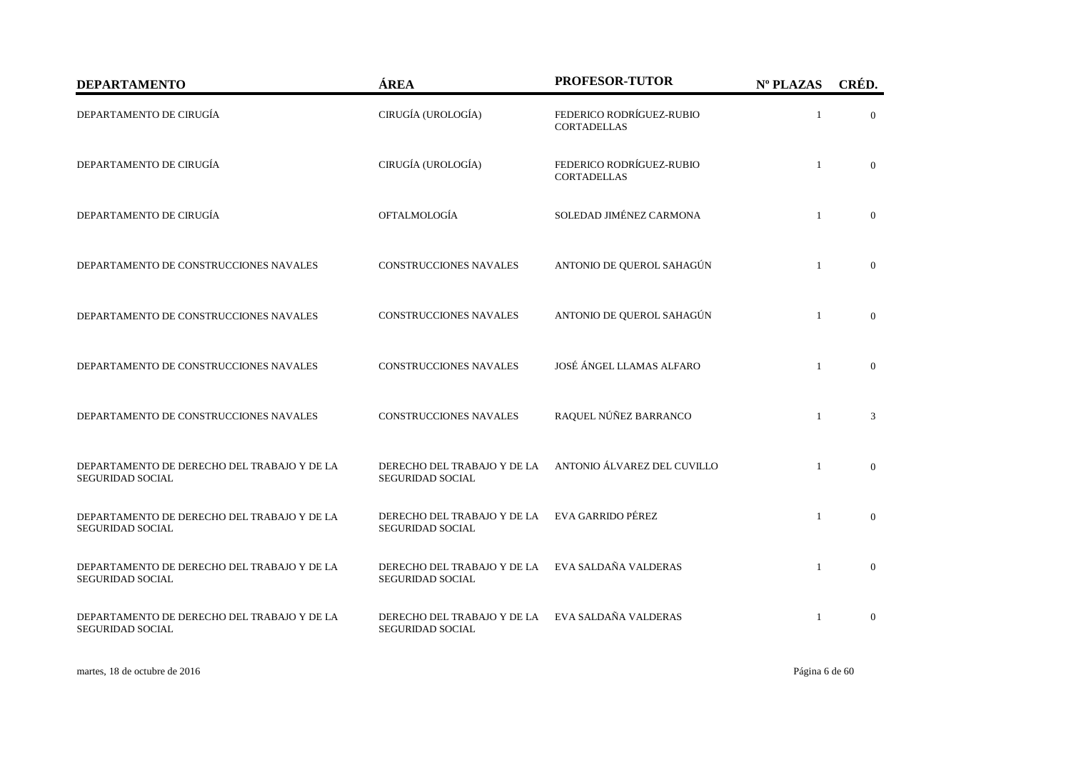| DEPARTAMENTO | ÁREA | PROFESOR-TUTOR | Nº PLAZAS | CRÉD. |
|---|---|---|---|---|
| DEPARTAMENTO DE CIRUGÍA | CIRUGÍA (UROLOGÍA) | FEDERICO RODRÍGUEZ-RUBIO CORTADELLAS | 1 | 0 |
| DEPARTAMENTO DE CIRUGÍA | CIRUGÍA (UROLOGÍA) | FEDERICO RODRÍGUEZ-RUBIO CORTADELLAS | 1 | 0 |
| DEPARTAMENTO DE CIRUGÍA | OFTALMOLOGÍA | SOLEDAD JIMÉNEZ CARMONA | 1 | 0 |
| DEPARTAMENTO DE CONSTRUCCIONES NAVALES | CONSTRUCCIONES NAVALES | ANTONIO DE QUEROL SAHAGÚN | 1 | 0 |
| DEPARTAMENTO DE CONSTRUCCIONES NAVALES | CONSTRUCCIONES NAVALES | ANTONIO DE QUEROL SAHAGÚN | 1 | 0 |
| DEPARTAMENTO DE CONSTRUCCIONES NAVALES | CONSTRUCCIONES NAVALES | JOSÉ ÁNGEL LLAMAS ALFARO | 1 | 0 |
| DEPARTAMENTO DE CONSTRUCCIONES NAVALES | CONSTRUCCIONES NAVALES | RAQUEL NÚÑEZ BARRANCO | 1 | 3 |
| DEPARTAMENTO DE DERECHO DEL TRABAJO Y DE LA SEGURIDAD SOCIAL | DERECHO DEL TRABAJO Y DE LA SEGURIDAD SOCIAL | ANTONIO ÁLVAREZ DEL CUVILLO | 1 | 0 |
| DEPARTAMENTO DE DERECHO DEL TRABAJO Y DE LA SEGURIDAD SOCIAL | DERECHO DEL TRABAJO Y DE LA SEGURIDAD SOCIAL | EVA GARRIDO PÉREZ | 1 | 0 |
| DEPARTAMENTO DE DERECHO DEL TRABAJO Y DE LA SEGURIDAD SOCIAL | DERECHO DEL TRABAJO Y DE LA SEGURIDAD SOCIAL | EVA SALDAÑA VALDERAS | 1 | 0 |
| DEPARTAMENTO DE DERECHO DEL TRABAJO Y DE LA SEGURIDAD SOCIAL | DERECHO DEL TRABAJO Y DE LA SEGURIDAD SOCIAL | EVA SALDAÑA VALDERAS | 1 | 0 |

martes, 18 de octubre de 2016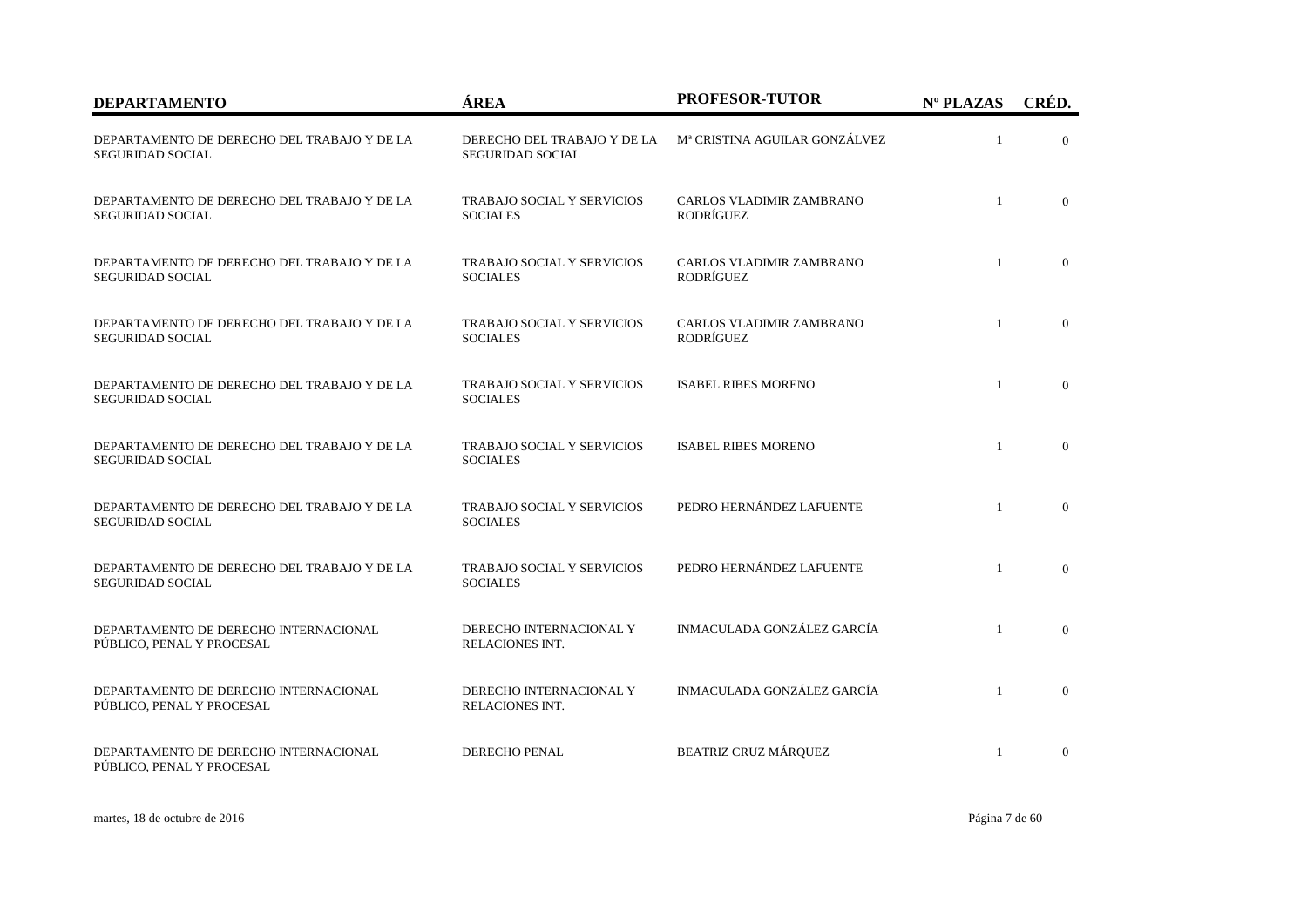| DEPARTAMENTO | ÁREA | PROFESOR-TUTOR | Nº PLAZAS | CRÉD. |
|---|---|---|---|---|
| DEPARTAMENTO DE DERECHO DEL TRABAJO Y DE LA SEGURIDAD SOCIAL | DERECHO DEL TRABAJO Y DE LA SEGURIDAD SOCIAL | Mª CRISTINA AGUILAR GONZÁLVEZ | 1 | 0 |
| DEPARTAMENTO DE DERECHO DEL TRABAJO Y DE LA SEGURIDAD SOCIAL | TRABAJO SOCIAL Y SERVICIOS SOCIALES | CARLOS VLADIMIR ZAMBRANO RODRÍGUEZ | 1 | 0 |
| DEPARTAMENTO DE DERECHO DEL TRABAJO Y DE LA SEGURIDAD SOCIAL | TRABAJO SOCIAL Y SERVICIOS SOCIALES | CARLOS VLADIMIR ZAMBRANO RODRÍGUEZ | 1 | 0 |
| DEPARTAMENTO DE DERECHO DEL TRABAJO Y DE LA SEGURIDAD SOCIAL | TRABAJO SOCIAL Y SERVICIOS SOCIALES | CARLOS VLADIMIR ZAMBRANO RODRÍGUEZ | 1 | 0 |
| DEPARTAMENTO DE DERECHO DEL TRABAJO Y DE LA SEGURIDAD SOCIAL | TRABAJO SOCIAL Y SERVICIOS SOCIALES | ISABEL RIBES MORENO | 1 | 0 |
| DEPARTAMENTO DE DERECHO DEL TRABAJO Y DE LA SEGURIDAD SOCIAL | TRABAJO SOCIAL Y SERVICIOS SOCIALES | ISABEL RIBES MORENO | 1 | 0 |
| DEPARTAMENTO DE DERECHO DEL TRABAJO Y DE LA SEGURIDAD SOCIAL | TRABAJO SOCIAL Y SERVICIOS SOCIALES | PEDRO HERNÁNDEZ LAFUENTE | 1 | 0 |
| DEPARTAMENTO DE DERECHO DEL TRABAJO Y DE LA SEGURIDAD SOCIAL | TRABAJO SOCIAL Y SERVICIOS SOCIALES | PEDRO HERNÁNDEZ LAFUENTE | 1 | 0 |
| DEPARTAMENTO DE DERECHO INTERNACIONAL PÚBLICO, PENAL Y PROCESAL | DERECHO INTERNACIONAL Y RELACIONES INT. | INMACULADA GONZÁLEZ GARCÍA | 1 | 0 |
| DEPARTAMENTO DE DERECHO INTERNACIONAL PÚBLICO, PENAL Y PROCESAL | DERECHO INTERNACIONAL Y RELACIONES INT. | INMACULADA GONZÁLEZ GARCÍA | 1 | 0 |
| DEPARTAMENTO DE DERECHO INTERNACIONAL PÚBLICO, PENAL Y PROCESAL | DERECHO PENAL | BEATRIZ CRUZ MÁRQUEZ | 1 | 0 |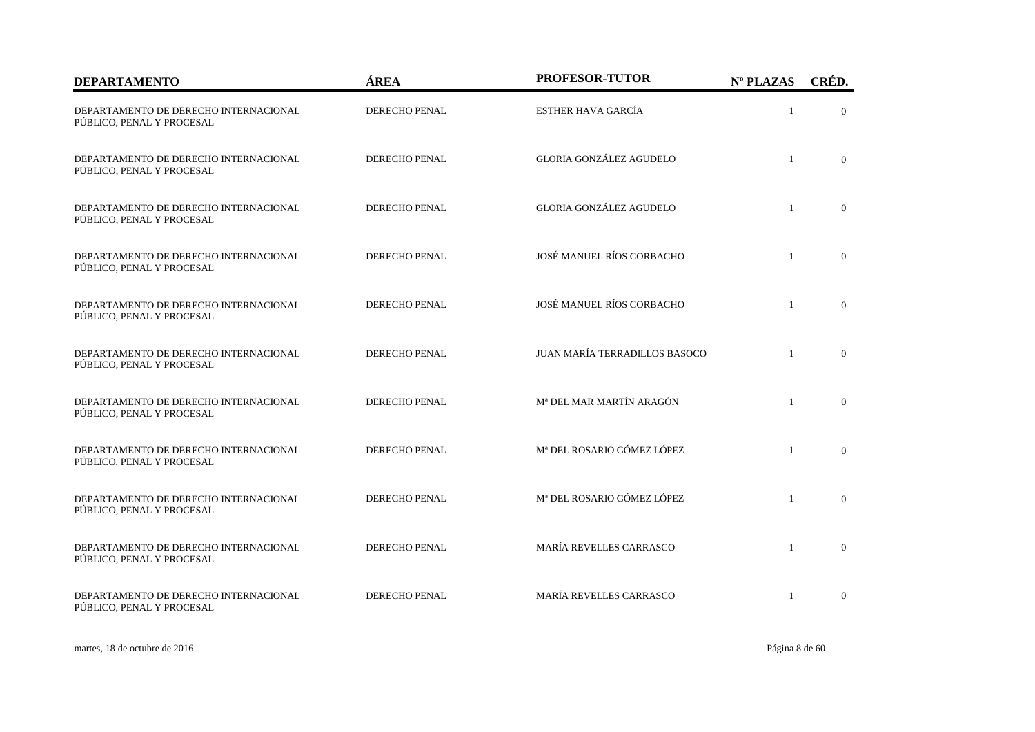| DEPARTAMENTO | ÁREA | PROFESOR-TUTOR | Nº PLAZAS | CRÉD. |
|---|---|---|---|---|
| DEPARTAMENTO DE DERECHO INTERNACIONAL PÚBLICO, PENAL Y PROCESAL | DERECHO PENAL | ESTHER HAVA GARCÍA | 1 | 0 |
| DEPARTAMENTO DE DERECHO INTERNACIONAL PÚBLICO, PENAL Y PROCESAL | DERECHO PENAL | GLORIA GONZÁLEZ AGUDELO | 1 | 0 |
| DEPARTAMENTO DE DERECHO INTERNACIONAL PÚBLICO, PENAL Y PROCESAL | DERECHO PENAL | GLORIA GONZÁLEZ AGUDELO | 1 | 0 |
| DEPARTAMENTO DE DERECHO INTERNACIONAL PÚBLICO, PENAL Y PROCESAL | DERECHO PENAL | JOSÉ MANUEL RÍOS CORBACHO | 1 | 0 |
| DEPARTAMENTO DE DERECHO INTERNACIONAL PÚBLICO, PENAL Y PROCESAL | DERECHO PENAL | JOSÉ MANUEL RÍOS CORBACHO | 1 | 0 |
| DEPARTAMENTO DE DERECHO INTERNACIONAL PÚBLICO, PENAL Y PROCESAL | DERECHO PENAL | JUAN MARÍA TERRADILLOS BASOCO | 1 | 0 |
| DEPARTAMENTO DE DERECHO INTERNACIONAL PÚBLICO, PENAL Y PROCESAL | DERECHO PENAL | Mª DEL MAR MARTÍN ARAGÓN | 1 | 0 |
| DEPARTAMENTO DE DERECHO INTERNACIONAL PÚBLICO, PENAL Y PROCESAL | DERECHO PENAL | Mª DEL ROSARIO GÓMEZ LÓPEZ | 1 | 0 |
| DEPARTAMENTO DE DERECHO INTERNACIONAL PÚBLICO, PENAL Y PROCESAL | DERECHO PENAL | Mª DEL ROSARIO GÓMEZ LÓPEZ | 1 | 0 |
| DEPARTAMENTO DE DERECHO INTERNACIONAL PÚBLICO, PENAL Y PROCESAL | DERECHO PENAL | MARÍA REVELLES CARRASCO | 1 | 0 |
| DEPARTAMENTO DE DERECHO INTERNACIONAL PÚBLICO, PENAL Y PROCESAL | DERECHO PENAL | MARÍA REVELLES CARRASCO | 1 | 0 |

martes, 18 de octubre de 2016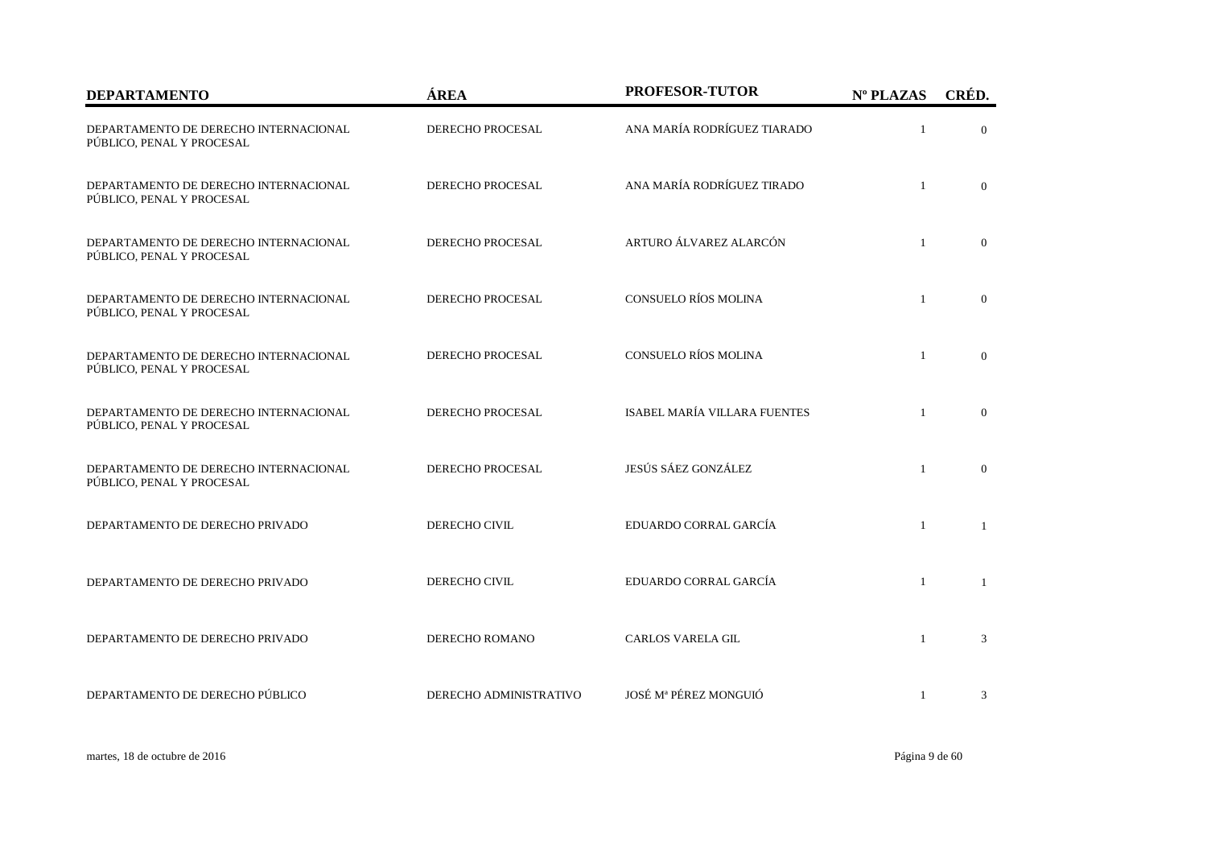| DEPARTAMENTO | ÁREA | PROFESOR-TUTOR | Nº PLAZAS | CRÉD. |
|---|---|---|---|---|
| DEPARTAMENTO DE DERECHO INTERNACIONAL PÚBLICO, PENAL Y PROCESAL | DERECHO PROCESAL | ANA MARÍA RODRÍGUEZ TIARADO | 1 | 0 |
| DEPARTAMENTO DE DERECHO INTERNACIONAL PÚBLICO, PENAL Y PROCESAL | DERECHO PROCESAL | ANA MARÍA RODRÍGUEZ TIRADO | 1 | 0 |
| DEPARTAMENTO DE DERECHO INTERNACIONAL PÚBLICO, PENAL Y PROCESAL | DERECHO PROCESAL | ARTURO ÁLVAREZ ALARCÓN | 1 | 0 |
| DEPARTAMENTO DE DERECHO INTERNACIONAL PÚBLICO, PENAL Y PROCESAL | DERECHO PROCESAL | CONSUELO RÍOS MOLINA | 1 | 0 |
| DEPARTAMENTO DE DERECHO INTERNACIONAL PÚBLICO, PENAL Y PROCESAL | DERECHO PROCESAL | CONSUELO RÍOS MOLINA | 1 | 0 |
| DEPARTAMENTO DE DERECHO INTERNACIONAL PÚBLICO, PENAL Y PROCESAL | DERECHO PROCESAL | ISABEL MARÍA VILLARA FUENTES | 1 | 0 |
| DEPARTAMENTO DE DERECHO INTERNACIONAL PÚBLICO, PENAL Y PROCESAL | DERECHO PROCESAL | JESÚS SÁEZ GONZÁLEZ | 1 | 0 |
| DEPARTAMENTO DE DERECHO PRIVADO | DERECHO CIVIL | EDUARDO CORRAL GARCÍA | 1 | 1 |
| DEPARTAMENTO DE DERECHO PRIVADO | DERECHO CIVIL | EDUARDO CORRAL GARCÍA | 1 | 1 |
| DEPARTAMENTO DE DERECHO PRIVADO | DERECHO ROMANO | CARLOS VARELA GIL | 1 | 3 |
| DEPARTAMENTO DE DERECHO PÚBLICO | DERECHO ADMINISTRATIVO | JOSÉ Mª PÉREZ MONGUIÓ | 1 | 3 |

martes, 18 de octubre de 2016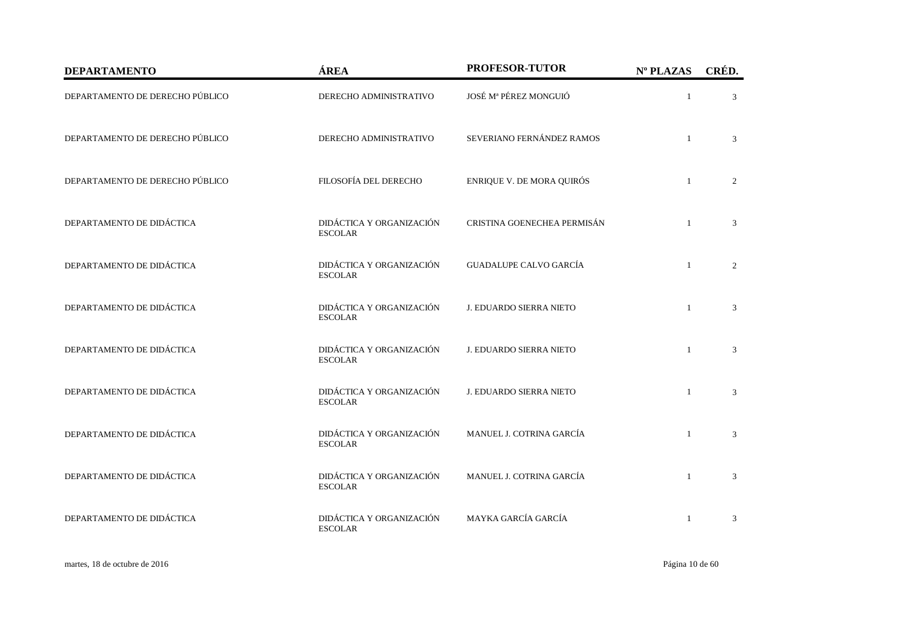| DEPARTAMENTO | ÁREA | PROFESOR-TUTOR | Nº PLAZAS | CRÉD. |
|---|---|---|---|---|
| DEPARTAMENTO DE DERECHO PÚBLICO | DERECHO ADMINISTRATIVO | JOSÉ Mª PÉREZ MONGUIÓ | 1 | 3 |
| DEPARTAMENTO DE DERECHO PÚBLICO | DERECHO ADMINISTRATIVO | SEVERIANO FERNÁNDEZ RAMOS | 1 | 3 |
| DEPARTAMENTO DE DERECHO PÚBLICO | FILOSOFÍA DEL DERECHO | ENRIQUE V. DE MORA QUIRÓS | 1 | 2 |
| DEPARTAMENTO DE DIDÁCTICA | DIDÁCTICA Y ORGANIZACIÓN ESCOLAR | CRISTINA GOENECHEA PERMISÁN | 1 | 3 |
| DEPARTAMENTO DE DIDÁCTICA | DIDÁCTICA Y ORGANIZACIÓN ESCOLAR | GUADALUPE CALVO GARCÍA | 1 | 2 |
| DEPARTAMENTO DE DIDÁCTICA | DIDÁCTICA Y ORGANIZACIÓN ESCOLAR | J. EDUARDO SIERRA NIETO | 1 | 3 |
| DEPARTAMENTO DE DIDÁCTICA | DIDÁCTICA Y ORGANIZACIÓN ESCOLAR | J. EDUARDO SIERRA NIETO | 1 | 3 |
| DEPARTAMENTO DE DIDÁCTICA | DIDÁCTICA Y ORGANIZACIÓN ESCOLAR | J. EDUARDO SIERRA NIETO | 1 | 3 |
| DEPARTAMENTO DE DIDÁCTICA | DIDÁCTICA Y ORGANIZACIÓN ESCOLAR | MANUEL J. COTRINA GARCÍA | 1 | 3 |
| DEPARTAMENTO DE DIDÁCTICA | DIDÁCTICA Y ORGANIZACIÓN ESCOLAR | MANUEL J. COTRINA GARCÍA | 1 | 3 |
| DEPARTAMENTO DE DIDÁCTICA | DIDÁCTICA Y ORGANIZACIÓN ESCOLAR | MAYKA GARCÍA GARCÍA | 1 | 3 |

martes, 18 de octubre de 2016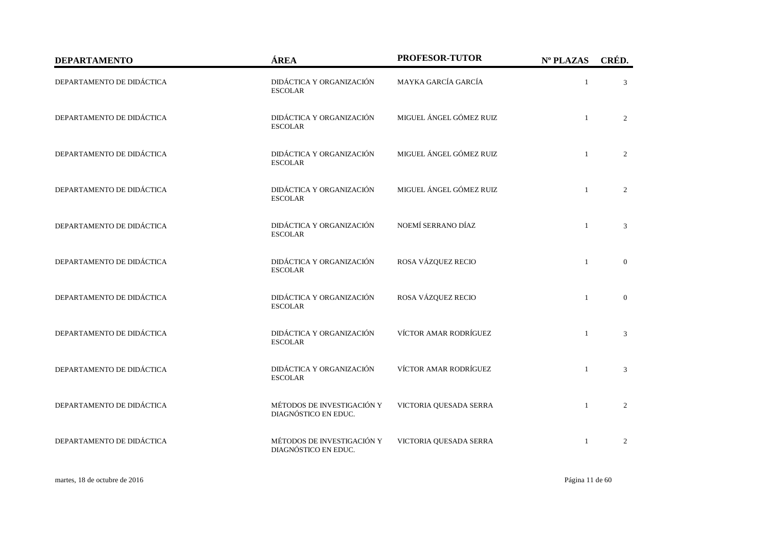| DEPARTAMENTO | ÁREA | PROFESOR-TUTOR | Nº PLAZAS | CRÉD. |
|---|---|---|---|---|
| DEPARTAMENTO DE DIDÁCTICA | DIDÁCTICA Y ORGANIZACIÓN ESCOLAR | MAYKA GARCÍA GARCÍA | 1 | 3 |
| DEPARTAMENTO DE DIDÁCTICA | DIDÁCTICA Y ORGANIZACIÓN ESCOLAR | MIGUEL ÁNGEL GÓMEZ RUIZ | 1 | 2 |
| DEPARTAMENTO DE DIDÁCTICA | DIDÁCTICA Y ORGANIZACIÓN ESCOLAR | MIGUEL ÁNGEL GÓMEZ RUIZ | 1 | 2 |
| DEPARTAMENTO DE DIDÁCTICA | DIDÁCTICA Y ORGANIZACIÓN ESCOLAR | MIGUEL ÁNGEL GÓMEZ RUIZ | 1 | 2 |
| DEPARTAMENTO DE DIDÁCTICA | DIDÁCTICA Y ORGANIZACIÓN ESCOLAR | NOEMÍ SERRANO DÍAZ | 1 | 3 |
| DEPARTAMENTO DE DIDÁCTICA | DIDÁCTICA Y ORGANIZACIÓN ESCOLAR | ROSA VÁZQUEZ RECIO | 1 | 0 |
| DEPARTAMENTO DE DIDÁCTICA | DIDÁCTICA Y ORGANIZACIÓN ESCOLAR | ROSA VÁZQUEZ RECIO | 1 | 0 |
| DEPARTAMENTO DE DIDÁCTICA | DIDÁCTICA Y ORGANIZACIÓN ESCOLAR | VÍCTOR AMAR RODRÍGUEZ | 1 | 3 |
| DEPARTAMENTO DE DIDÁCTICA | DIDÁCTICA Y ORGANIZACIÓN ESCOLAR | VÍCTOR AMAR RODRÍGUEZ | 1 | 3 |
| DEPARTAMENTO DE DIDÁCTICA | MÉTODOS DE INVESTIGACIÓN Y DIAGNÓSTICO EN EDUC. | VICTORIA QUESADA SERRA | 1 | 2 |
| DEPARTAMENTO DE DIDÁCTICA | MÉTODOS DE INVESTIGACIÓN Y DIAGNÓSTICO EN EDUC. | VICTORIA QUESADA SERRA | 1 | 2 |

martes, 18 de octubre de 2016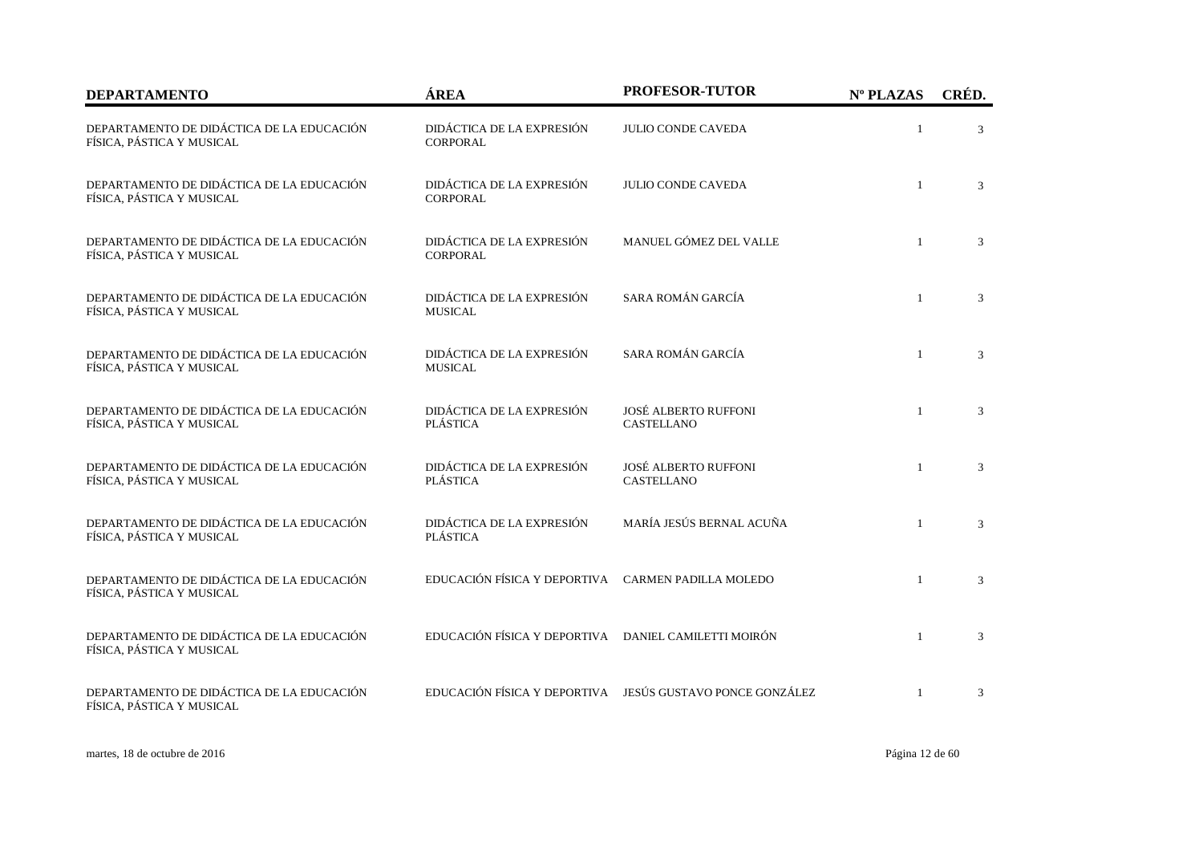| DEPARTAMENTO | ÁREA | PROFESOR-TUTOR | Nº PLAZAS | CRÉD. |
|---|---|---|---|---|
| DEPARTAMENTO DE DIDÁCTICA DE LA EDUCACIÓN FÍSICA, PÁSTICA Y MUSICAL | DIDÁCTICA DE LA EXPRESIÓN CORPORAL | JULIO CONDE CAVEDA | 1 | 3 |
| DEPARTAMENTO DE DIDÁCTICA DE LA EDUCACIÓN FÍSICA, PÁSTICA Y MUSICAL | DIDÁCTICA DE LA EXPRESIÓN CORPORAL | JULIO CONDE CAVEDA | 1 | 3 |
| DEPARTAMENTO DE DIDÁCTICA DE LA EDUCACIÓN FÍSICA, PÁSTICA Y MUSICAL | DIDÁCTICA DE LA EXPRESIÓN CORPORAL | MANUEL GÓMEZ DEL VALLE | 1 | 3 |
| DEPARTAMENTO DE DIDÁCTICA DE LA EDUCACIÓN FÍSICA, PÁSTICA Y MUSICAL | DIDÁCTICA DE LA EXPRESIÓN MUSICAL | SARA ROMÁN GARCÍA | 1 | 3 |
| DEPARTAMENTO DE DIDÁCTICA DE LA EDUCACIÓN FÍSICA, PÁSTICA Y MUSICAL | DIDÁCTICA DE LA EXPRESIÓN MUSICAL | SARA ROMÁN GARCÍA | 1 | 3 |
| DEPARTAMENTO DE DIDÁCTICA DE LA EDUCACIÓN FÍSICA, PÁSTICA Y MUSICAL | DIDÁCTICA DE LA EXPRESIÓN PLÁSTICA | JOSÉ ALBERTO RUFFONI CASTELLANO | 1 | 3 |
| DEPARTAMENTO DE DIDÁCTICA DE LA EDUCACIÓN FÍSICA, PÁSTICA Y MUSICAL | DIDÁCTICA DE LA EXPRESIÓN PLÁSTICA | JOSÉ ALBERTO RUFFONI CASTELLANO | 1 | 3 |
| DEPARTAMENTO DE DIDÁCTICA DE LA EDUCACIÓN FÍSICA, PÁSTICA Y MUSICAL | DIDÁCTICA DE LA EXPRESIÓN PLÁSTICA | MARÍA JESÚS BERNAL ACUÑA | 1 | 3 |
| DEPARTAMENTO DE DIDÁCTICA DE LA EDUCACIÓN FÍSICA, PÁSTICA Y MUSICAL | EDUCACIÓN FÍSICA Y DEPORTIVA | CARMEN PADILLA MOLEDO | 1 | 3 |
| DEPARTAMENTO DE DIDÁCTICA DE LA EDUCACIÓN FÍSICA, PÁSTICA Y MUSICAL | EDUCACIÓN FÍSICA Y DEPORTIVA | DANIEL CAMILETTI MOIRÓN | 1 | 3 |
| DEPARTAMENTO DE DIDÁCTICA DE LA EDUCACIÓN FÍSICA, PÁSTICA Y MUSICAL | EDUCACIÓN FÍSICA Y DEPORTIVA | JESÚS GUSTAVO PONCE GONZÁLEZ | 1 | 3 |

martes, 18 de octubre de 2016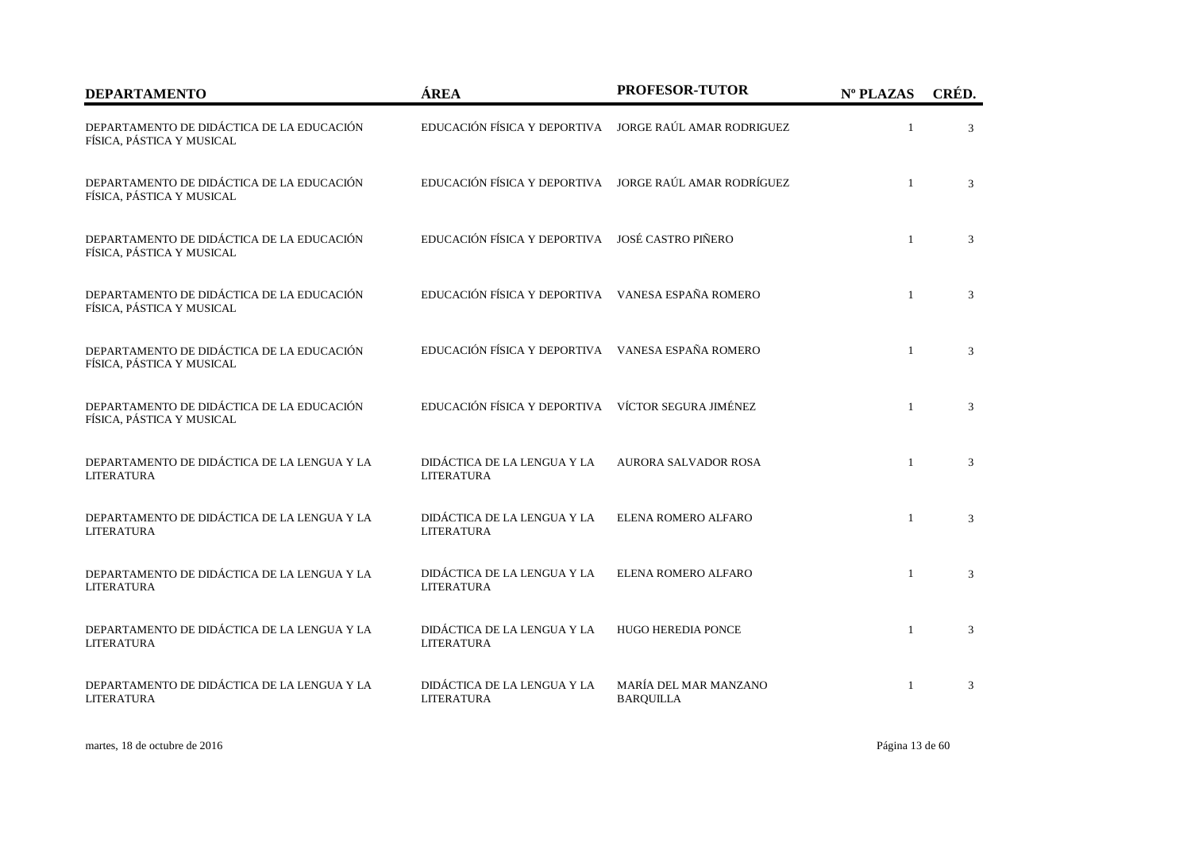| DEPARTAMENTO | ÁREA | PROFESOR-TUTOR | Nº PLAZAS | CRÉD. |
|---|---|---|---|---|
| DEPARTAMENTO DE DIDÁCTICA DE LA EDUCACIÓN FÍSICA, PÁSTICA Y MUSICAL | EDUCACIÓN FÍSICA Y DEPORTIVA | JORGE RAÚL AMAR RODRIGUEZ | 1 | 3 |
| DEPARTAMENTO DE DIDÁCTICA DE LA EDUCACIÓN FÍSICA, PÁSTICA Y MUSICAL | EDUCACIÓN FÍSICA Y DEPORTIVA | JORGE RAÚL AMAR RODRÍGUEZ | 1 | 3 |
| DEPARTAMENTO DE DIDÁCTICA DE LA EDUCACIÓN FÍSICA, PÁSTICA Y MUSICAL | EDUCACIÓN FÍSICA Y DEPORTIVA | JOSÉ CASTRO PIÑERO | 1 | 3 |
| DEPARTAMENTO DE DIDÁCTICA DE LA EDUCACIÓN FÍSICA, PÁSTICA Y MUSICAL | EDUCACIÓN FÍSICA Y DEPORTIVA | VANESA ESPAÑA ROMERO | 1 | 3 |
| DEPARTAMENTO DE DIDÁCTICA DE LA EDUCACIÓN FÍSICA, PÁSTICA Y MUSICAL | EDUCACIÓN FÍSICA Y DEPORTIVA | VANESA ESPAÑA ROMERO | 1 | 3 |
| DEPARTAMENTO DE DIDÁCTICA DE LA EDUCACIÓN FÍSICA, PÁSTICA Y MUSICAL | EDUCACIÓN FÍSICA Y DEPORTIVA | VÍCTOR SEGURA JIMÉNEZ | 1 | 3 |
| DEPARTAMENTO DE DIDÁCTICA DE LA LENGUA Y LA LITERATURA | DIDÁCTICA DE LA LENGUA Y LA LITERATURA | AURORA SALVADOR ROSA | 1 | 3 |
| DEPARTAMENTO DE DIDÁCTICA DE LA LENGUA Y LA LITERATURA | DIDÁCTICA DE LA LENGUA Y LA LITERATURA | ELENA ROMERO ALFARO | 1 | 3 |
| DEPARTAMENTO DE DIDÁCTICA DE LA LENGUA Y LA LITERATURA | DIDÁCTICA DE LA LENGUA Y LA LITERATURA | ELENA ROMERO ALFARO | 1 | 3 |
| DEPARTAMENTO DE DIDÁCTICA DE LA LENGUA Y LA LITERATURA | DIDÁCTICA DE LA LENGUA Y LA LITERATURA | HUGO HEREDIA PONCE | 1 | 3 |
| DEPARTAMENTO DE DIDÁCTICA DE LA LENGUA Y LA LITERATURA | DIDÁCTICA DE LA LENGUA Y LA LITERATURA | MARÍA DEL MAR MANZANO BARQUILLA | 1 | 3 |

martes, 18 de octubre de 2016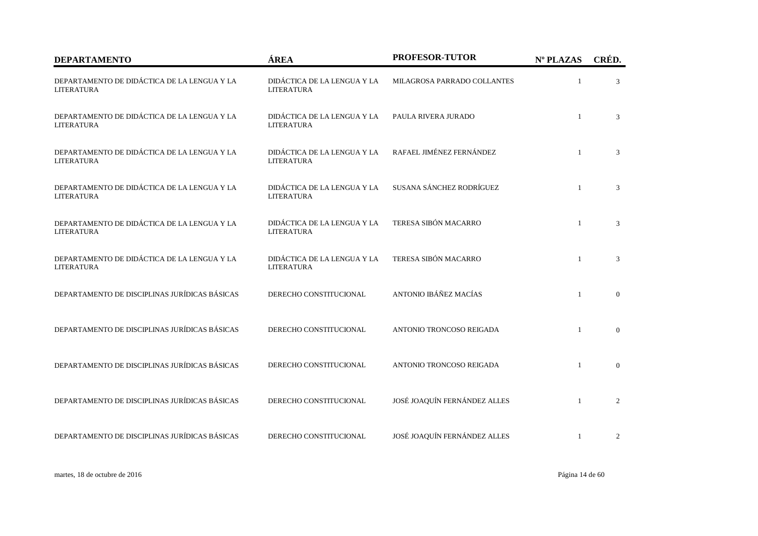| DEPARTAMENTO | ÁREA | PROFESOR-TUTOR | Nº PLAZAS | CRÉD. |
|---|---|---|---|---|
| DEPARTAMENTO DE DIDÁCTICA DE LA LENGUA Y LA LITERATURA | DIDÁCTICA DE LA LENGUA Y LA LITERATURA | MILAGROSA PARRADO COLLANTES | 1 | 3 |
| DEPARTAMENTO DE DIDÁCTICA DE LA LENGUA Y LA LITERATURA | DIDÁCTICA DE LA LENGUA Y LA LITERATURA | PAULA RIVERA JURADO | 1 | 3 |
| DEPARTAMENTO DE DIDÁCTICA DE LA LENGUA Y LA LITERATURA | DIDÁCTICA DE LA LENGUA Y LA LITERATURA | RAFAEL JIMÉNEZ FERNÁNDEZ | 1 | 3 |
| DEPARTAMENTO DE DIDÁCTICA DE LA LENGUA Y LA LITERATURA | DIDÁCTICA DE LA LENGUA Y LA LITERATURA | SUSANA SÁNCHEZ RODRÍGUEZ | 1 | 3 |
| DEPARTAMENTO DE DIDÁCTICA DE LA LENGUA Y LA LITERATURA | DIDÁCTICA DE LA LENGUA Y LA LITERATURA | TERESA SIBÓN MACARRO | 1 | 3 |
| DEPARTAMENTO DE DIDÁCTICA DE LA LENGUA Y LA LITERATURA | DIDÁCTICA DE LA LENGUA Y LA LITERATURA | TERESA SIBÓN MACARRO | 1 | 3 |
| DEPARTAMENTO DE DISCIPLINAS JURÍDICAS BÁSICAS | DERECHO CONSTITUCIONAL | ANTONIO IBÁÑEZ MACÍAS | 1 | 0 |
| DEPARTAMENTO DE DISCIPLINAS JURÍDICAS BÁSICAS | DERECHO CONSTITUCIONAL | ANTONIO TRONCOSO REIGADA | 1 | 0 |
| DEPARTAMENTO DE DISCIPLINAS JURÍDICAS BÁSICAS | DERECHO CONSTITUCIONAL | ANTONIO TRONCOSO REIGADA | 1 | 0 |
| DEPARTAMENTO DE DISCIPLINAS JURÍDICAS BÁSICAS | DERECHO CONSTITUCIONAL | JOSÉ JOAQUÍN FERNÁNDEZ ALLES | 1 | 2 |
| DEPARTAMENTO DE DISCIPLINAS JURÍDICAS BÁSICAS | DERECHO CONSTITUCIONAL | JOSÉ JOAQUÍN FERNÁNDEZ ALLES | 1 | 2 |

martes, 18 de octubre de 2016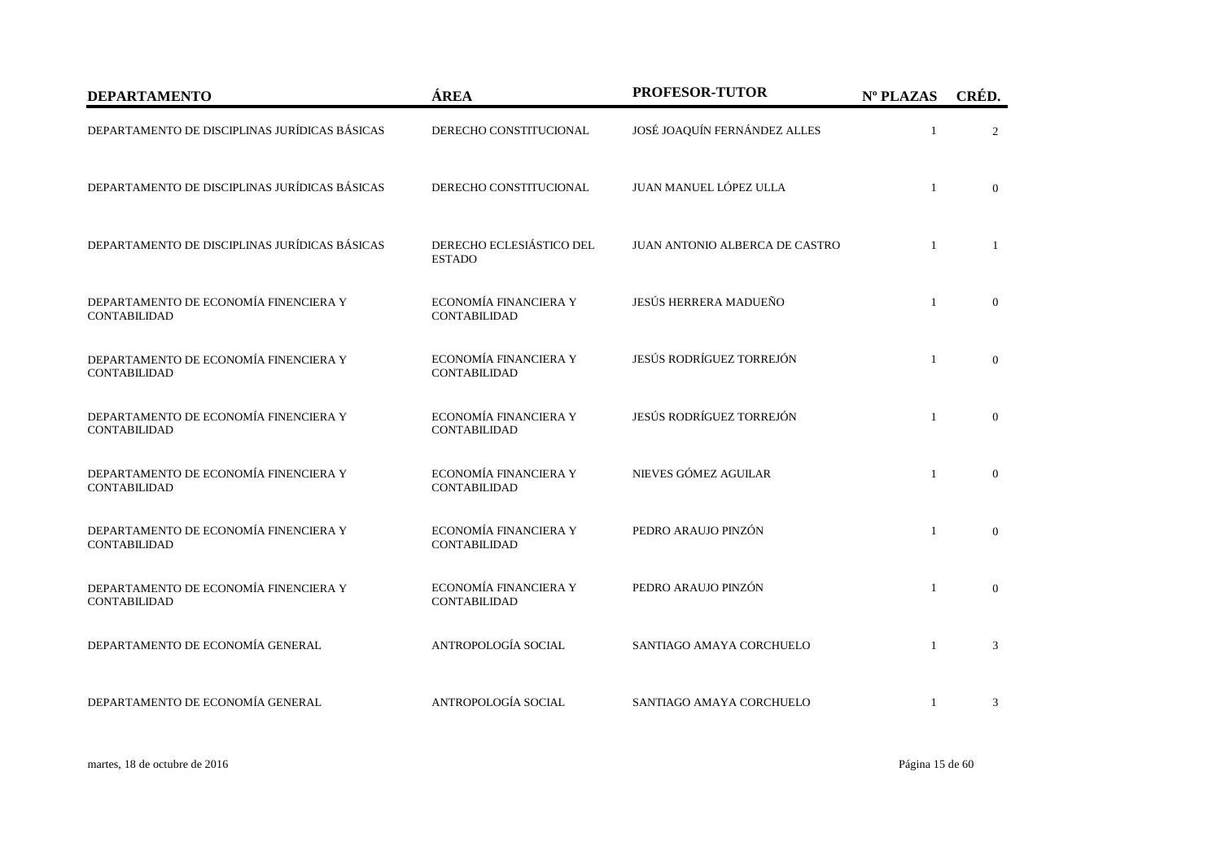| DEPARTAMENTO | ÁREA | PROFESOR-TUTOR | Nº PLAZAS | CRÉD. |
|---|---|---|---|---|
| DEPARTAMENTO DE DISCIPLINAS JURÍDICAS BÁSICAS | DERECHO CONSTITUCIONAL | JOSÉ JOAQUÍN FERNÁNDEZ ALLES | 1 | 2 |
| DEPARTAMENTO DE DISCIPLINAS JURÍDICAS BÁSICAS | DERECHO CONSTITUCIONAL | JUAN MANUEL LÓPEZ ULLA | 1 | 0 |
| DEPARTAMENTO DE DISCIPLINAS JURÍDICAS BÁSICAS | DERECHO ECLESIÁSTICO DEL ESTADO | JUAN ANTONIO ALBERCA DE CASTRO | 1 | 1 |
| DEPARTAMENTO DE ECONOMÍA FINENCIERA Y CONTABILIDAD | ECONOMÍA FINANCIERA Y CONTABILIDAD | JESÚS HERRERA MADUEÑO | 1 | 0 |
| DEPARTAMENTO DE ECONOMÍA FINENCIERA Y CONTABILIDAD | ECONOMÍA FINANCIERA Y CONTABILIDAD | JESÚS RODRÍGUEZ TORREJÓN | 1 | 0 |
| DEPARTAMENTO DE ECONOMÍA FINENCIERA Y CONTABILIDAD | ECONOMÍA FINANCIERA Y CONTABILIDAD | JESÚS RODRÍGUEZ TORREJÓN | 1 | 0 |
| DEPARTAMENTO DE ECONOMÍA FINENCIERA Y CONTABILIDAD | ECONOMÍA FINANCIERA Y CONTABILIDAD | NIEVES GÓMEZ AGUILAR | 1 | 0 |
| DEPARTAMENTO DE ECONOMÍA FINENCIERA Y CONTABILIDAD | ECONOMÍA FINANCIERA Y CONTABILIDAD | PEDRO ARAUJO PINZÓN | 1 | 0 |
| DEPARTAMENTO DE ECONOMÍA FINENCIERA Y CONTABILIDAD | ECONOMÍA FINANCIERA Y CONTABILIDAD | PEDRO ARAUJO PINZÓN | 1 | 0 |
| DEPARTAMENTO DE ECONOMÍA GENERAL | ANTROPOLOGÍA SOCIAL | SANTIAGO AMAYA CORCHUELO | 1 | 3 |
| DEPARTAMENTO DE ECONOMÍA GENERAL | ANTROPOLOGÍA SOCIAL | SANTIAGO AMAYA CORCHUELO | 1 | 3 |

martes, 18 de octubre de 2016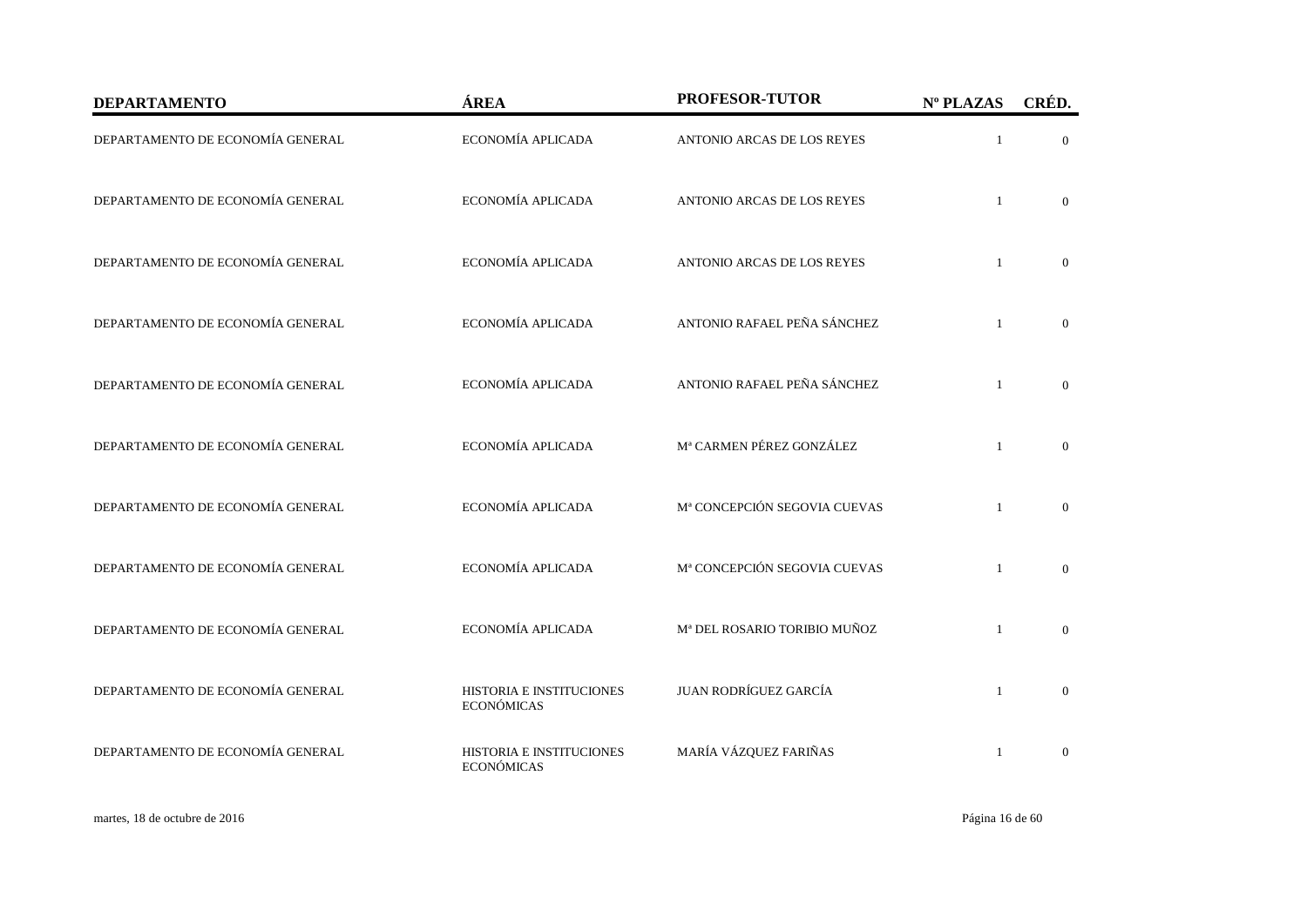| DEPARTAMENTO | ÁREA | PROFESOR-TUTOR | Nº PLAZAS | CRÉD. |
|---|---|---|---|---|
| DEPARTAMENTO DE ECONOMÍA GENERAL | ECONOMÍA APLICADA | ANTONIO ARCAS DE LOS REYES | 1 | 0 |
| DEPARTAMENTO DE ECONOMÍA GENERAL | ECONOMÍA APLICADA | ANTONIO ARCAS DE LOS REYES | 1 | 0 |
| DEPARTAMENTO DE ECONOMÍA GENERAL | ECONOMÍA APLICADA | ANTONIO ARCAS DE LOS REYES | 1 | 0 |
| DEPARTAMENTO DE ECONOMÍA GENERAL | ECONOMÍA APLICADA | ANTONIO RAFAEL PEÑA SÁNCHEZ | 1 | 0 |
| DEPARTAMENTO DE ECONOMÍA GENERAL | ECONOMÍA APLICADA | ANTONIO RAFAEL PEÑA SÁNCHEZ | 1 | 0 |
| DEPARTAMENTO DE ECONOMÍA GENERAL | ECONOMÍA APLICADA | Mª CARMEN PÉREZ GONZÁLEZ | 1 | 0 |
| DEPARTAMENTO DE ECONOMÍA GENERAL | ECONOMÍA APLICADA | Mª CONCEPCIÓN SEGOVIA CUEVAS | 1 | 0 |
| DEPARTAMENTO DE ECONOMÍA GENERAL | ECONOMÍA APLICADA | Mª CONCEPCIÓN SEGOVIA CUEVAS | 1 | 0 |
| DEPARTAMENTO DE ECONOMÍA GENERAL | ECONOMÍA APLICADA | Mª DEL ROSARIO TORIBIO MUÑOZ | 1 | 0 |
| DEPARTAMENTO DE ECONOMÍA GENERAL | HISTORIA E INSTITUCIONES ECONÓMICAS | JUAN RODRÍGUEZ GARCÍA | 1 | 0 |
| DEPARTAMENTO DE ECONOMÍA GENERAL | HISTORIA E INSTITUCIONES ECONÓMICAS | MARÍA VÁZQUEZ FARIÑAS | 1 | 0 |

martes, 18 de octubre de 2016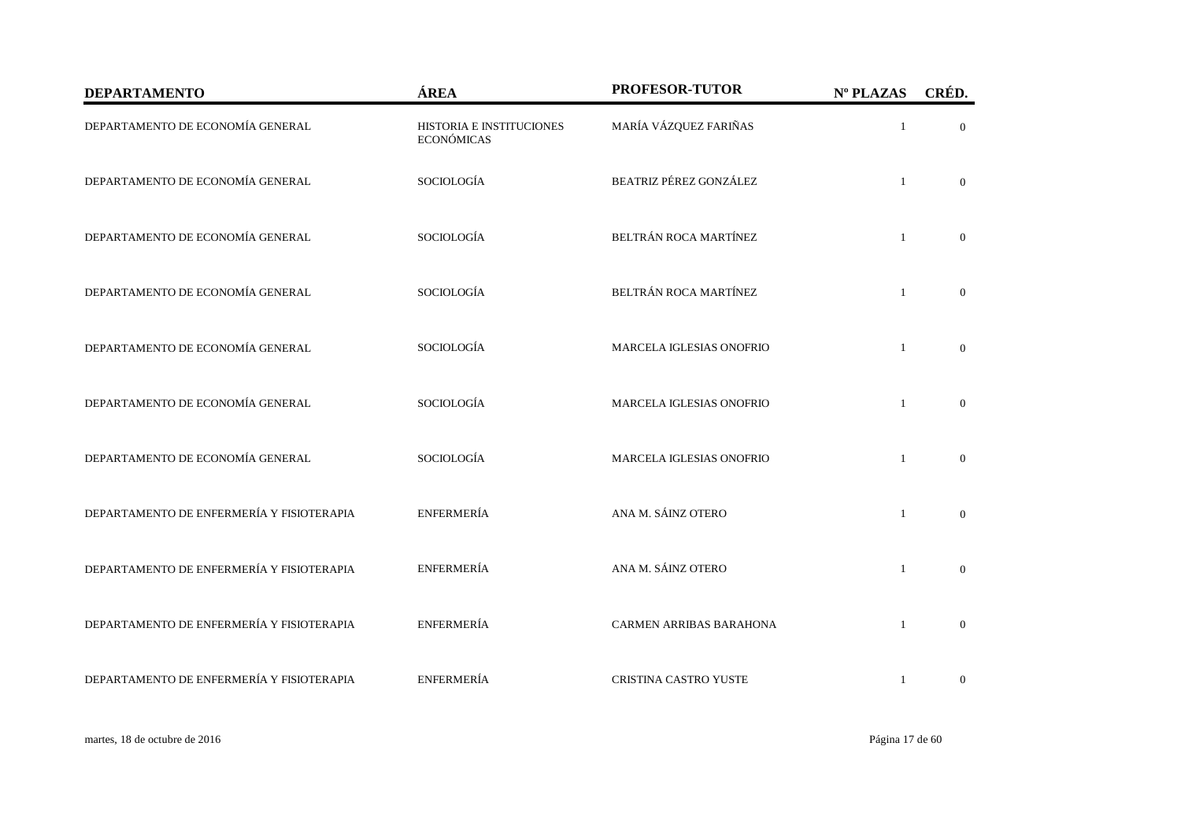| DEPARTAMENTO | ÁREA | PROFESOR-TUTOR | Nº PLAZAS | CRÉD. |
| --- | --- | --- | --- | --- |
| DEPARTAMENTO DE ECONOMÍA GENERAL | HISTORIA E INSTITUCIONES ECONÓMICAS | MARÍA VÁZQUEZ FARIÑAS | 1 | 0 |
| DEPARTAMENTO DE ECONOMÍA GENERAL | SOCIOLOGÍA | BEATRIZ PÉREZ GONZÁLEZ | 1 | 0 |
| DEPARTAMENTO DE ECONOMÍA GENERAL | SOCIOLOGÍA | BELTRÁN ROCA MARTÍNEZ | 1 | 0 |
| DEPARTAMENTO DE ECONOMÍA GENERAL | SOCIOLOGÍA | BELTRÁN ROCA MARTÍNEZ | 1 | 0 |
| DEPARTAMENTO DE ECONOMÍA GENERAL | SOCIOLOGÍA | MARCELA IGLESIAS ONOFRIO | 1 | 0 |
| DEPARTAMENTO DE ECONOMÍA GENERAL | SOCIOLOGÍA | MARCELA IGLESIAS ONOFRIO | 1 | 0 |
| DEPARTAMENTO DE ECONOMÍA GENERAL | SOCIOLOGÍA | MARCELA IGLESIAS ONOFRIO | 1 | 0 |
| DEPARTAMENTO DE ENFERMERÍA Y FISIOTERAPIA | ENFERMERÍA | ANA M. SÁINZ OTERO | 1 | 0 |
| DEPARTAMENTO DE ENFERMERÍA Y FISIOTERAPIA | ENFERMERÍA | ANA M. SÁINZ OTERO | 1 | 0 |
| DEPARTAMENTO DE ENFERMERÍA Y FISIOTERAPIA | ENFERMERÍA | CARMEN ARRIBAS BARAHONA | 1 | 0 |
| DEPARTAMENTO DE ENFERMERÍA Y FISIOTERAPIA | ENFERMERÍA | CRISTINA CASTRO YUSTE | 1 | 0 |

martes, 18 de octubre de 2016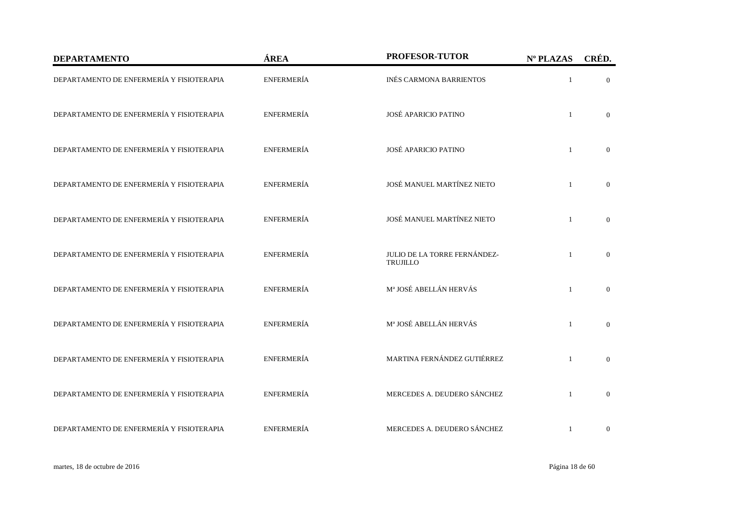| DEPARTAMENTO | ÁREA | PROFESOR-TUTOR | Nº PLAZAS | CRÉD. |
| --- | --- | --- | --- | --- |
| DEPARTAMENTO DE ENFERMERÍA Y FISIOTERAPIA | ENFERMERÍA | INÉS CARMONA BARRIENTOS | 1 | 0 |
| DEPARTAMENTO DE ENFERMERÍA Y FISIOTERAPIA | ENFERMERÍA | JOSÉ APARICIO PATINO | 1 | 0 |
| DEPARTAMENTO DE ENFERMERÍA Y FISIOTERAPIA | ENFERMERÍA | JOSÉ APARICIO PATINO | 1 | 0 |
| DEPARTAMENTO DE ENFERMERÍA Y FISIOTERAPIA | ENFERMERÍA | JOSÉ MANUEL MARTÍNEZ NIETO | 1 | 0 |
| DEPARTAMENTO DE ENFERMERÍA Y FISIOTERAPIA | ENFERMERÍA | JOSÉ MANUEL MARTÍNEZ NIETO | 1 | 0 |
| DEPARTAMENTO DE ENFERMERÍA Y FISIOTERAPIA | ENFERMERÍA | JULIO DE LA TORRE FERNÁNDEZ-TRUJILLO | 1 | 0 |
| DEPARTAMENTO DE ENFERMERÍA Y FISIOTERAPIA | ENFERMERÍA | Mª JOSÉ ABELLÁN HERVÁS | 1 | 0 |
| DEPARTAMENTO DE ENFERMERÍA Y FISIOTERAPIA | ENFERMERÍA | Mª JOSÉ ABELLÁN HERVÁS | 1 | 0 |
| DEPARTAMENTO DE ENFERMERÍA Y FISIOTERAPIA | ENFERMERÍA | MARTINA FERNÁNDEZ GUTIÉRREZ | 1 | 0 |
| DEPARTAMENTO DE ENFERMERÍA Y FISIOTERAPIA | ENFERMERÍA | MERCEDES A. DEUDERO SÁNCHEZ | 1 | 0 |
| DEPARTAMENTO DE ENFERMERÍA Y FISIOTERAPIA | ENFERMERÍA | MERCEDES A. DEUDERO SÁNCHEZ | 1 | 0 |

martes, 18 de octubre de 2016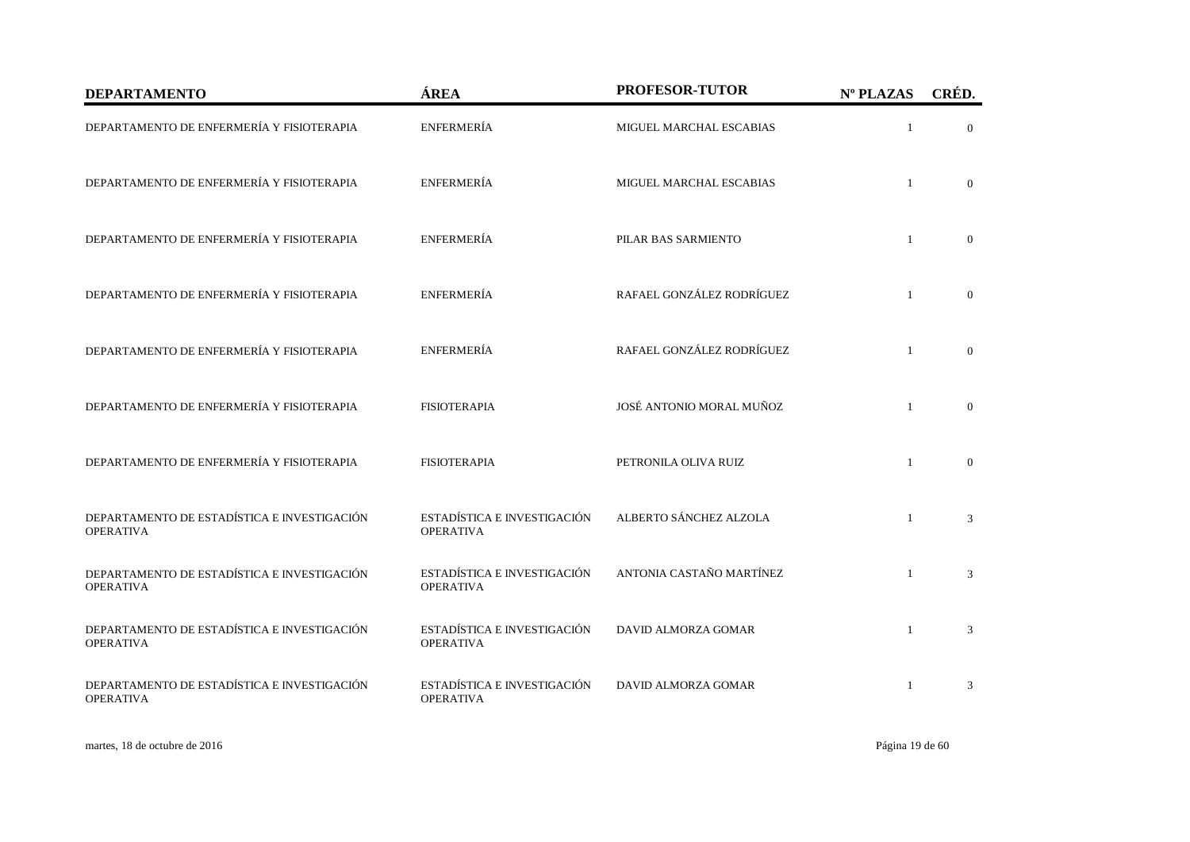| DEPARTAMENTO | ÁREA | PROFESOR-TUTOR | Nº PLAZAS | CRÉD. |
| --- | --- | --- | --- | --- |
| DEPARTAMENTO DE ENFERMERÍA Y FISIOTERAPIA | ENFERMERÍA | MIGUEL MARCHAL ESCABIAS | 1 | 0 |
| DEPARTAMENTO DE ENFERMERÍA Y FISIOTERAPIA | ENFERMERÍA | MIGUEL MARCHAL ESCABIAS | 1 | 0 |
| DEPARTAMENTO DE ENFERMERÍA Y FISIOTERAPIA | ENFERMERÍA | PILAR BAS SARMIENTO | 1 | 0 |
| DEPARTAMENTO DE ENFERMERÍA Y FISIOTERAPIA | ENFERMERÍA | RAFAEL GONZÁLEZ RODRÍGUEZ | 1 | 0 |
| DEPARTAMENTO DE ENFERMERÍA Y FISIOTERAPIA | ENFERMERÍA | RAFAEL GONZÁLEZ RODRÍGUEZ | 1 | 0 |
| DEPARTAMENTO DE ENFERMERÍA Y FISIOTERAPIA | FISIOTERAPIA | JOSÉ ANTONIO MORAL MUÑOZ | 1 | 0 |
| DEPARTAMENTO DE ENFERMERÍA Y FISIOTERAPIA | FISIOTERAPIA | PETRONILA OLIVA RUIZ | 1 | 0 |
| DEPARTAMENTO DE ESTADÍSTICA E INVESTIGACIÓN OPERATIVA | ESTADÍSTICA E INVESTIGACIÓN OPERATIVA | ALBERTO SÁNCHEZ ALZOLA | 1 | 3 |
| DEPARTAMENTO DE ESTADÍSTICA E INVESTIGACIÓN OPERATIVA | ESTADÍSTICA E INVESTIGACIÓN OPERATIVA | ANTONIA CASTAÑO MARTÍNEZ | 1 | 3 |
| DEPARTAMENTO DE ESTADÍSTICA E INVESTIGACIÓN OPERATIVA | ESTADÍSTICA E INVESTIGACIÓN OPERATIVA | DAVID ALMORZA GOMAR | 1 | 3 |
| DEPARTAMENTO DE ESTADÍSTICA E INVESTIGACIÓN OPERATIVA | ESTADÍSTICA E INVESTIGACIÓN OPERATIVA | DAVID ALMORZA GOMAR | 1 | 3 |

martes, 18 de octubre de 2016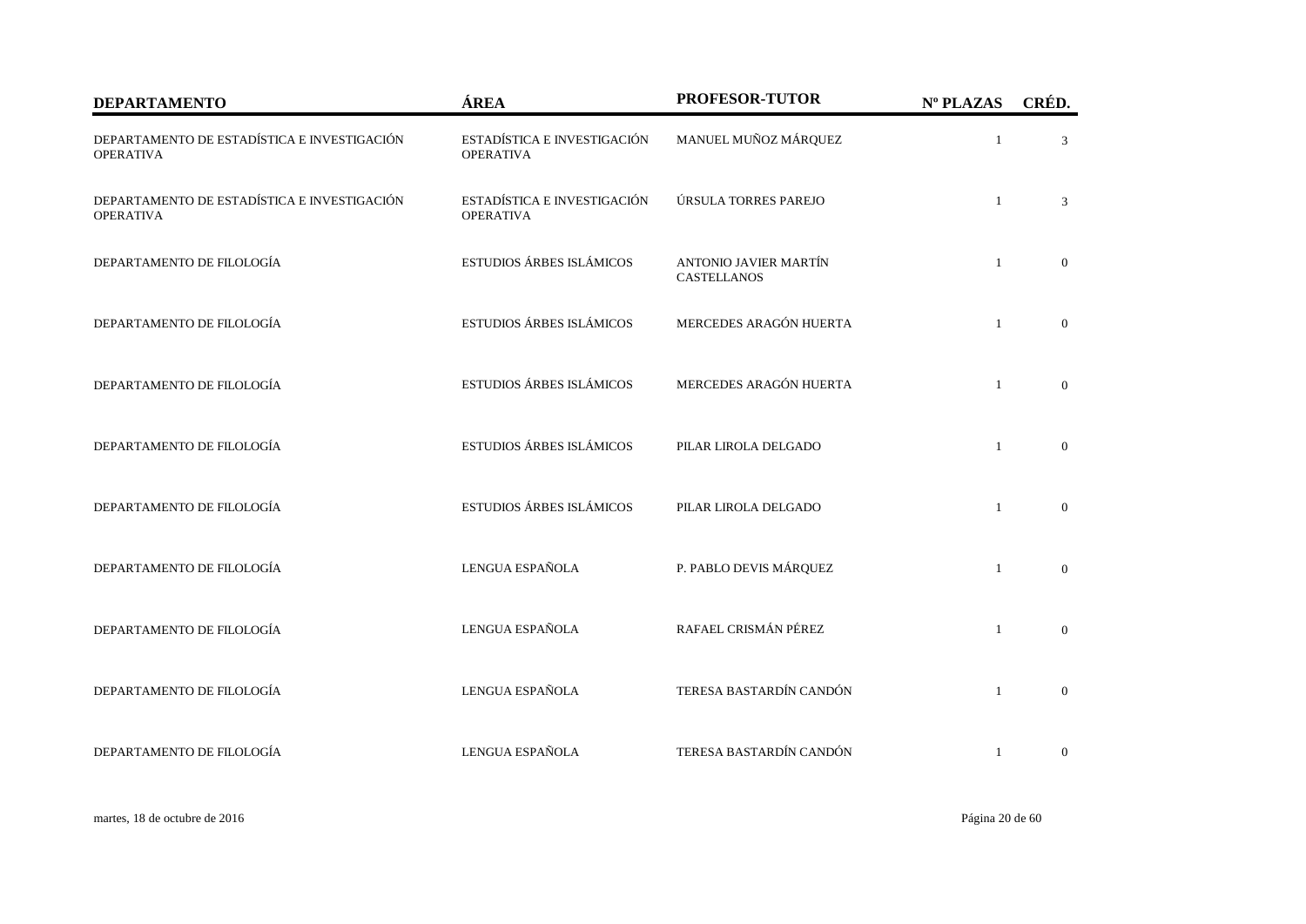| DEPARTAMENTO | ÁREA | PROFESOR-TUTOR | Nº PLAZAS | CRÉD. |
|---|---|---|---|---|
| DEPARTAMENTO DE ESTADÍSTICA E INVESTIGACIÓN OPERATIVA | ESTADÍSTICA E INVESTIGACIÓN OPERATIVA | MANUEL MUÑOZ MÁRQUEZ | 1 | 3 |
| DEPARTAMENTO DE ESTADÍSTICA E INVESTIGACIÓN OPERATIVA | ESTADÍSTICA E INVESTIGACIÓN OPERATIVA | ÚRSULA TORRES PAREJO | 1 | 3 |
| DEPARTAMENTO DE FILOLOGÍA | ESTUDIOS ÁRBES ISLÁMICOS | ANTONIO JAVIER MARTÍN CASTELLANOS | 1 | 0 |
| DEPARTAMENTO DE FILOLOGÍA | ESTUDIOS ÁRBES ISLÁMICOS | MERCEDES ARAGÓN HUERTA | 1 | 0 |
| DEPARTAMENTO DE FILOLOGÍA | ESTUDIOS ÁRBES ISLÁMICOS | MERCEDES ARAGÓN HUERTA | 1 | 0 |
| DEPARTAMENTO DE FILOLOGÍA | ESTUDIOS ÁRBES ISLÁMICOS | PILAR LIROLA DELGADO | 1 | 0 |
| DEPARTAMENTO DE FILOLOGÍA | ESTUDIOS ÁRBES ISLÁMICOS | PILAR LIROLA DELGADO | 1 | 0 |
| DEPARTAMENTO DE FILOLOGÍA | LENGUA ESPAÑOLA | P. PABLO DEVIS MÁRQUEZ | 1 | 0 |
| DEPARTAMENTO DE FILOLOGÍA | LENGUA ESPAÑOLA | RAFAEL CRISMÁN PÉREZ | 1 | 0 |
| DEPARTAMENTO DE FILOLOGÍA | LENGUA ESPAÑOLA | TERESA BASTARDÍN CANDÓN | 1 | 0 |
| DEPARTAMENTO DE FILOLOGÍA | LENGUA ESPAÑOLA | TERESA BASTARDÍN CANDÓN | 1 | 0 |

martes, 18 de octubre de 2016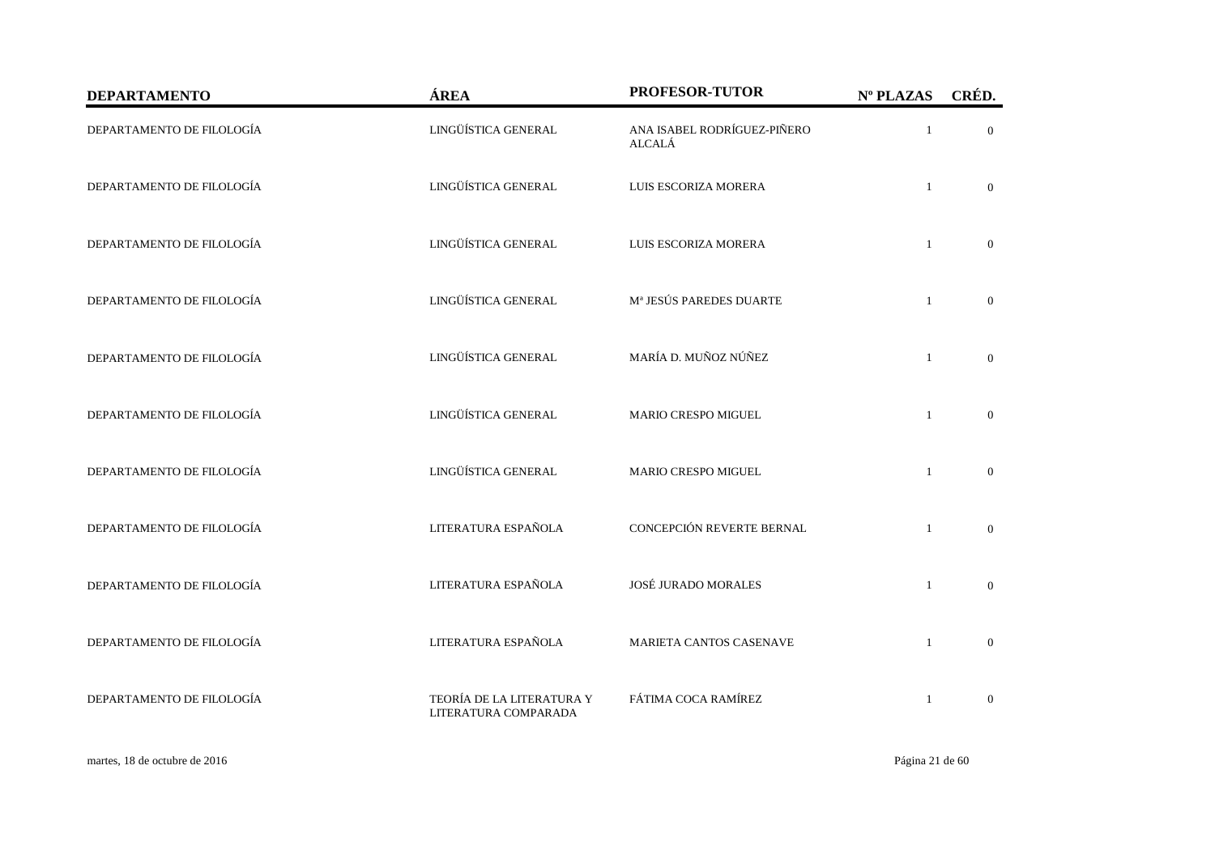| DEPARTAMENTO | ÁREA | PROFESOR-TUTOR | Nº PLAZAS | CRÉD. |
|---|---|---|---|---|
| DEPARTAMENTO DE FILOLOGÍA | LINGÜÍSTICA GENERAL | ANA ISABEL RODRÍGUEZ-PIÑERO ALCALÁ | 1 | 0 |
| DEPARTAMENTO DE FILOLOGÍA | LINGÜÍSTICA GENERAL | LUIS ESCORIZA MORERA | 1 | 0 |
| DEPARTAMENTO DE FILOLOGÍA | LINGÜÍSTICA GENERAL | LUIS ESCORIZA MORERA | 1 | 0 |
| DEPARTAMENTO DE FILOLOGÍA | LINGÜÍSTICA GENERAL | Mª JESÚS PAREDES DUARTE | 1 | 0 |
| DEPARTAMENTO DE FILOLOGÍA | LINGÜÍSTICA GENERAL | MARÍA D. MUÑOZ NÚÑEZ | 1 | 0 |
| DEPARTAMENTO DE FILOLOGÍA | LINGÜÍSTICA GENERAL | MARIO CRESPO MIGUEL | 1 | 0 |
| DEPARTAMENTO DE FILOLOGÍA | LINGÜÍSTICA GENERAL | MARIO CRESPO MIGUEL | 1 | 0 |
| DEPARTAMENTO DE FILOLOGÍA | LITERATURA ESPAÑOLA | CONCEPCIÓN REVERTE BERNAL | 1 | 0 |
| DEPARTAMENTO DE FILOLOGÍA | LITERATURA ESPAÑOLA | JOSÉ JURADO MORALES | 1 | 0 |
| DEPARTAMENTO DE FILOLOGÍA | LITERATURA ESPAÑOLA | MARIETA CANTOS CASENAVE | 1 | 0 |
| DEPARTAMENTO DE FILOLOGÍA | TEORÍA DE LA LITERATURA Y LITERATURA COMPARADA | FÁTIMA COCA RAMÍREZ | 1 | 0 |

martes, 18 de octubre de 2016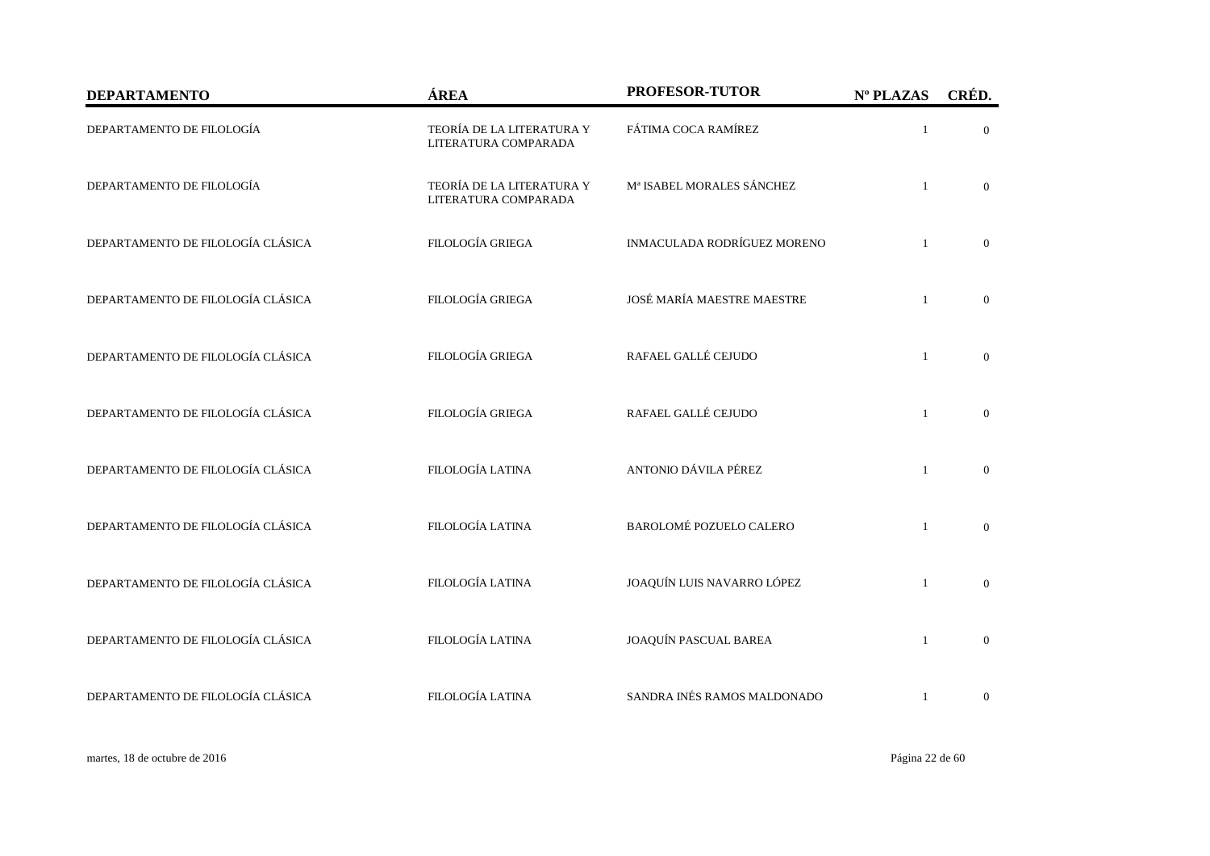| DEPARTAMENTO | ÁREA | PROFESOR-TUTOR | Nº PLAZAS | CRÉD. |
|---|---|---|---|---|
| DEPARTAMENTO DE FILOLOGÍA | TEORÍA DE LA LITERATURA Y LITERATURA COMPARADA | FÁTIMA COCA RAMÍREZ | 1 | 0 |
| DEPARTAMENTO DE FILOLOGÍA | TEORÍA DE LA LITERATURA Y LITERATURA COMPARADA | Mª ISABEL MORALES SÁNCHEZ | 1 | 0 |
| DEPARTAMENTO DE FILOLOGÍA CLÁSICA | FILOLOGÍA GRIEGA | INMACULADA RODRÍGUEZ MORENO | 1 | 0 |
| DEPARTAMENTO DE FILOLOGÍA CLÁSICA | FILOLOGÍA GRIEGA | JOSÉ MARÍA MAESTRE MAESTRE | 1 | 0 |
| DEPARTAMENTO DE FILOLOGÍA CLÁSICA | FILOLOGÍA GRIEGA | RAFAEL GALLÉ CEJUDO | 1 | 0 |
| DEPARTAMENTO DE FILOLOGÍA CLÁSICA | FILOLOGÍA GRIEGA | RAFAEL GALLÉ CEJUDO | 1 | 0 |
| DEPARTAMENTO DE FILOLOGÍA CLÁSICA | FILOLOGÍA LATINA | ANTONIO DÁVILA PÉREZ | 1 | 0 |
| DEPARTAMENTO DE FILOLOGÍA CLÁSICA | FILOLOGÍA LATINA | BAROLOMÉ POZUELO CALERO | 1 | 0 |
| DEPARTAMENTO DE FILOLOGÍA CLÁSICA | FILOLOGÍA LATINA | JOAQUÍN LUIS NAVARRO LÓPEZ | 1 | 0 |
| DEPARTAMENTO DE FILOLOGÍA CLÁSICA | FILOLOGÍA LATINA | JOAQUÍN PASCUAL BAREA | 1 | 0 |
| DEPARTAMENTO DE FILOLOGÍA CLÁSICA | FILOLOGÍA LATINA | SANDRA INÉS RAMOS MALDONADO | 1 | 0 |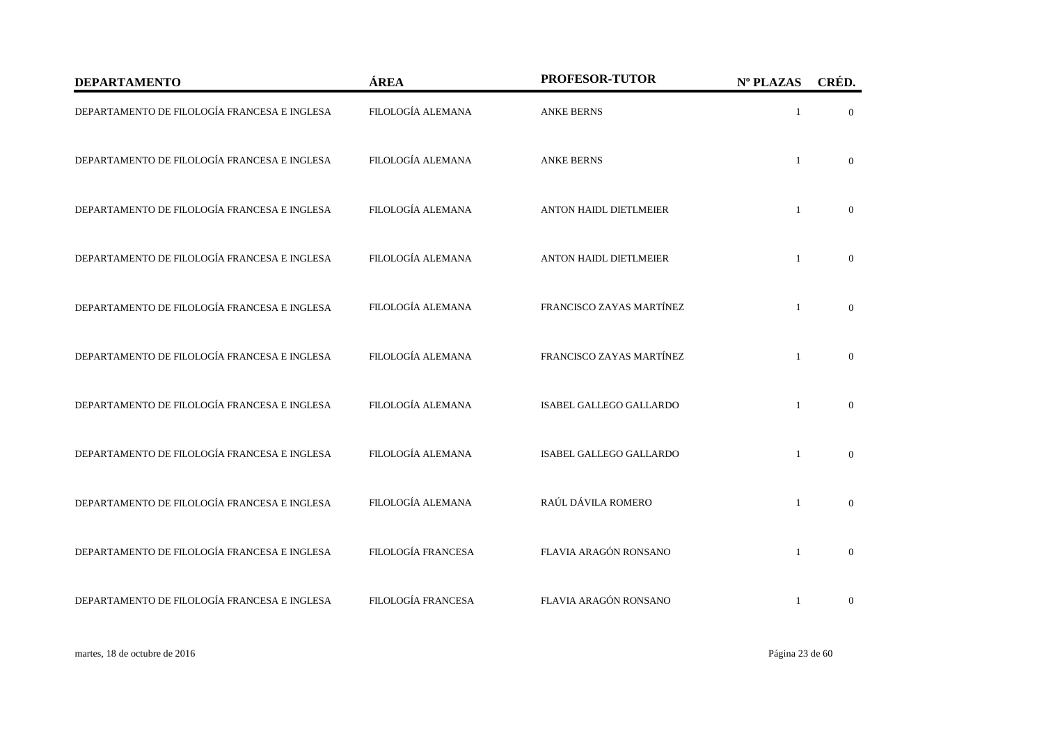| DEPARTAMENTO | ÁREA | PROFESOR-TUTOR | Nº PLAZAS | CRÉD. |
|---|---|---|---|---|
| DEPARTAMENTO DE FILOLOGÍA FRANCESA E INGLESA | FILOLOGÍA ALEMANA | ANKE BERNS | 1 | 0 |
| DEPARTAMENTO DE FILOLOGÍA FRANCESA E INGLESA | FILOLOGÍA ALEMANA | ANKE BERNS | 1 | 0 |
| DEPARTAMENTO DE FILOLOGÍA FRANCESA E INGLESA | FILOLOGÍA ALEMANA | ANTON HAIDL DIETLMEIER | 1 | 0 |
| DEPARTAMENTO DE FILOLOGÍA FRANCESA E INGLESA | FILOLOGÍA ALEMANA | ANTON HAIDL DIETLMEIER | 1 | 0 |
| DEPARTAMENTO DE FILOLOGÍA FRANCESA E INGLESA | FILOLOGÍA ALEMANA | FRANCISCO ZAYAS MARTÍNEZ | 1 | 0 |
| DEPARTAMENTO DE FILOLOGÍA FRANCESA E INGLESA | FILOLOGÍA ALEMANA | FRANCISCO ZAYAS MARTÍNEZ | 1 | 0 |
| DEPARTAMENTO DE FILOLOGÍA FRANCESA E INGLESA | FILOLOGÍA ALEMANA | ISABEL GALLEGO GALLARDO | 1 | 0 |
| DEPARTAMENTO DE FILOLOGÍA FRANCESA E INGLESA | FILOLOGÍA ALEMANA | ISABEL GALLEGO GALLARDO | 1 | 0 |
| DEPARTAMENTO DE FILOLOGÍA FRANCESA E INGLESA | FILOLOGÍA ALEMANA | RAÚL DÁVILA ROMERO | 1 | 0 |
| DEPARTAMENTO DE FILOLOGÍA FRANCESA E INGLESA | FILOLOGÍA FRANCESA | FLAVIA ARAGÓN RONSANO | 1 | 0 |
| DEPARTAMENTO DE FILOLOGÍA FRANCESA E INGLESA | FILOLOGÍA FRANCESA | FLAVIA ARAGÓN RONSANO | 1 | 0 |

martes, 18 de octubre de 2016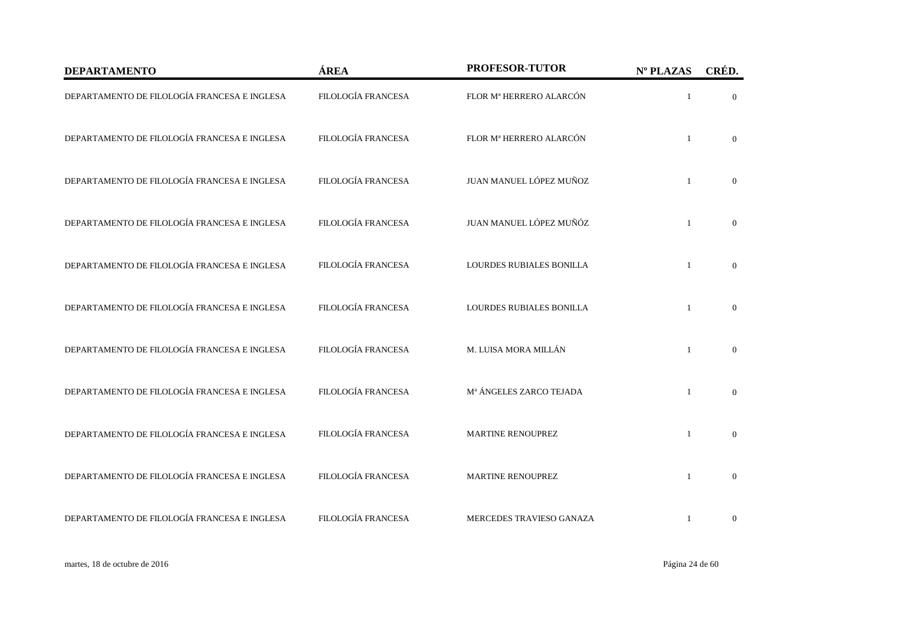| DEPARTAMENTO | ÁREA | PROFESOR-TUTOR | Nº PLAZAS | CRÉD. |
| --- | --- | --- | --- | --- |
| DEPARTAMENTO DE FILOLOGÍA FRANCESA E INGLESA | FILOLOGÍA FRANCESA | FLOR Mª HERRERO ALARCÓN | 1 | 0 |
| DEPARTAMENTO DE FILOLOGÍA FRANCESA E INGLESA | FILOLOGÍA FRANCESA | FLOR Mª HERRERO ALARCÓN | 1 | 0 |
| DEPARTAMENTO DE FILOLOGÍA FRANCESA E INGLESA | FILOLOGÍA FRANCESA | JUAN MANUEL LÓPEZ MUÑOZ | 1 | 0 |
| DEPARTAMENTO DE FILOLOGÍA FRANCESA E INGLESA | FILOLOGÍA FRANCESA | JUAN MANUEL LÓPEZ MUÑÓZ | 1 | 0 |
| DEPARTAMENTO DE FILOLOGÍA FRANCESA E INGLESA | FILOLOGÍA FRANCESA | LOURDES RUBIALES BONILLA | 1 | 0 |
| DEPARTAMENTO DE FILOLOGÍA FRANCESA E INGLESA | FILOLOGÍA FRANCESA | LOURDES RUBIALES BONILLA | 1 | 0 |
| DEPARTAMENTO DE FILOLOGÍA FRANCESA E INGLESA | FILOLOGÍA FRANCESA | M. LUISA MORA MILLÁN | 1 | 0 |
| DEPARTAMENTO DE FILOLOGÍA FRANCESA E INGLESA | FILOLOGÍA FRANCESA | Mª ÁNGELES ZARCO TEJADA | 1 | 0 |
| DEPARTAMENTO DE FILOLOGÍA FRANCESA E INGLESA | FILOLOGÍA FRANCESA | MARTINE RENOUPREZ | 1 | 0 |
| DEPARTAMENTO DE FILOLOGÍA FRANCESA E INGLESA | FILOLOGÍA FRANCESA | MARTINE RENOUPREZ | 1 | 0 |
| DEPARTAMENTO DE FILOLOGÍA FRANCESA E INGLESA | FILOLOGÍA FRANCESA | MERCEDES TRAVIESO GANAZA | 1 | 0 |

martes, 18 de octubre de 2016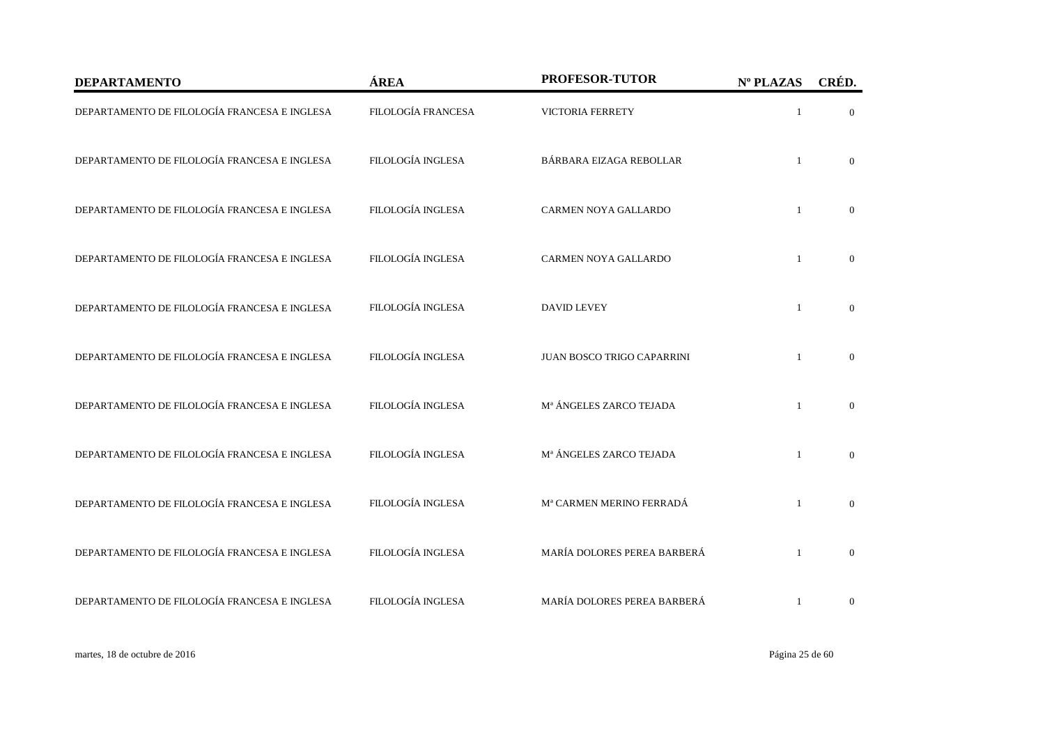| DEPARTAMENTO | ÁREA | PROFESOR-TUTOR | Nº PLAZAS | CRÉD. |
|---|---|---|---|---|
| DEPARTAMENTO DE FILOLOGÍA FRANCESA E INGLESA | FILOLOGÍA FRANCESA | VICTORIA FERRETY | 1 | 0 |
| DEPARTAMENTO DE FILOLOGÍA FRANCESA E INGLESA | FILOLOGÍA INGLESA | BÁRBARA EIZAGA REBOLLAR | 1 | 0 |
| DEPARTAMENTO DE FILOLOGÍA FRANCESA E INGLESA | FILOLOGÍA INGLESA | CARMEN NOYA GALLARDO | 1 | 0 |
| DEPARTAMENTO DE FILOLOGÍA FRANCESA E INGLESA | FILOLOGÍA INGLESA | CARMEN NOYA GALLARDO | 1 | 0 |
| DEPARTAMENTO DE FILOLOGÍA FRANCESA E INGLESA | FILOLOGÍA INGLESA | DAVID LEVEY | 1 | 0 |
| DEPARTAMENTO DE FILOLOGÍA FRANCESA E INGLESA | FILOLOGÍA INGLESA | JUAN BOSCO TRIGO CAPARRINI | 1 | 0 |
| DEPARTAMENTO DE FILOLOGÍA FRANCESA E INGLESA | FILOLOGÍA INGLESA | Mª ÁNGELES ZARCO TEJADA | 1 | 0 |
| DEPARTAMENTO DE FILOLOGÍA FRANCESA E INGLESA | FILOLOGÍA INGLESA | Mª ÁNGELES ZARCO TEJADA | 1 | 0 |
| DEPARTAMENTO DE FILOLOGÍA FRANCESA E INGLESA | FILOLOGÍA INGLESA | Mª CARMEN MERINO FERRADÁ | 1 | 0 |
| DEPARTAMENTO DE FILOLOGÍA FRANCESA E INGLESA | FILOLOGÍA INGLESA | MARÍA DOLORES PEREA BARBERÁ | 1 | 0 |
| DEPARTAMENTO DE FILOLOGÍA FRANCESA E INGLESA | FILOLOGÍA INGLESA | MARÍA DOLORES PEREA BARBERÁ | 1 | 0 |

martes, 18 de octubre de 2016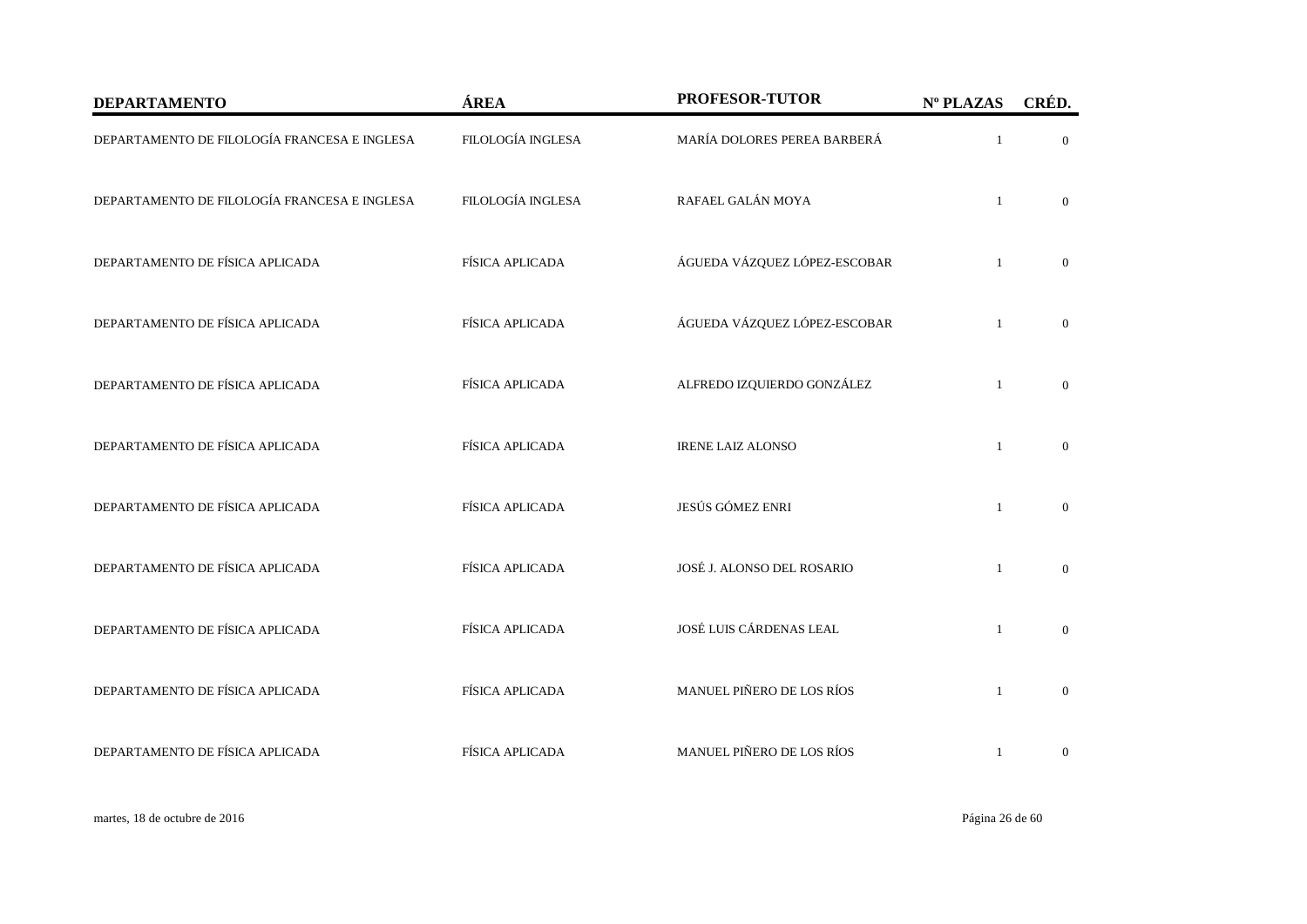| DEPARTAMENTO | ÁREA | PROFESOR-TUTOR | Nº PLAZAS | CRÉD. |
|---|---|---|---|---|
| DEPARTAMENTO DE FILOLOGÍA FRANCESA E INGLESA | FILOLOGÍA INGLESA | MARÍA DOLORES PEREA BARBERÁ | 1 | 0 |
| DEPARTAMENTO DE FILOLOGÍA FRANCESA E INGLESA | FILOLOGÍA INGLESA | RAFAEL GALÁN MOYA | 1 | 0 |
| DEPARTAMENTO DE FÍSICA APLICADA | FÍSICA APLICADA | ÁGUEDA VÁZQUEZ LÓPEZ-ESCOBAR | 1 | 0 |
| DEPARTAMENTO DE FÍSICA APLICADA | FÍSICA APLICADA | ÁGUEDA VÁZQUEZ LÓPEZ-ESCOBAR | 1 | 0 |
| DEPARTAMENTO DE FÍSICA APLICADA | FÍSICA APLICADA | ALFREDO IZQUIERDO GONZÁLEZ | 1 | 0 |
| DEPARTAMENTO DE FÍSICA APLICADA | FÍSICA APLICADA | IRENE LAIZ ALONSO | 1 | 0 |
| DEPARTAMENTO DE FÍSICA APLICADA | FÍSICA APLICADA | JESÚS GÓMEZ ENRI | 1 | 0 |
| DEPARTAMENTO DE FÍSICA APLICADA | FÍSICA APLICADA | JOSÉ J. ALONSO DEL ROSARIO | 1 | 0 |
| DEPARTAMENTO DE FÍSICA APLICADA | FÍSICA APLICADA | JOSÉ LUIS CÁRDENAS LEAL | 1 | 0 |
| DEPARTAMENTO DE FÍSICA APLICADA | FÍSICA APLICADA | MANUEL PIÑERO DE LOS RÍOS | 1 | 0 |
| DEPARTAMENTO DE FÍSICA APLICADA | FÍSICA APLICADA | MANUEL PIÑERO DE LOS RÍOS | 1 | 0 |

martes, 18 de octubre de 2016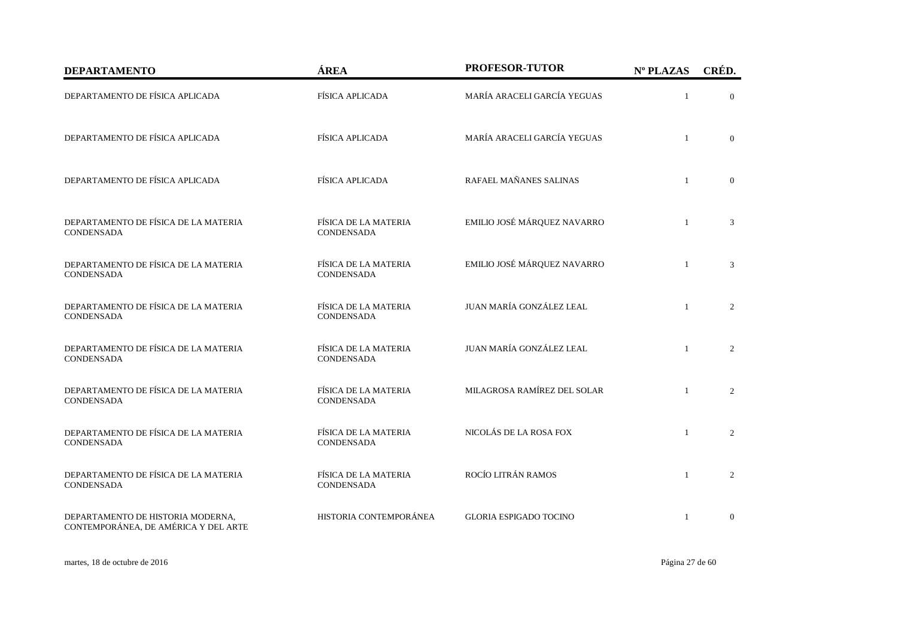| DEPARTAMENTO | ÁREA | PROFESOR-TUTOR | Nº PLAZAS | CRÉD. |
|---|---|---|---|---|
| DEPARTAMENTO DE FÍSICA APLICADA | FÍSICA APLICADA | MARÍA ARACELI GARCÍA YEGUAS | 1 | 0 |
| DEPARTAMENTO DE FÍSICA APLICADA | FÍSICA APLICADA | MARÍA ARACELI GARCÍA YEGUAS | 1 | 0 |
| DEPARTAMENTO DE FÍSICA APLICADA | FÍSICA APLICADA | RAFAEL MAÑANES SALINAS | 1 | 0 |
| DEPARTAMENTO DE FÍSICA DE LA MATERIA CONDENSADA | FÍSICA DE LA MATERIA CONDENSADA | EMILIO JOSÉ MÁRQUEZ NAVARRO | 1 | 3 |
| DEPARTAMENTO DE FÍSICA DE LA MATERIA CONDENSADA | FÍSICA DE LA MATERIA CONDENSADA | EMILIO JOSÉ MÁRQUEZ NAVARRO | 1 | 3 |
| DEPARTAMENTO DE FÍSICA DE LA MATERIA CONDENSADA | FÍSICA DE LA MATERIA CONDENSADA | JUAN MARÍA GONZÁLEZ LEAL | 1 | 2 |
| DEPARTAMENTO DE FÍSICA DE LA MATERIA CONDENSADA | FÍSICA DE LA MATERIA CONDENSADA | JUAN MARÍA GONZÁLEZ LEAL | 1 | 2 |
| DEPARTAMENTO DE FÍSICA DE LA MATERIA CONDENSADA | FÍSICA DE LA MATERIA CONDENSADA | MILAGROSA RAMÍREZ DEL SOLAR | 1 | 2 |
| DEPARTAMENTO DE FÍSICA DE LA MATERIA CONDENSADA | FÍSICA DE LA MATERIA CONDENSADA | NICOLÁS DE LA ROSA FOX | 1 | 2 |
| DEPARTAMENTO DE FÍSICA DE LA MATERIA CONDENSADA | FÍSICA DE LA MATERIA CONDENSADA | ROCÍO LITRÁN RAMOS | 1 | 2 |
| DEPARTAMENTO DE HISTORIA MODERNA, CONTEMPORÁNEA, DE AMÉRICA Y DEL ARTE | HISTORIA CONTEMPORÁNEA | GLORIA ESPIGADO TOCINO | 1 | 0 |

martes, 18 de octubre de 2016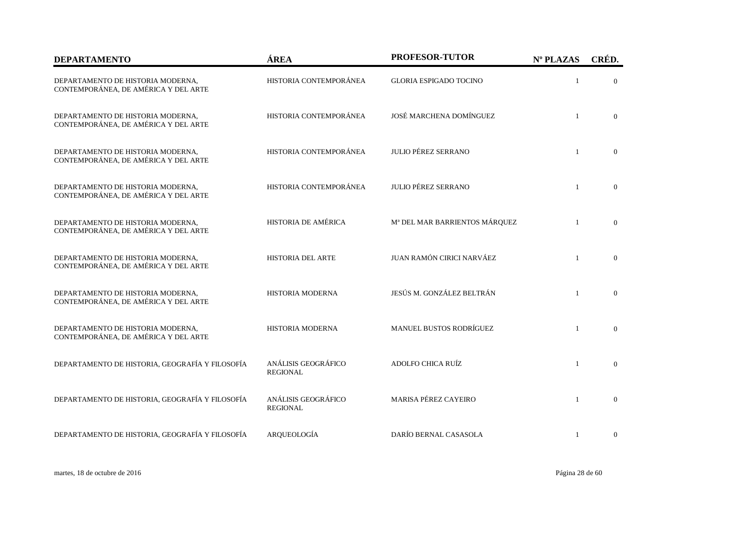| DEPARTAMENTO | ÁREA | PROFESOR-TUTOR | Nº PLAZAS | CRÉD. |
| --- | --- | --- | --- | --- |
| DEPARTAMENTO DE HISTORIA MODERNA, CONTEMPORÁNEA, DE AMÉRICA Y DEL ARTE | HISTORIA CONTEMPORÁNEA | GLORIA ESPIGADO TOCINO | 1 | 0 |
| DEPARTAMENTO DE HISTORIA MODERNA, CONTEMPORÁNEA, DE AMÉRICA Y DEL ARTE | HISTORIA CONTEMPORÁNEA | JOSÉ MARCHENA DOMÍNGUEZ | 1 | 0 |
| DEPARTAMENTO DE HISTORIA MODERNA, CONTEMPORÁNEA, DE AMÉRICA Y DEL ARTE | HISTORIA CONTEMPORÁNEA | JULIO PÉREZ SERRANO | 1 | 0 |
| DEPARTAMENTO DE HISTORIA MODERNA, CONTEMPORÁNEA, DE AMÉRICA Y DEL ARTE | HISTORIA CONTEMPORÁNEA | JULIO PÉREZ SERRANO | 1 | 0 |
| DEPARTAMENTO DE HISTORIA MODERNA, CONTEMPORÁNEA, DE AMÉRICA Y DEL ARTE | HISTORIA DE AMÉRICA | Mª DEL MAR BARRIENTOS MÁRQUEZ | 1 | 0 |
| DEPARTAMENTO DE HISTORIA MODERNA, CONTEMPORÁNEA, DE AMÉRICA Y DEL ARTE | HISTORIA DEL ARTE | JUAN RAMÓN CIRICI NARVÁEZ | 1 | 0 |
| DEPARTAMENTO DE HISTORIA MODERNA, CONTEMPORÁNEA, DE AMÉRICA Y DEL ARTE | HISTORIA MODERNA | JESÚS M. GONZÁLEZ BELTRÁN | 1 | 0 |
| DEPARTAMENTO DE HISTORIA MODERNA, CONTEMPORÁNEA, DE AMÉRICA Y DEL ARTE | HISTORIA MODERNA | MANUEL BUSTOS RODRÍGUEZ | 1 | 0 |
| DEPARTAMENTO DE HISTORIA, GEOGRAFÍA Y FILOSOFÍA | ANÁLISIS GEOGRÁFICO REGIONAL | ADOLFO CHICA RUÍZ | 1 | 0 |
| DEPARTAMENTO DE HISTORIA, GEOGRAFÍA Y FILOSOFÍA | ANÁLISIS GEOGRÁFICO REGIONAL | MARISA PÉREZ CAYEIRO | 1 | 0 |
| DEPARTAMENTO DE HISTORIA, GEOGRAFÍA Y FILOSOFÍA | ARQUEOLOGÍA | DARÍO BERNAL CASASOLA | 1 | 0 |

martes, 18 de octubre de 2016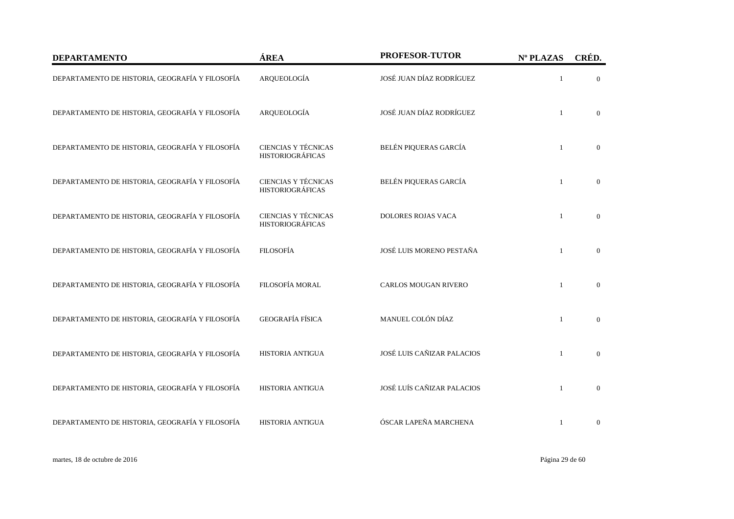| DEPARTAMENTO | ÁREA | PROFESOR-TUTOR | Nº PLAZAS | CRÉD. |
|---|---|---|---|---|
| DEPARTAMENTO DE HISTORIA, GEOGRAFÍA Y FILOSOFÍA | ARQUEOLOGÍA | JOSÉ JUAN DÍAZ RODRÍGUEZ | 1 | 0 |
| DEPARTAMENTO DE HISTORIA, GEOGRAFÍA Y FILOSOFÍA | ARQUEOLOGÍA | JOSÉ JUAN DÍAZ RODRÍGUEZ | 1 | 0 |
| DEPARTAMENTO DE HISTORIA, GEOGRAFÍA Y FILOSOFÍA | CIENCIAS Y TÉCNICAS HISTORIOGRÁFICAS | BELÉN PIQUERAS GARCÍA | 1 | 0 |
| DEPARTAMENTO DE HISTORIA, GEOGRAFÍA Y FILOSOFÍA | CIENCIAS Y TÉCNICAS HISTORIOGRÁFICAS | BELÉN PIQUERAS GARCÍA | 1 | 0 |
| DEPARTAMENTO DE HISTORIA, GEOGRAFÍA Y FILOSOFÍA | CIENCIAS Y TÉCNICAS HISTORIOGRÁFICAS | DOLORES ROJAS VACA | 1 | 0 |
| DEPARTAMENTO DE HISTORIA, GEOGRAFÍA Y FILOSOFÍA | FILOSOFÍA | JOSÉ LUIS MORENO PESTAÑA | 1 | 0 |
| DEPARTAMENTO DE HISTORIA, GEOGRAFÍA Y FILOSOFÍA | FILOSOFÍA MORAL | CARLOS MOUGAN RIVERO | 1 | 0 |
| DEPARTAMENTO DE HISTORIA, GEOGRAFÍA Y FILOSOFÍA | GEOGRAFÍA FÍSICA | MANUEL COLÓN DÍAZ | 1 | 0 |
| DEPARTAMENTO DE HISTORIA, GEOGRAFÍA Y FILOSOFÍA | HISTORIA ANTIGUA | JOSÉ LUIS CAÑIZAR PALACIOS | 1 | 0 |
| DEPARTAMENTO DE HISTORIA, GEOGRAFÍA Y FILOSOFÍA | HISTORIA ANTIGUA | JOSÉ LUÍS CAÑIZAR PALACIOS | 1 | 0 |
| DEPARTAMENTO DE HISTORIA, GEOGRAFÍA Y FILOSOFÍA | HISTORIA ANTIGUA | ÓSCAR LAPEÑA MARCHENA | 1 | 0 |

martes, 18 de octubre de 2016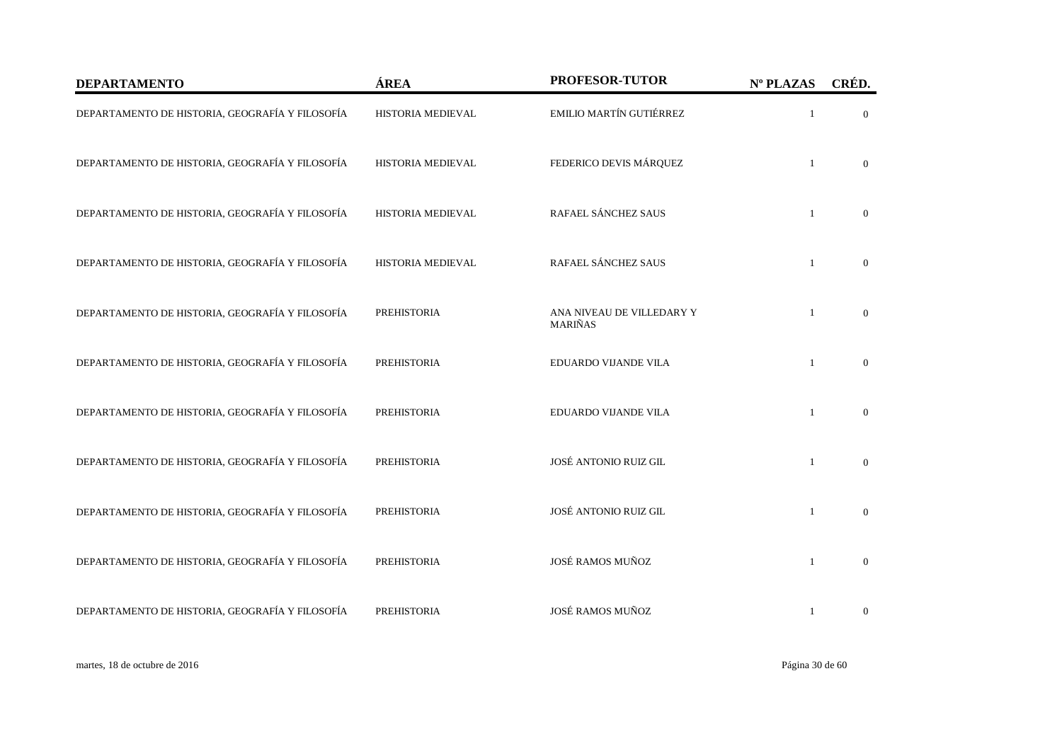| DEPARTAMENTO | ÁREA | PROFESOR-TUTOR | Nº PLAZAS | CRÉD. |
|---|---|---|---|---|
| DEPARTAMENTO DE HISTORIA, GEOGRAFÍA Y FILOSOFÍA | HISTORIA MEDIEVAL | EMILIO MARTÍN GUTIÉRREZ | 1 | 0 |
| DEPARTAMENTO DE HISTORIA, GEOGRAFÍA Y FILOSOFÍA | HISTORIA MEDIEVAL | FEDERICO DEVIS MÁRQUEZ | 1 | 0 |
| DEPARTAMENTO DE HISTORIA, GEOGRAFÍA Y FILOSOFÍA | HISTORIA MEDIEVAL | RAFAEL SÁNCHEZ SAUS | 1 | 0 |
| DEPARTAMENTO DE HISTORIA, GEOGRAFÍA Y FILOSOFÍA | HISTORIA MEDIEVAL | RAFAEL SÁNCHEZ SAUS | 1 | 0 |
| DEPARTAMENTO DE HISTORIA, GEOGRAFÍA Y FILOSOFÍA | PREHISTORIA | ANA NIVEAU DE VILLEDARY Y MARIÑAS | 1 | 0 |
| DEPARTAMENTO DE HISTORIA, GEOGRAFÍA Y FILOSOFÍA | PREHISTORIA | EDUARDO VIJANDE VILA | 1 | 0 |
| DEPARTAMENTO DE HISTORIA, GEOGRAFÍA Y FILOSOFÍA | PREHISTORIA | EDUARDO VIJANDE VILA | 1 | 0 |
| DEPARTAMENTO DE HISTORIA, GEOGRAFÍA Y FILOSOFÍA | PREHISTORIA | JOSÉ ANTONIO RUIZ GIL | 1 | 0 |
| DEPARTAMENTO DE HISTORIA, GEOGRAFÍA Y FILOSOFÍA | PREHISTORIA | JOSÉ ANTONIO RUIZ GIL | 1 | 0 |
| DEPARTAMENTO DE HISTORIA, GEOGRAFÍA Y FILOSOFÍA | PREHISTORIA | JOSÉ RAMOS MUÑOZ | 1 | 0 |
| DEPARTAMENTO DE HISTORIA, GEOGRAFÍA Y FILOSOFÍA | PREHISTORIA | JOSÉ RAMOS MUÑOZ | 1 | 0 |

martes, 18 de octubre de 2016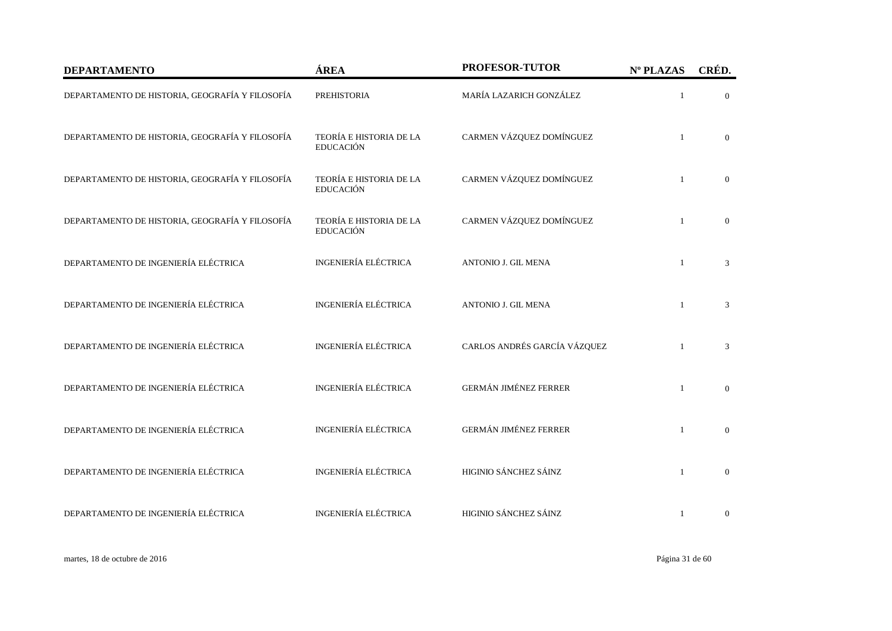| DEPARTAMENTO | ÁREA | PROFESOR-TUTOR | Nº PLAZAS | CRÉD. |
|---|---|---|---|---|
| DEPARTAMENTO DE HISTORIA, GEOGRAFÍA Y FILOSOFÍA | PREHISTORIA | MARÍA LAZARICH GONZÁLEZ | 1 | 0 |
| DEPARTAMENTO DE HISTORIA, GEOGRAFÍA Y FILOSOFÍA | TEORÍA E HISTORIA DE LA EDUCACIÓN | CARMEN VÁZQUEZ DOMÍNGUEZ | 1 | 0 |
| DEPARTAMENTO DE HISTORIA, GEOGRAFÍA Y FILOSOFÍA | TEORÍA E HISTORIA DE LA EDUCACIÓN | CARMEN VÁZQUEZ DOMÍNGUEZ | 1 | 0 |
| DEPARTAMENTO DE HISTORIA, GEOGRAFÍA Y FILOSOFÍA | TEORÍA E HISTORIA DE LA EDUCACIÓN | CARMEN VÁZQUEZ DOMÍNGUEZ | 1 | 0 |
| DEPARTAMENTO DE INGENIERÍA ELÉCTRICA | INGENIERÍA ELÉCTRICA | ANTONIO J. GIL MENA | 1 | 3 |
| DEPARTAMENTO DE INGENIERÍA ELÉCTRICA | INGENIERÍA ELÉCTRICA | ANTONIO J. GIL MENA | 1 | 3 |
| DEPARTAMENTO DE INGENIERÍA ELÉCTRICA | INGENIERÍA ELÉCTRICA | CARLOS ANDRÉS GARCÍA VÁZQUEZ | 1 | 3 |
| DEPARTAMENTO DE INGENIERÍA ELÉCTRICA | INGENIERÍA ELÉCTRICA | GERMÁN JIMÉNEZ FERRER | 1 | 0 |
| DEPARTAMENTO DE INGENIERÍA ELÉCTRICA | INGENIERÍA ELÉCTRICA | GERMÁN JIMÉNEZ FERRER | 1 | 0 |
| DEPARTAMENTO DE INGENIERÍA ELÉCTRICA | INGENIERÍA ELÉCTRICA | HIGINIO SÁNCHEZ SÁINZ | 1 | 0 |
| DEPARTAMENTO DE INGENIERÍA ELÉCTRICA | INGENIERÍA ELÉCTRICA | HIGINIO SÁNCHEZ SÁINZ | 1 | 0 |

martes, 18 de octubre de 2016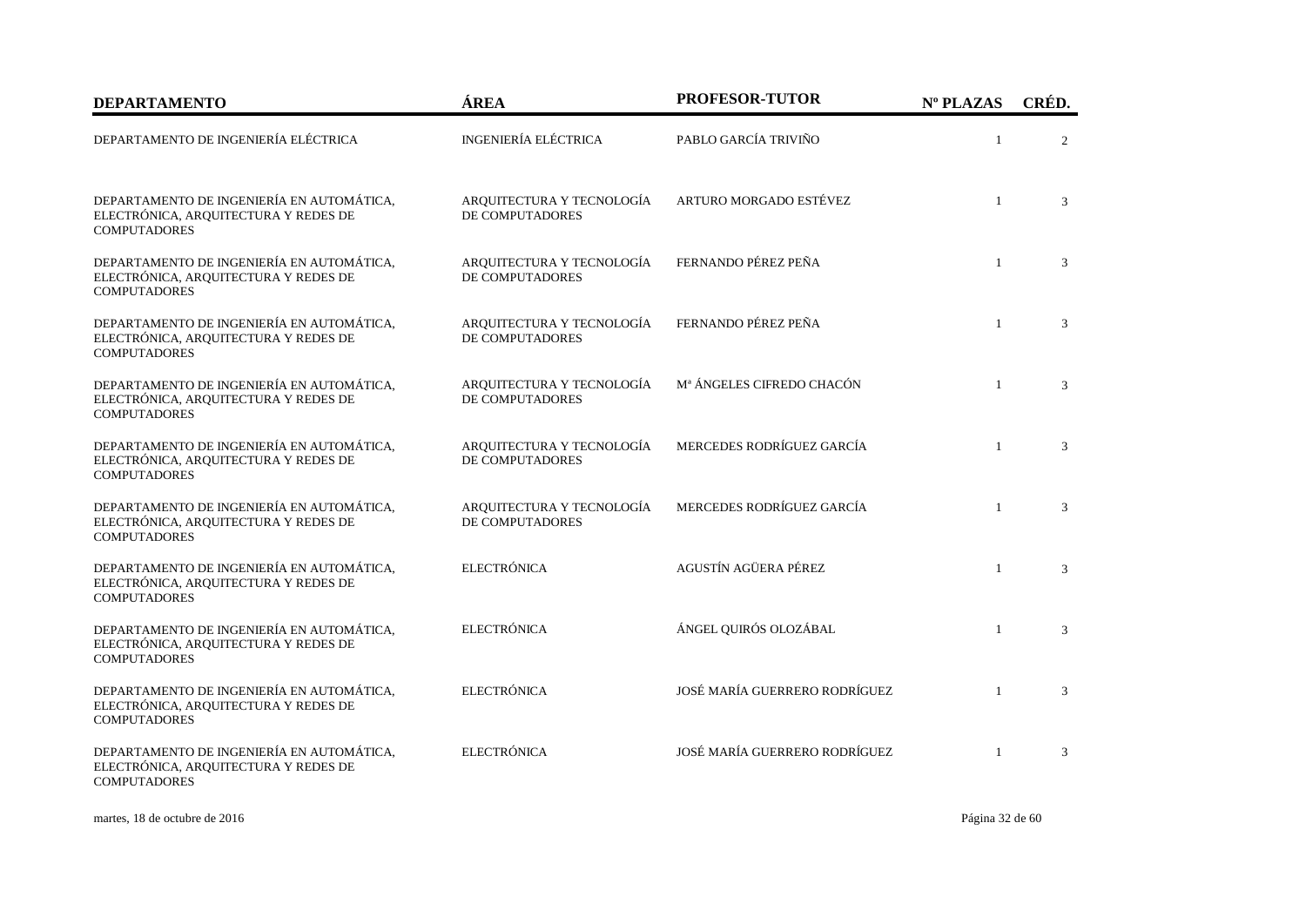| DEPARTAMENTO | ÁREA | PROFESOR-TUTOR | Nº PLAZAS | CRÉD. |
| --- | --- | --- | --- | --- |
| DEPARTAMENTO DE INGENIERÍA ELÉCTRICA | INGENIERÍA ELÉCTRICA | PABLO GARCÍA TRIVIÑO | 1 | 2 |
| DEPARTAMENTO DE INGENIERÍA EN AUTOMÁTICA, ELECTRÓNICA, ARQUITECTURA Y REDES DE COMPUTADORES | ARQUITECTURA Y TECNOLOGÍA DE COMPUTADORES | ARTURO MORGADO ESTÉVEZ | 1 | 3 |
| DEPARTAMENTO DE INGENIERÍA EN AUTOMÁTICA, ELECTRÓNICA, ARQUITECTURA Y REDES DE COMPUTADORES | ARQUITECTURA Y TECNOLOGÍA DE COMPUTADORES | FERNANDO PÉREZ PEÑA | 1 | 3 |
| DEPARTAMENTO DE INGENIERÍA EN AUTOMÁTICA, ELECTRÓNICA, ARQUITECTURA Y REDES DE COMPUTADORES | ARQUITECTURA Y TECNOLOGÍA DE COMPUTADORES | FERNANDO PÉREZ PEÑA | 1 | 3 |
| DEPARTAMENTO DE INGENIERÍA EN AUTOMÁTICA, ELECTRÓNICA, ARQUITECTURA Y REDES DE COMPUTADORES | ARQUITECTURA Y TECNOLOGÍA DE COMPUTADORES | Mª ÁNGELES CIFREDO CHACÓN | 1 | 3 |
| DEPARTAMENTO DE INGENIERÍA EN AUTOMÁTICA, ELECTRÓNICA, ARQUITECTURA Y REDES DE COMPUTADORES | ARQUITECTURA Y TECNOLOGÍA DE COMPUTADORES | MERCEDES RODRÍGUEZ GARCÍA | 1 | 3 |
| DEPARTAMENTO DE INGENIERÍA EN AUTOMÁTICA, ELECTRÓNICA, ARQUITECTURA Y REDES DE COMPUTADORES | ARQUITECTURA Y TECNOLOGÍA DE COMPUTADORES | MERCEDES RODRÍGUEZ GARCÍA | 1 | 3 |
| DEPARTAMENTO DE INGENIERÍA EN AUTOMÁTICA, ELECTRÓNICA, ARQUITECTURA Y REDES DE COMPUTADORES | ELECTRÓNICA | AGUSTÍN AGÜERA PÉREZ | 1 | 3 |
| DEPARTAMENTO DE INGENIERÍA EN AUTOMÁTICA, ELECTRÓNICA, ARQUITECTURA Y REDES DE COMPUTADORES | ELECTRÓNICA | ÁNGEL QUIRÓS OLOZÁBAL | 1 | 3 |
| DEPARTAMENTO DE INGENIERÍA EN AUTOMÁTICA, ELECTRÓNICA, ARQUITECTURA Y REDES DE COMPUTADORES | ELECTRÓNICA | JOSÉ MARÍA GUERRERO RODRÍGUEZ | 1 | 3 |
| DEPARTAMENTO DE INGENIERÍA EN AUTOMÁTICA, ELECTRÓNICA, ARQUITECTURA Y REDES DE COMPUTADORES | ELECTRÓNICA | JOSÉ MARÍA GUERRERO RODRÍGUEZ | 1 | 3 |

martes, 18 de octubre de 2016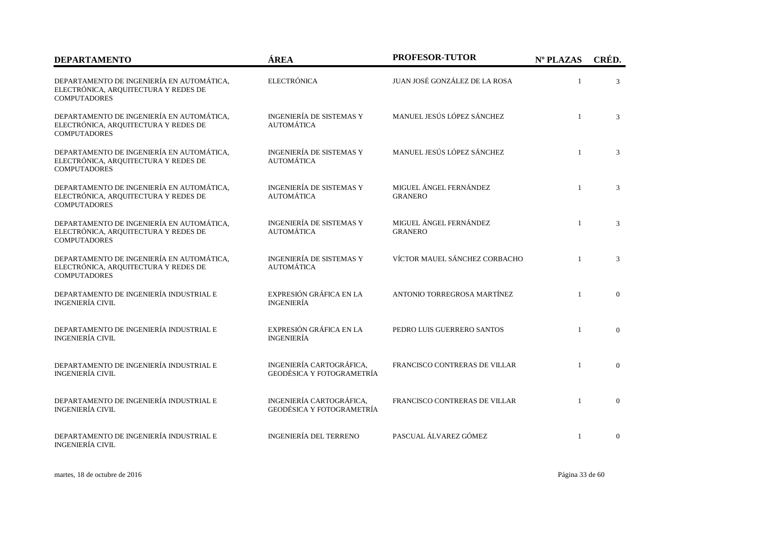| DEPARTAMENTO | ÁREA | PROFESOR-TUTOR | Nº PLAZAS | CRÉD. |
|---|---|---|---|---|
| DEPARTAMENTO DE INGENIERÍA EN AUTOMÁTICA, ELECTRÓNICA, ARQUITECTURA Y REDES DE COMPUTADORES | ELECTRÓNICA | JUAN JOSÉ GONZÁLEZ DE LA ROSA | 1 | 3 |
| DEPARTAMENTO DE INGENIERÍA EN AUTOMÁTICA, ELECTRÓNICA, ARQUITECTURA Y REDES DE COMPUTADORES | INGENIERÍA DE SISTEMAS Y AUTOMÁTICA | MANUEL JESÚS LÓPEZ SÁNCHEZ | 1 | 3 |
| DEPARTAMENTO DE INGENIERÍA EN AUTOMÁTICA, ELECTRÓNICA, ARQUITECTURA Y REDES DE COMPUTADORES | INGENIERÍA DE SISTEMAS Y AUTOMÁTICA | MANUEL JESÚS LÓPEZ SÁNCHEZ | 1 | 3 |
| DEPARTAMENTO DE INGENIERÍA EN AUTOMÁTICA, ELECTRÓNICA, ARQUITECTURA Y REDES DE COMPUTADORES | INGENIERÍA DE SISTEMAS Y AUTOMÁTICA | MIGUEL ÁNGEL FERNÁNDEZ GRANERO | 1 | 3 |
| DEPARTAMENTO DE INGENIERÍA EN AUTOMÁTICA, ELECTRÓNICA, ARQUITECTURA Y REDES DE COMPUTADORES | INGENIERÍA DE SISTEMAS Y AUTOMÁTICA | MIGUEL ÁNGEL FERNÁNDEZ GRANERO | 1 | 3 |
| DEPARTAMENTO DE INGENIERÍA EN AUTOMÁTICA, ELECTRÓNICA, ARQUITECTURA Y REDES DE COMPUTADORES | INGENIERÍA DE SISTEMAS Y AUTOMÁTICA | VÍCTOR MAUEL SÁNCHEZ CORBACHO | 1 | 3 |
| DEPARTAMENTO DE INGENIERÍA INDUSTRIAL E INGENIERÍA CIVIL | EXPRESIÓN GRÁFICA EN LA INGENIERÍA | ANTONIO TORREGROSA MARTÍNEZ | 1 | 0 |
| DEPARTAMENTO DE INGENIERÍA INDUSTRIAL E INGENIERÍA CIVIL | EXPRESIÓN GRÁFICA EN LA INGENIERÍA | PEDRO LUIS GUERRERO SANTOS | 1 | 0 |
| DEPARTAMENTO DE INGENIERÍA INDUSTRIAL E INGENIERÍA CIVIL | INGENIERÍA CARTOGRÁFICA, GEODÉSICA Y FOTOGRAMETRÍA | FRANCISCO CONTRERAS DE VILLAR | 1 | 0 |
| DEPARTAMENTO DE INGENIERÍA INDUSTRIAL E INGENIERÍA CIVIL | INGENIERÍA CARTOGRÁFICA, GEODÉSICA Y FOTOGRAMETRÍA | FRANCISCO CONTRERAS DE VILLAR | 1 | 0 |
| DEPARTAMENTO DE INGENIERÍA INDUSTRIAL E INGENIERÍA CIVIL | INGENIERÍA DEL TERRENO | PASCUAL ÁLVAREZ GÓMEZ | 1 | 0 |

martes, 18 de octubre de 2016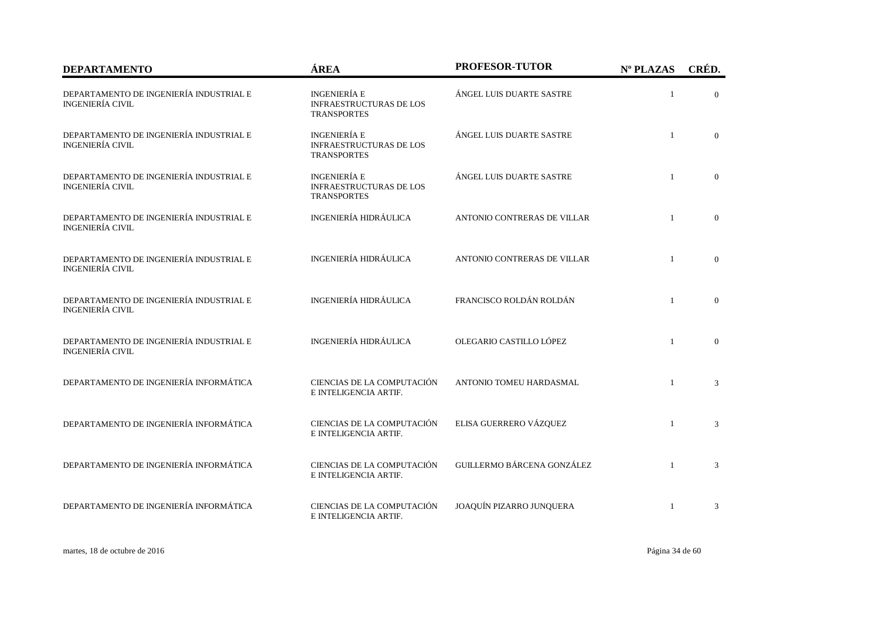| DEPARTAMENTO | ÁREA | PROFESOR-TUTOR | Nº PLAZAS | CRÉD. |
|---|---|---|---|---|
| DEPARTAMENTO DE INGENIERÍA INDUSTRIAL E INGENIERÍA CIVIL | INGENIERÍA E INFRAESTRUCTURAS DE LOS TRANSPORTES | ÁNGEL LUIS DUARTE SASTRE | 1 | 0 |
| DEPARTAMENTO DE INGENIERÍA INDUSTRIAL E INGENIERÍA CIVIL | INGENIERÍA E INFRAESTRUCTURAS DE LOS TRANSPORTES | ÁNGEL LUIS DUARTE SASTRE | 1 | 0 |
| DEPARTAMENTO DE INGENIERÍA INDUSTRIAL E INGENIERÍA CIVIL | INGENIERÍA E INFRAESTRUCTURAS DE LOS TRANSPORTES | ÁNGEL LUIS DUARTE SASTRE | 1 | 0 |
| DEPARTAMENTO DE INGENIERÍA INDUSTRIAL E INGENIERÍA CIVIL | INGENIERÍA HIDRÁULICA | ANTONIO CONTRERAS DE VILLAR | 1 | 0 |
| DEPARTAMENTO DE INGENIERÍA INDUSTRIAL E INGENIERÍA CIVIL | INGENIERÍA HIDRÁULICA | ANTONIO CONTRERAS DE VILLAR | 1 | 0 |
| DEPARTAMENTO DE INGENIERÍA INDUSTRIAL E INGENIERÍA CIVIL | INGENIERÍA HIDRÁULICA | FRANCISCO ROLDÁN ROLDÁN | 1 | 0 |
| DEPARTAMENTO DE INGENIERÍA INDUSTRIAL E INGENIERÍA CIVIL | INGENIERÍA HIDRÁULICA | OLEGARIO CASTILLO LÓPEZ | 1 | 0 |
| DEPARTAMENTO DE INGENIERÍA INFORMÁTICA | CIENCIAS DE LA COMPUTACIÓN E INTELIGENCIA ARTIF. | ANTONIO TOMEU HARDASMAL | 1 | 3 |
| DEPARTAMENTO DE INGENIERÍA INFORMÁTICA | CIENCIAS DE LA COMPUTACIÓN E INTELIGENCIA ARTIF. | ELISA GUERRERO VÁZQUEZ | 1 | 3 |
| DEPARTAMENTO DE INGENIERÍA INFORMÁTICA | CIENCIAS DE LA COMPUTACIÓN E INTELIGENCIA ARTIF. | GUILLERMO BÁRCENA GONZÁLEZ | 1 | 3 |
| DEPARTAMENTO DE INGENIERÍA INFORMÁTICA | CIENCIAS DE LA COMPUTACIÓN E INTELIGENCIA ARTIF. | JOAQUÍN PIZARRO JUNQUERA | 1 | 3 |

martes, 18 de octubre de 2016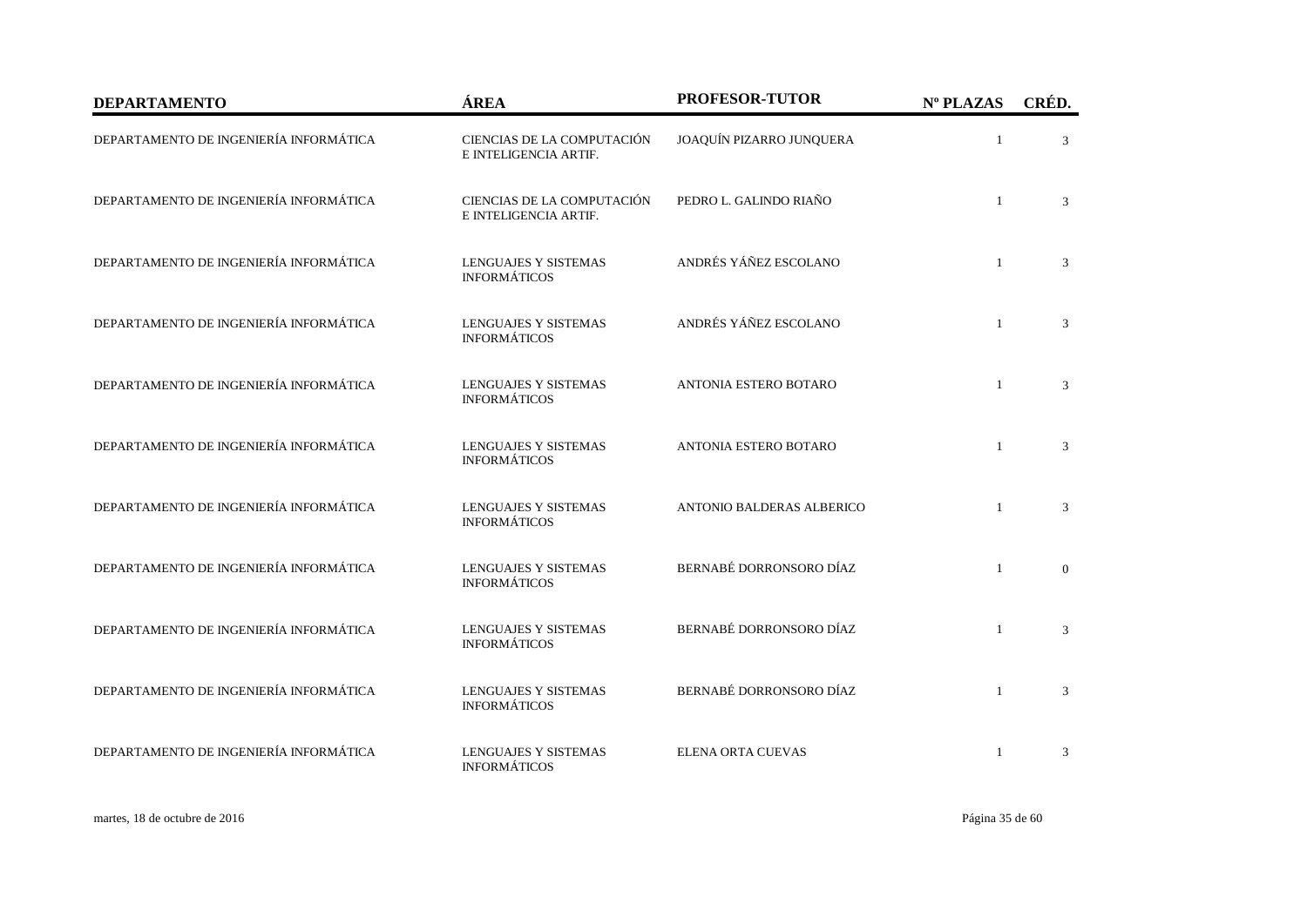| DEPARTAMENTO | ÁREA | PROFESOR-TUTOR | Nº PLAZAS | CRÉD. |
|---|---|---|---|---|
| DEPARTAMENTO DE INGENIERÍA INFORMÁTICA | CIENCIAS DE LA COMPUTACIÓN E INTELIGENCIA ARTIF. | JOAQUÍN PIZARRO JUNQUERA | 1 | 3 |
| DEPARTAMENTO DE INGENIERÍA INFORMÁTICA | CIENCIAS DE LA COMPUTACIÓN E INTELIGENCIA ARTIF. | PEDRO L. GALINDO RIAÑO | 1 | 3 |
| DEPARTAMENTO DE INGENIERÍA INFORMÁTICA | LENGUAJES Y SISTEMAS INFORMÁTICOS | ANDRÉS YÁÑEZ ESCOLANO | 1 | 3 |
| DEPARTAMENTO DE INGENIERÍA INFORMÁTICA | LENGUAJES Y SISTEMAS INFORMÁTICOS | ANDRÉS YÁÑEZ ESCOLANO | 1 | 3 |
| DEPARTAMENTO DE INGENIERÍA INFORMÁTICA | LENGUAJES Y SISTEMAS INFORMÁTICOS | ANTONIA ESTERO BOTARO | 1 | 3 |
| DEPARTAMENTO DE INGENIERÍA INFORMÁTICA | LENGUAJES Y SISTEMAS INFORMÁTICOS | ANTONIA ESTERO BOTARO | 1 | 3 |
| DEPARTAMENTO DE INGENIERÍA INFORMÁTICA | LENGUAJES Y SISTEMAS INFORMÁTICOS | ANTONIO BALDERAS ALBERICO | 1 | 3 |
| DEPARTAMENTO DE INGENIERÍA INFORMÁTICA | LENGUAJES Y SISTEMAS INFORMÁTICOS | BERNABÉ DORRONSORO DÍAZ | 1 | 0 |
| DEPARTAMENTO DE INGENIERÍA INFORMÁTICA | LENGUAJES Y SISTEMAS INFORMÁTICOS | BERNABÉ DORRONSORO DÍAZ | 1 | 3 |
| DEPARTAMENTO DE INGENIERÍA INFORMÁTICA | LENGUAJES Y SISTEMAS INFORMÁTICOS | BERNABÉ DORRONSORO DÍAZ | 1 | 3 |
| DEPARTAMENTO DE INGENIERÍA INFORMÁTICA | LENGUAJES Y SISTEMAS INFORMÁTICOS | ELENA ORTA CUEVAS | 1 | 3 |

martes, 18 de octubre de 2016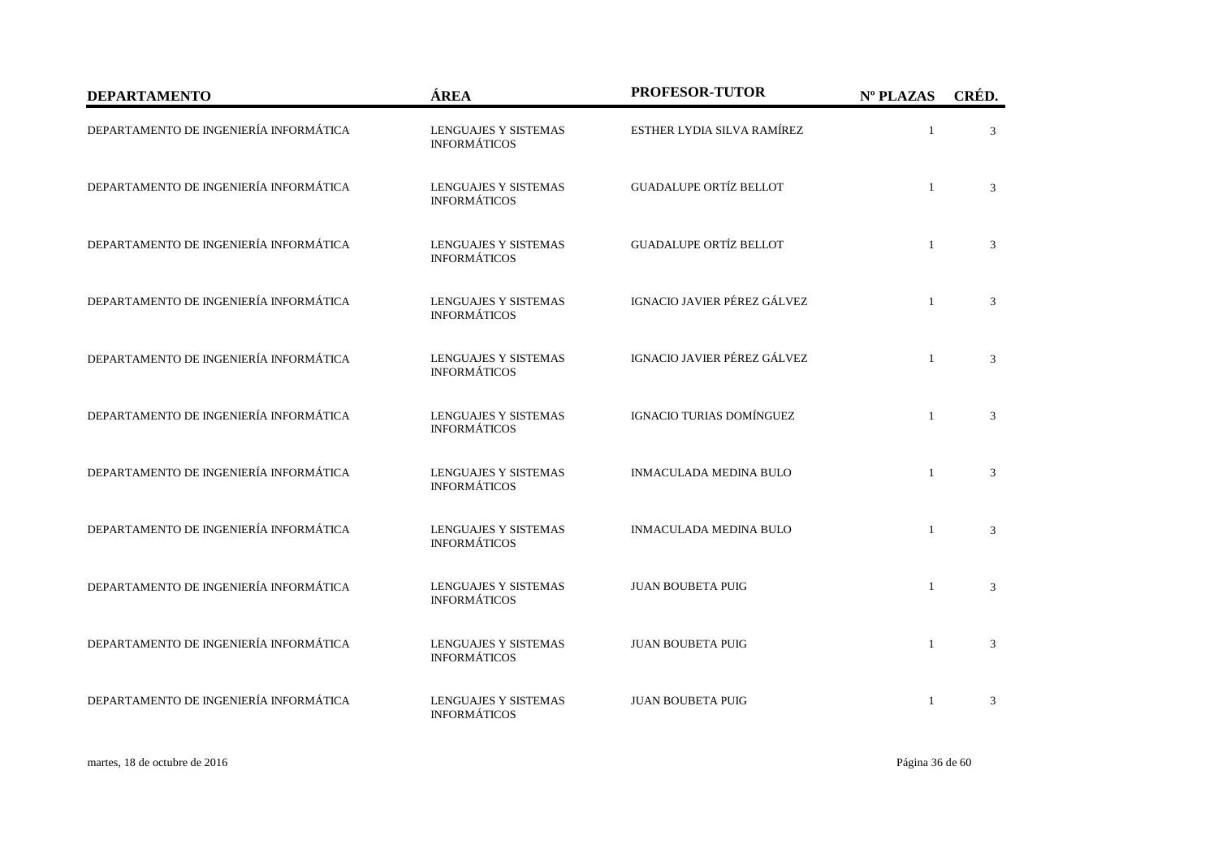| DEPARTAMENTO | ÁREA | PROFESOR-TUTOR | Nº PLAZAS | CRÉD. |
|---|---|---|---|---|
| DEPARTAMENTO DE INGENIERÍA INFORMÁTICA | LENGUAJES Y SISTEMAS INFORMÁTICOS | ESTHER LYDIA SILVA RAMÍREZ | 1 | 3 |
| DEPARTAMENTO DE INGENIERÍA INFORMÁTICA | LENGUAJES Y SISTEMAS INFORMÁTICOS | GUADALUPE ORTÍZ BELLOT | 1 | 3 |
| DEPARTAMENTO DE INGENIERÍA INFORMÁTICA | LENGUAJES Y SISTEMAS INFORMÁTICOS | GUADALUPE ORTÍZ BELLOT | 1 | 3 |
| DEPARTAMENTO DE INGENIERÍA INFORMÁTICA | LENGUAJES Y SISTEMAS INFORMÁTICOS | IGNACIO JAVIER PÉREZ GÁLVEZ | 1 | 3 |
| DEPARTAMENTO DE INGENIERÍA INFORMÁTICA | LENGUAJES Y SISTEMAS INFORMÁTICOS | IGNACIO JAVIER PÉREZ GÁLVEZ | 1 | 3 |
| DEPARTAMENTO DE INGENIERÍA INFORMÁTICA | LENGUAJES Y SISTEMAS INFORMÁTICOS | IGNACIO TURIAS DOMÍNGUEZ | 1 | 3 |
| DEPARTAMENTO DE INGENIERÍA INFORMÁTICA | LENGUAJES Y SISTEMAS INFORMÁTICOS | INMACULADA MEDINA BULO | 1 | 3 |
| DEPARTAMENTO DE INGENIERÍA INFORMÁTICA | LENGUAJES Y SISTEMAS INFORMÁTICOS | INMACULADA MEDINA BULO | 1 | 3 |
| DEPARTAMENTO DE INGENIERÍA INFORMÁTICA | LENGUAJES Y SISTEMAS INFORMÁTICOS | JUAN BOUBETA PUIG | 1 | 3 |
| DEPARTAMENTO DE INGENIERÍA INFORMÁTICA | LENGUAJES Y SISTEMAS INFORMÁTICOS | JUAN BOUBETA PUIG | 1 | 3 |
| DEPARTAMENTO DE INGENIERÍA INFORMÁTICA | LENGUAJES Y SISTEMAS INFORMÁTICOS | JUAN BOUBETA PUIG | 1 | 3 |

martes, 18 de octubre de 2016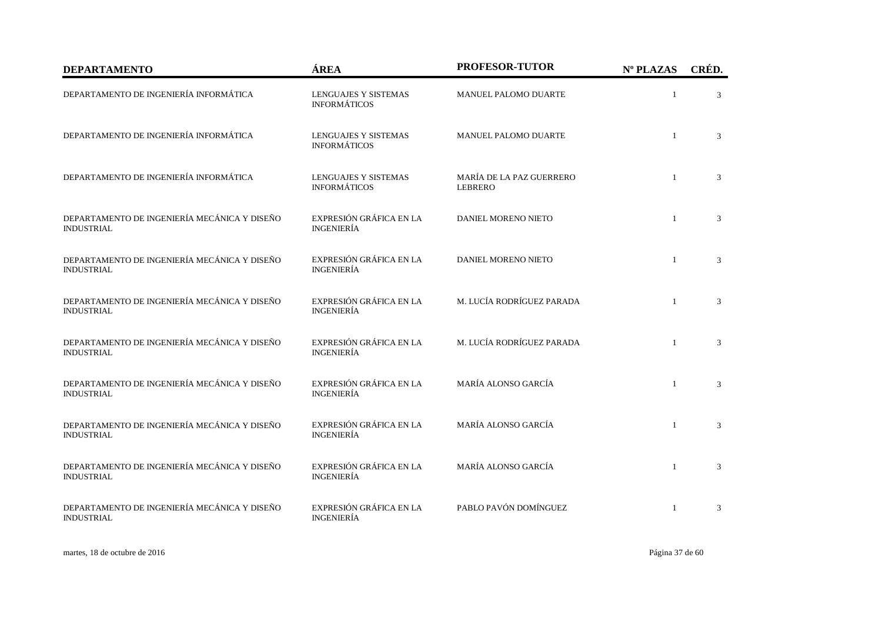| DEPARTAMENTO | ÁREA | PROFESOR-TUTOR | Nº PLAZAS | CRÉD. |
| --- | --- | --- | --- | --- |
| DEPARTAMENTO DE INGENIERÍA INFORMÁTICA | LENGUAJES Y SISTEMAS INFORMÁTICOS | MANUEL PALOMO DUARTE | 1 | 3 |
| DEPARTAMENTO DE INGENIERÍA INFORMÁTICA | LENGUAJES Y SISTEMAS INFORMÁTICOS | MANUEL PALOMO DUARTE | 1 | 3 |
| DEPARTAMENTO DE INGENIERÍA INFORMÁTICA | LENGUAJES Y SISTEMAS INFORMÁTICOS | MARÍA DE LA PAZ GUERRERO LEBRERO | 1 | 3 |
| DEPARTAMENTO DE INGENIERÍA MECÁNICA Y DISEÑO INDUSTRIAL | EXPRESIÓN GRÁFICA EN LA INGENIERÍA | DANIEL MORENO NIETO | 1 | 3 |
| DEPARTAMENTO DE INGENIERÍA MECÁNICA Y DISEÑO INDUSTRIAL | EXPRESIÓN GRÁFICA EN LA INGENIERÍA | DANIEL MORENO NIETO | 1 | 3 |
| DEPARTAMENTO DE INGENIERÍA MECÁNICA Y DISEÑO INDUSTRIAL | EXPRESIÓN GRÁFICA EN LA INGENIERÍA | M. LUCÍA RODRÍGUEZ PARADA | 1 | 3 |
| DEPARTAMENTO DE INGENIERÍA MECÁNICA Y DISEÑO INDUSTRIAL | EXPRESIÓN GRÁFICA EN LA INGENIERÍA | M. LUCÍA RODRÍGUEZ PARADA | 1 | 3 |
| DEPARTAMENTO DE INGENIERÍA MECÁNICA Y DISEÑO INDUSTRIAL | EXPRESIÓN GRÁFICA EN LA INGENIERÍA | MARÍA ALONSO GARCÍA | 1 | 3 |
| DEPARTAMENTO DE INGENIERÍA MECÁNICA Y DISEÑO INDUSTRIAL | EXPRESIÓN GRÁFICA EN LA INGENIERÍA | MARÍA ALONSO GARCÍA | 1 | 3 |
| DEPARTAMENTO DE INGENIERÍA MECÁNICA Y DISEÑO INDUSTRIAL | EXPRESIÓN GRÁFICA EN LA INGENIERÍA | MARÍA ALONSO GARCÍA | 1 | 3 |
| DEPARTAMENTO DE INGENIERÍA MECÁNICA Y DISEÑO INDUSTRIAL | EXPRESIÓN GRÁFICA EN LA INGENIERÍA | PABLO PAVÓN DOMÍNGUEZ | 1 | 3 |

martes, 18 de octubre de 2016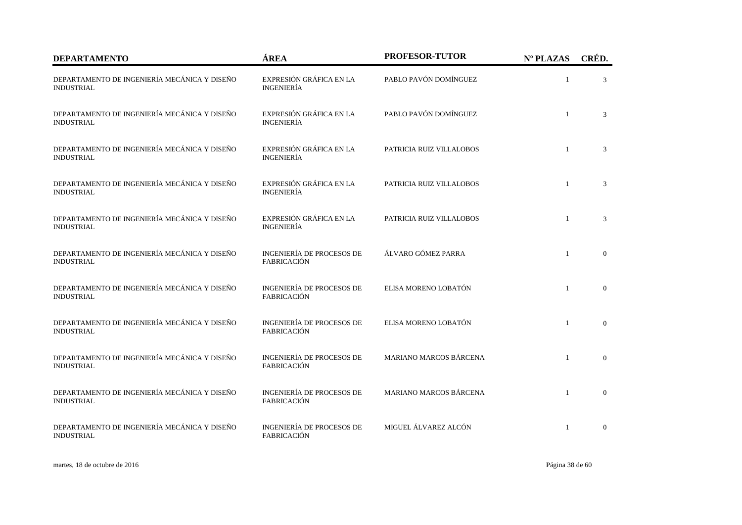| DEPARTAMENTO | ÁREA | PROFESOR-TUTOR | Nº PLAZAS | CRÉD. |
|---|---|---|---|---|
| DEPARTAMENTO DE INGENIERÍA MECÁNICA Y DISEÑO INDUSTRIAL | EXPRESIÓN GRÁFICA EN LA INGENIERÍA | PABLO PAVÓN DOMÍNGUEZ | 1 | 3 |
| DEPARTAMENTO DE INGENIERÍA MECÁNICA Y DISEÑO INDUSTRIAL | EXPRESIÓN GRÁFICA EN LA INGENIERÍA | PABLO PAVÓN DOMÍNGUEZ | 1 | 3 |
| DEPARTAMENTO DE INGENIERÍA MECÁNICA Y DISEÑO INDUSTRIAL | EXPRESIÓN GRÁFICA EN LA INGENIERÍA | PATRICIA RUIZ VILLALOBOS | 1 | 3 |
| DEPARTAMENTO DE INGENIERÍA MECÁNICA Y DISEÑO INDUSTRIAL | EXPRESIÓN GRÁFICA EN LA INGENIERÍA | PATRICIA RUIZ VILLALOBOS | 1 | 3 |
| DEPARTAMENTO DE INGENIERÍA MECÁNICA Y DISEÑO INDUSTRIAL | EXPRESIÓN GRÁFICA EN LA INGENIERÍA | PATRICIA RUIZ VILLALOBOS | 1 | 3 |
| DEPARTAMENTO DE INGENIERÍA MECÁNICA Y DISEÑO INDUSTRIAL | INGENIERÍA DE PROCESOS DE FABRICACIÓN | ÁLVARO GÓMEZ PARRA | 1 | 0 |
| DEPARTAMENTO DE INGENIERÍA MECÁNICA Y DISEÑO INDUSTRIAL | INGENIERÍA DE PROCESOS DE FABRICACIÓN | ELISA MORENO LOBATÓN | 1 | 0 |
| DEPARTAMENTO DE INGENIERÍA MECÁNICA Y DISEÑO INDUSTRIAL | INGENIERÍA DE PROCESOS DE FABRICACIÓN | ELISA MORENO LOBATÓN | 1 | 0 |
| DEPARTAMENTO DE INGENIERÍA MECÁNICA Y DISEÑO INDUSTRIAL | INGENIERÍA DE PROCESOS DE FABRICACIÓN | MARIANO MARCOS BÁRCENA | 1 | 0 |
| DEPARTAMENTO DE INGENIERÍA MECÁNICA Y DISEÑO INDUSTRIAL | INGENIERÍA DE PROCESOS DE FABRICACIÓN | MARIANO MARCOS BÁRCENA | 1 | 0 |
| DEPARTAMENTO DE INGENIERÍA MECÁNICA Y DISEÑO INDUSTRIAL | INGENIERÍA DE PROCESOS DE FABRICACIÓN | MIGUEL ÁLVAREZ ALCÓN | 1 | 0 |

martes, 18 de octubre de 2016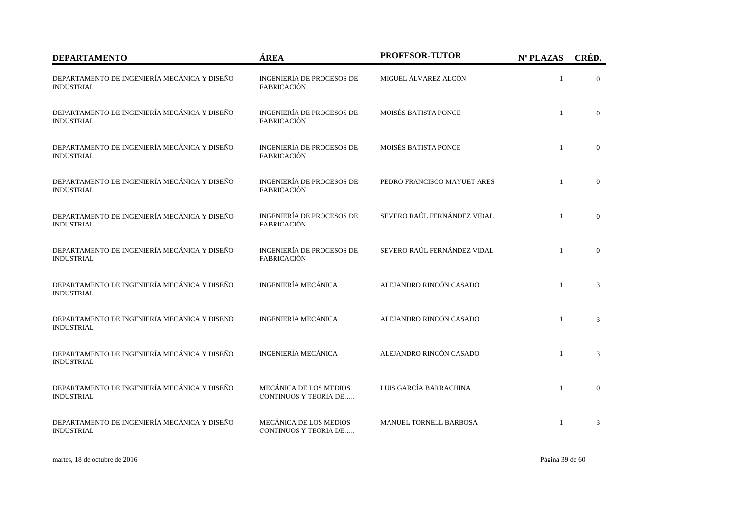| DEPARTAMENTO | ÁREA | PROFESOR-TUTOR | Nº PLAZAS | CRÉD. |
|---|---|---|---|---|
| DEPARTAMENTO DE INGENIERÍA MECÁNICA Y DISEÑO INDUSTRIAL | INGENIERÍA DE PROCESOS DE FABRICACIÓN | MIGUEL ÁLVAREZ ALCÓN | 1 | 0 |
| DEPARTAMENTO DE INGENIERÍA MECÁNICA Y DISEÑO INDUSTRIAL | INGENIERÍA DE PROCESOS DE FABRICACIÓN | MOISÉS BATISTA PONCE | 1 | 0 |
| DEPARTAMENTO DE INGENIERÍA MECÁNICA Y DISEÑO INDUSTRIAL | INGENIERÍA DE PROCESOS DE FABRICACIÓN | MOISÉS BATISTA PONCE | 1 | 0 |
| DEPARTAMENTO DE INGENIERÍA MECÁNICA Y DISEÑO INDUSTRIAL | INGENIERÍA DE PROCESOS DE FABRICACIÓN | PEDRO FRANCISCO MAYUET ARES | 1 | 0 |
| DEPARTAMENTO DE INGENIERÍA MECÁNICA Y DISEÑO INDUSTRIAL | INGENIERÍA DE PROCESOS DE FABRICACIÓN | SEVERO RAÚL FERNÁNDEZ VIDAL | 1 | 0 |
| DEPARTAMENTO DE INGENIERÍA MECÁNICA Y DISEÑO INDUSTRIAL | INGENIERÍA DE PROCESOS DE FABRICACIÓN | SEVERO RAÚL FERNÁNDEZ VIDAL | 1 | 0 |
| DEPARTAMENTO DE INGENIERÍA MECÁNICA Y DISEÑO INDUSTRIAL | INGENIERÍA MECÁNICA | ALEJANDRO RINCÓN CASADO | 1 | 3 |
| DEPARTAMENTO DE INGENIERÍA MECÁNICA Y DISEÑO INDUSTRIAL | INGENIERÍA MECÁNICA | ALEJANDRO RINCÓN CASADO | 1 | 3 |
| DEPARTAMENTO DE INGENIERÍA MECÁNICA Y DISEÑO INDUSTRIAL | INGENIERÍA MECÁNICA | ALEJANDRO RINCÓN CASADO | 1 | 3 |
| DEPARTAMENTO DE INGENIERÍA MECÁNICA Y DISEÑO INDUSTRIAL | MECÁNICA DE LOS MEDIOS CONTINUOS Y TEORIA DE….. | LUIS GARCÍA BARRACHINA | 1 | 0 |
| DEPARTAMENTO DE INGENIERÍA MECÁNICA Y DISEÑO INDUSTRIAL | MECÁNICA DE LOS MEDIOS CONTINUOS Y TEORIA DE….. | MANUEL TORNELL BARBOSA | 1 | 3 |

martes, 18 de octubre de 2016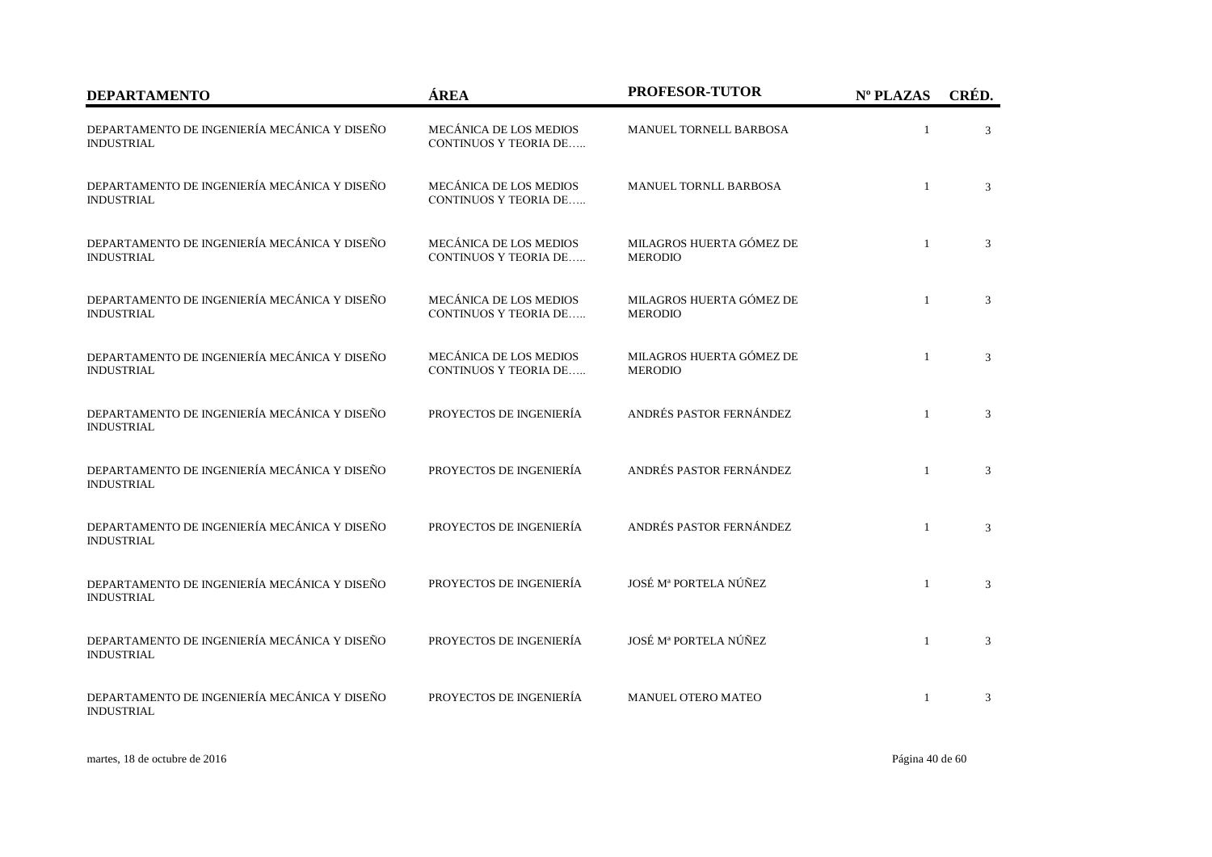| DEPARTAMENTO | ÁREA | PROFESOR-TUTOR | Nº PLAZAS | CRÉD. |
| --- | --- | --- | --- | --- |
| DEPARTAMENTO DE INGENIERÍA MECÁNICA Y DISEÑO INDUSTRIAL | MECÁNICA DE LOS MEDIOS CONTINUOS Y TEORIA DE….. | MANUEL TORNELL BARBOSA | 1 | 3 |
| DEPARTAMENTO DE INGENIERÍA MECÁNICA Y DISEÑO INDUSTRIAL | MECÁNICA DE LOS MEDIOS CONTINUOS Y TEORIA DE….. | MANUEL TORNLL BARBOSA | 1 | 3 |
| DEPARTAMENTO DE INGENIERÍA MECÁNICA Y DISEÑO INDUSTRIAL | MECÁNICA DE LOS MEDIOS CONTINUOS Y TEORIA DE….. | MILAGROS HUERTA GÓMEZ DE MERODIO | 1 | 3 |
| DEPARTAMENTO DE INGENIERÍA MECÁNICA Y DISEÑO INDUSTRIAL | MECÁNICA DE LOS MEDIOS CONTINUOS Y TEORIA DE….. | MILAGROS HUERTA GÓMEZ DE MERODIO | 1 | 3 |
| DEPARTAMENTO DE INGENIERÍA MECÁNICA Y DISEÑO INDUSTRIAL | MECÁNICA DE LOS MEDIOS CONTINUOS Y TEORIA DE….. | MILAGROS HUERTA GÓMEZ DE MERODIO | 1 | 3 |
| DEPARTAMENTO DE INGENIERÍA MECÁNICA Y DISEÑO INDUSTRIAL | PROYECTOS DE INGENIERÍA | ANDRÉS PASTOR FERNÁNDEZ | 1 | 3 |
| DEPARTAMENTO DE INGENIERÍA MECÁNICA Y DISEÑO INDUSTRIAL | PROYECTOS DE INGENIERÍA | ANDRÉS PASTOR FERNÁNDEZ | 1 | 3 |
| DEPARTAMENTO DE INGENIERÍA MECÁNICA Y DISEÑO INDUSTRIAL | PROYECTOS DE INGENIERÍA | ANDRÉS PASTOR FERNÁNDEZ | 1 | 3 |
| DEPARTAMENTO DE INGENIERÍA MECÁNICA Y DISEÑO INDUSTRIAL | PROYECTOS DE INGENIERÍA | JOSÉ Mª PORTELA NÚÑEZ | 1 | 3 |
| DEPARTAMENTO DE INGENIERÍA MECÁNICA Y DISEÑO INDUSTRIAL | PROYECTOS DE INGENIERÍA | JOSÉ Mª PORTELA NÚÑEZ | 1 | 3 |
| DEPARTAMENTO DE INGENIERÍA MECÁNICA Y DISEÑO INDUSTRIAL | PROYECTOS DE INGENIERÍA | MANUEL OTERO MATEO | 1 | 3 |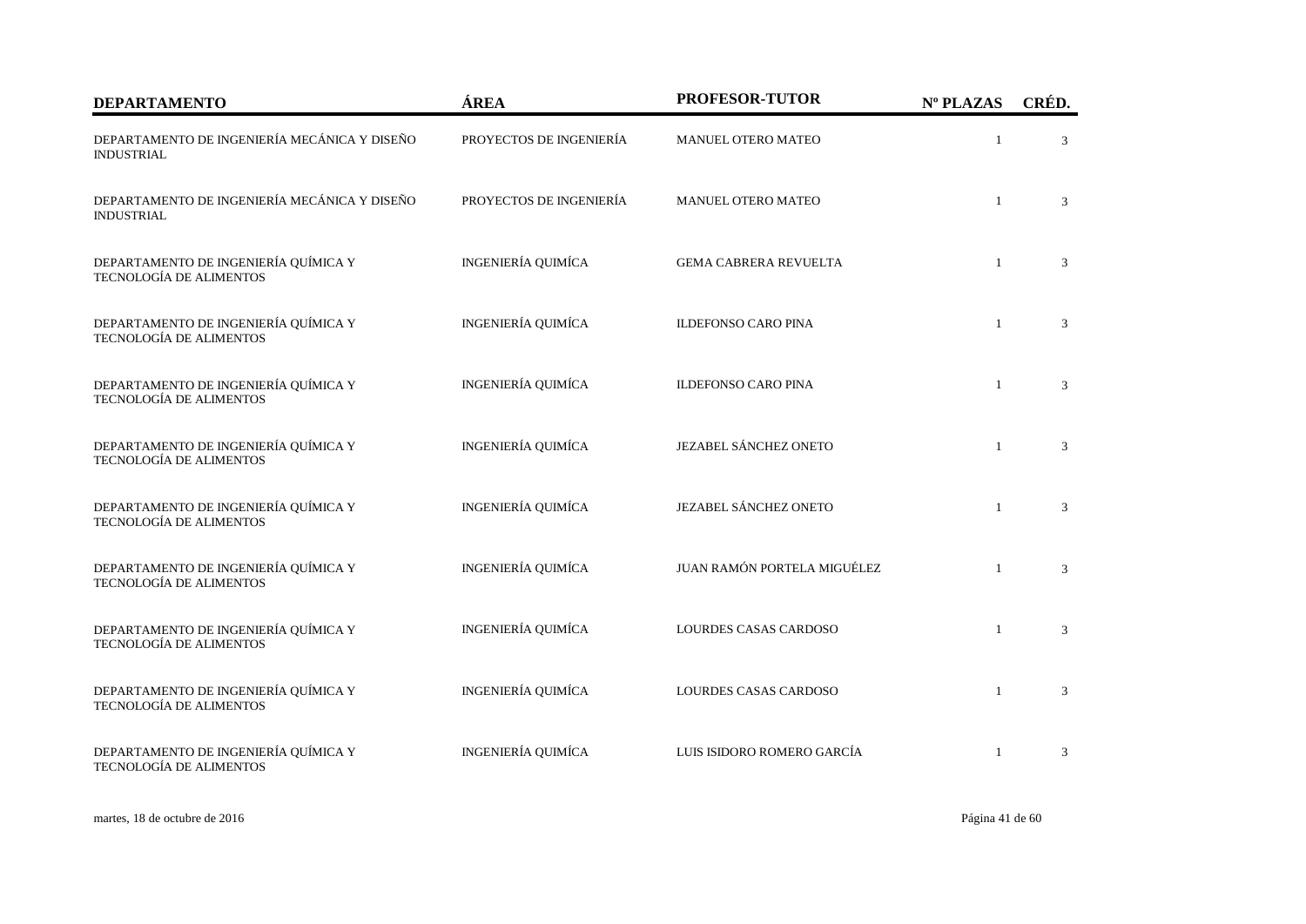| DEPARTAMENTO | ÁREA | PROFESOR-TUTOR | Nº PLAZAS | CRÉD. |
| --- | --- | --- | --- | --- |
| DEPARTAMENTO DE INGENIERÍA MECÁNICA Y DISEÑO INDUSTRIAL | PROYECTOS DE INGENIERÍA | MANUEL OTERO MATEO | 1 | 3 |
| DEPARTAMENTO DE INGENIERÍA MECÁNICA Y DISEÑO INDUSTRIAL | PROYECTOS DE INGENIERÍA | MANUEL OTERO MATEO | 1 | 3 |
| DEPARTAMENTO DE INGENIERÍA QUÍMICA Y TECNOLOGÍA DE ALIMENTOS | INGENIERÍA QUIMÍCA | GEMA CABRERA REVUELTA | 1 | 3 |
| DEPARTAMENTO DE INGENIERÍA QUÍMICA Y TECNOLOGÍA DE ALIMENTOS | INGENIERÍA QUIMÍCA | ILDEFONSO CARO PINA | 1 | 3 |
| DEPARTAMENTO DE INGENIERÍA QUÍMICA Y TECNOLOGÍA DE ALIMENTOS | INGENIERÍA QUIMÍCA | ILDEFONSO CARO PINA | 1 | 3 |
| DEPARTAMENTO DE INGENIERÍA QUÍMICA Y TECNOLOGÍA DE ALIMENTOS | INGENIERÍA QUIMÍCA | JEZABEL SÁNCHEZ ONETO | 1 | 3 |
| DEPARTAMENTO DE INGENIERÍA QUÍMICA Y TECNOLOGÍA DE ALIMENTOS | INGENIERÍA QUIMÍCA | JEZABEL SÁNCHEZ ONETO | 1 | 3 |
| DEPARTAMENTO DE INGENIERÍA QUÍMICA Y TECNOLOGÍA DE ALIMENTOS | INGENIERÍA QUIMÍCA | JUAN RAMÓN PORTELA MIGUÉLEZ | 1 | 3 |
| DEPARTAMENTO DE INGENIERÍA QUÍMICA Y TECNOLOGÍA DE ALIMENTOS | INGENIERÍA QUIMÍCA | LOURDES CASAS CARDOSO | 1 | 3 |
| DEPARTAMENTO DE INGENIERÍA QUÍMICA Y TECNOLOGÍA DE ALIMENTOS | INGENIERÍA QUIMÍCA | LOURDES CASAS CARDOSO | 1 | 3 |
| DEPARTAMENTO DE INGENIERÍA QUÍMICA Y TECNOLOGÍA DE ALIMENTOS | INGENIERÍA QUIMÍCA | LUIS ISIDORO ROMERO GARCÍA | 1 | 3 |

martes, 18 de octubre de 2016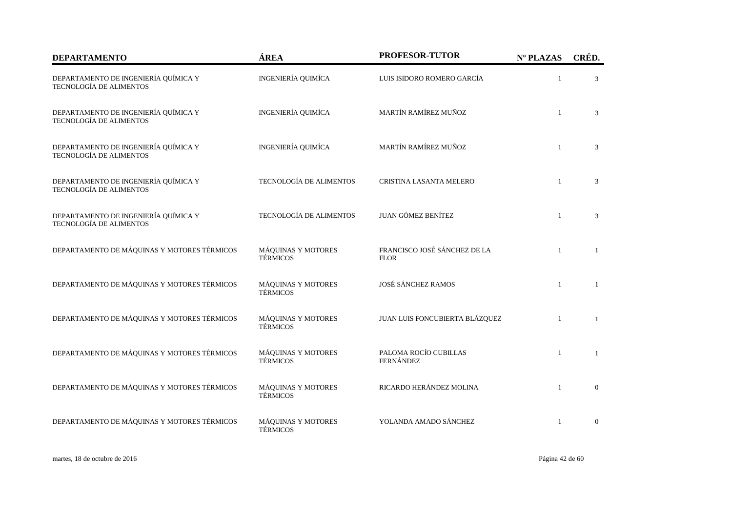| DEPARTAMENTO | ÁREA | PROFESOR-TUTOR | Nº PLAZAS | CRÉD. |
|---|---|---|---|---|
| DEPARTAMENTO DE INGENIERÍA QUÍMICA Y TECNOLOGÍA DE ALIMENTOS | INGENIERÍA QUIMÍCA | LUIS ISIDORO ROMERO GARCÍA | 1 | 3 |
| DEPARTAMENTO DE INGENIERÍA QUÍMICA Y TECNOLOGÍA DE ALIMENTOS | INGENIERÍA QUIMÍCA | MARTÍN RAMÍREZ MUÑOZ | 1 | 3 |
| DEPARTAMENTO DE INGENIERÍA QUÍMICA Y TECNOLOGÍA DE ALIMENTOS | INGENIERÍA QUIMÍCA | MARTÍN RAMÍREZ MUÑOZ | 1 | 3 |
| DEPARTAMENTO DE INGENIERÍA QUÍMICA Y TECNOLOGÍA DE ALIMENTOS | TECNOLOGÍA DE ALIMENTOS | CRISTINA LASANTA MELERO | 1 | 3 |
| DEPARTAMENTO DE INGENIERÍA QUÍMICA Y TECNOLOGÍA DE ALIMENTOS | TECNOLOGÍA DE ALIMENTOS | JUAN GÓMEZ BENÍTEZ | 1 | 3 |
| DEPARTAMENTO DE MÁQUINAS Y MOTORES TÉRMICOS | MÁQUINAS Y MOTORES TÉRMICOS | FRANCISCO JOSÉ SÁNCHEZ DE LA FLOR | 1 | 1 |
| DEPARTAMENTO DE MÁQUINAS Y MOTORES TÉRMICOS | MÁQUINAS Y MOTORES TÉRMICOS | JOSÉ SÁNCHEZ RAMOS | 1 | 1 |
| DEPARTAMENTO DE MÁQUINAS Y MOTORES TÉRMICOS | MÁQUINAS Y MOTORES TÉRMICOS | JUAN LUIS FONCUBIERTA BLÁZQUEZ | 1 | 1 |
| DEPARTAMENTO DE MÁQUINAS Y MOTORES TÉRMICOS | MÁQUINAS Y MOTORES TÉRMICOS | PALOMA ROCÍO CUBILLAS FERNÁNDEZ | 1 | 1 |
| DEPARTAMENTO DE MÁQUINAS Y MOTORES TÉRMICOS | MÁQUINAS Y MOTORES TÉRMICOS | RICARDO HERÁNDEZ MOLINA | 1 | 0 |
| DEPARTAMENTO DE MÁQUINAS Y MOTORES TÉRMICOS | MÁQUINAS Y MOTORES TÉRMICOS | YOLANDA AMADO SÁNCHEZ | 1 | 0 |

martes, 18 de octubre de 2016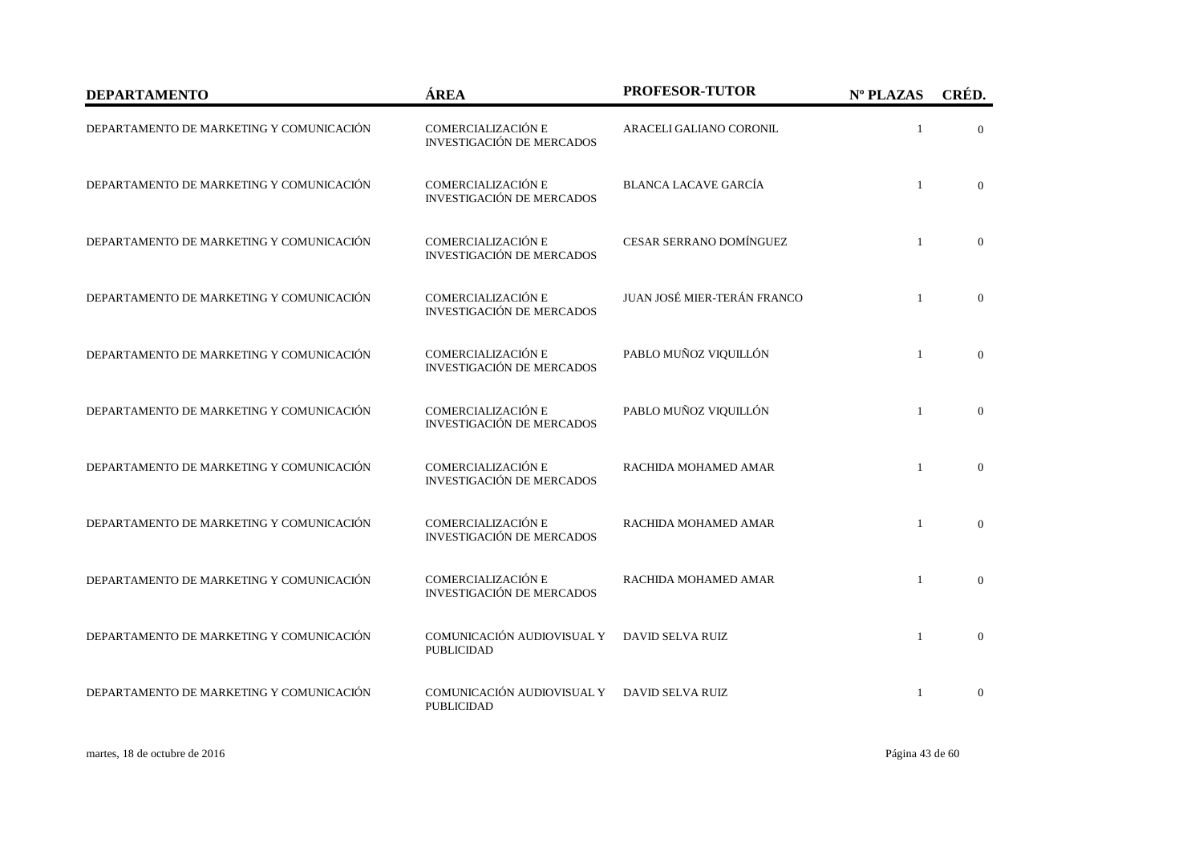| DEPARTAMENTO | ÁREA | PROFESOR-TUTOR | Nº PLAZAS | CRÉD. |
| --- | --- | --- | --- | --- |
| DEPARTAMENTO DE MARKETING Y COMUNICACIÓN | COMERCIALIZACIÓN E INVESTIGACIÓN DE MERCADOS | ARACELI GALIANO CORONIL | 1 | 0 |
| DEPARTAMENTO DE MARKETING Y COMUNICACIÓN | COMERCIALIZACIÓN E INVESTIGACIÓN DE MERCADOS | BLANCA LACAVE GARCÍA | 1 | 0 |
| DEPARTAMENTO DE MARKETING Y COMUNICACIÓN | COMERCIALIZACIÓN E INVESTIGACIÓN DE MERCADOS | CESAR SERRANO DOMÍNGUEZ | 1 | 0 |
| DEPARTAMENTO DE MARKETING Y COMUNICACIÓN | COMERCIALIZACIÓN E INVESTIGACIÓN DE MERCADOS | JUAN JOSÉ MIER-TERÁN FRANCO | 1 | 0 |
| DEPARTAMENTO DE MARKETING Y COMUNICACIÓN | COMERCIALIZACIÓN E INVESTIGACIÓN DE MERCADOS | PABLO MUÑOZ VIQUILLÓN | 1 | 0 |
| DEPARTAMENTO DE MARKETING Y COMUNICACIÓN | COMERCIALIZACIÓN E INVESTIGACIÓN DE MERCADOS | PABLO MUÑOZ VIQUILLÓN | 1 | 0 |
| DEPARTAMENTO DE MARKETING Y COMUNICACIÓN | COMERCIALIZACIÓN E INVESTIGACIÓN DE MERCADOS | RACHIDA MOHAMED AMAR | 1 | 0 |
| DEPARTAMENTO DE MARKETING Y COMUNICACIÓN | COMERCIALIZACIÓN E INVESTIGACIÓN DE MERCADOS | RACHIDA MOHAMED AMAR | 1 | 0 |
| DEPARTAMENTO DE MARKETING Y COMUNICACIÓN | COMERCIALIZACIÓN E INVESTIGACIÓN DE MERCADOS | RACHIDA MOHAMED AMAR | 1 | 0 |
| DEPARTAMENTO DE MARKETING Y COMUNICACIÓN | COMUNICACIÓN AUDIOVISUAL Y PUBLICIDAD | DAVID SELVA RUIZ | 1 | 0 |
| DEPARTAMENTO DE MARKETING Y COMUNICACIÓN | COMUNICACIÓN AUDIOVISUAL Y PUBLICIDAD | DAVID SELVA RUIZ | 1 | 0 |

martes, 18 de octubre de 2016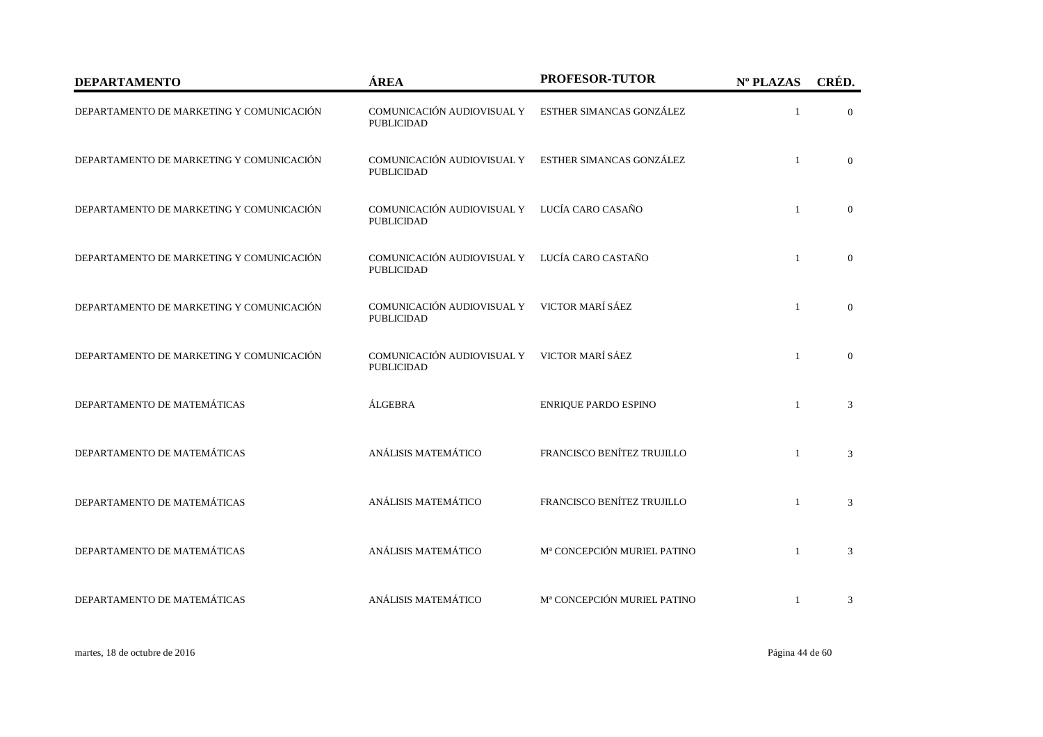| DEPARTAMENTO | ÁREA | PROFESOR-TUTOR | Nº PLAZAS | CRÉD. |
|---|---|---|---|---|
| DEPARTAMENTO DE MARKETING Y COMUNICACIÓN | COMUNICACIÓN AUDIOVISUAL Y PUBLICIDAD | ESTHER SIMANCAS GONZÁLEZ | 1 | 0 |
| DEPARTAMENTO DE MARKETING Y COMUNICACIÓN | COMUNICACIÓN AUDIOVISUAL Y PUBLICIDAD | ESTHER SIMANCAS GONZÁLEZ | 1 | 0 |
| DEPARTAMENTO DE MARKETING Y COMUNICACIÓN | COMUNICACIÓN AUDIOVISUAL Y PUBLICIDAD | LUCÍA CARO CASAÑO | 1 | 0 |
| DEPARTAMENTO DE MARKETING Y COMUNICACIÓN | COMUNICACIÓN AUDIOVISUAL Y PUBLICIDAD | LUCÍA CARO CASTAÑO | 1 | 0 |
| DEPARTAMENTO DE MARKETING Y COMUNICACIÓN | COMUNICACIÓN AUDIOVISUAL Y PUBLICIDAD | VICTOR MARÍ SÁEZ | 1 | 0 |
| DEPARTAMENTO DE MARKETING Y COMUNICACIÓN | COMUNICACIÓN AUDIOVISUAL Y PUBLICIDAD | VICTOR MARÍ SÁEZ | 1 | 0 |
| DEPARTAMENTO DE MATEMÁTICAS | ÁLGEBRA | ENRIQUE PARDO ESPINO | 1 | 3 |
| DEPARTAMENTO DE MATEMÁTICAS | ANÁLISIS MATEMÁTICO | FRANCISCO BENÍTEZ TRUJILLO | 1 | 3 |
| DEPARTAMENTO DE MATEMÁTICAS | ANÁLISIS MATEMÁTICO | FRANCISCO BENÍTEZ TRUJILLO | 1 | 3 |
| DEPARTAMENTO DE MATEMÁTICAS | ANÁLISIS MATEMÁTICO | Mª CONCEPCIÓN MURIEL PATINO | 1 | 3 |
| DEPARTAMENTO DE MATEMÁTICAS | ANÁLISIS MATEMÁTICO | Mª CONCEPCIÓN MURIEL PATINO | 1 | 3 |

martes, 18 de octubre de 2016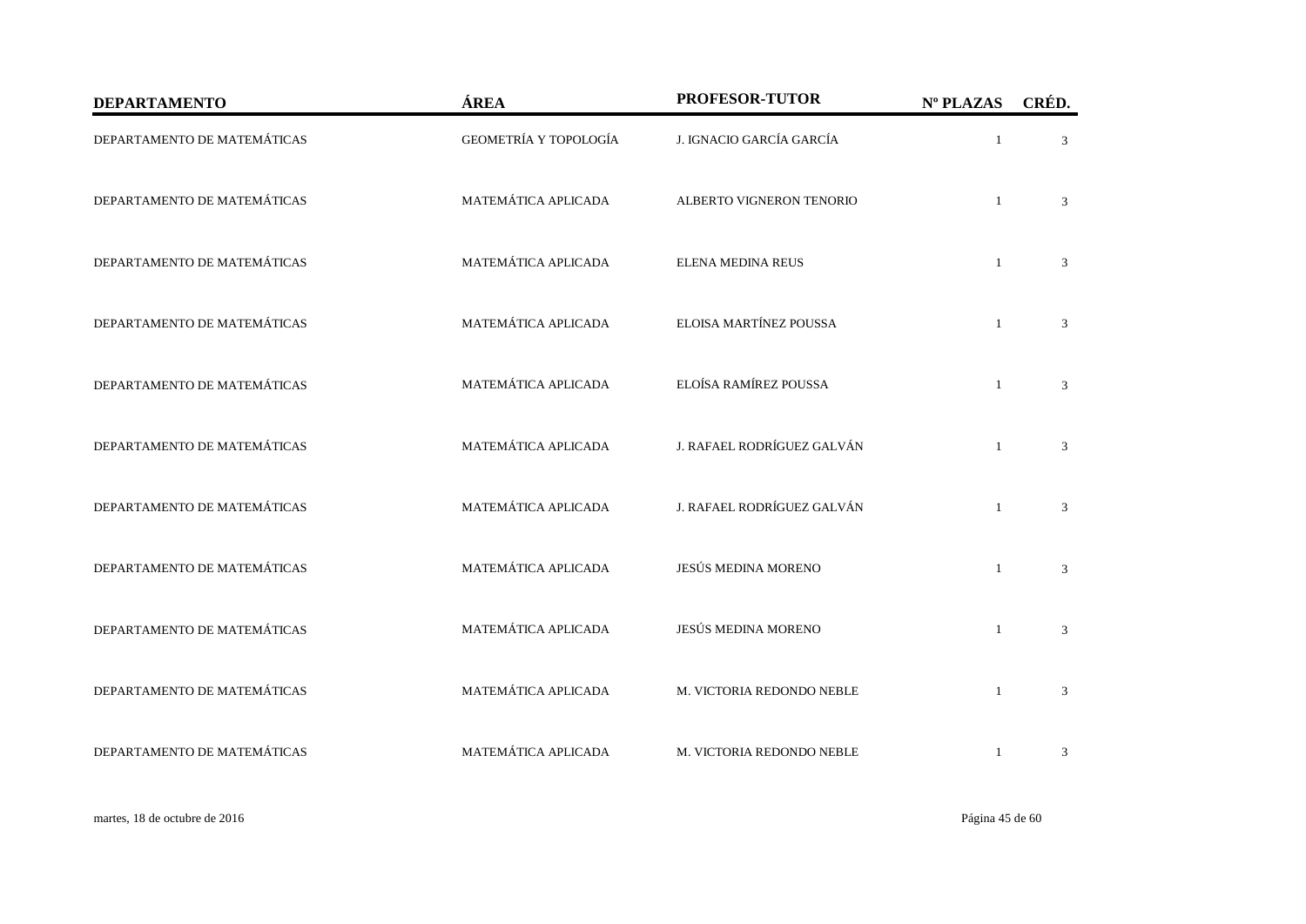| DEPARTAMENTO | ÁREA | PROFESOR-TUTOR | Nº PLAZAS | CRÉD. |
| --- | --- | --- | --- | --- |
| DEPARTAMENTO DE MATEMÁTICAS | GEOMETRÍA Y TOPOLOGÍA | J. IGNACIO GARCÍA GARCÍA | 1 | 3 |
| DEPARTAMENTO DE MATEMÁTICAS | MATEMÁTICA APLICADA | ALBERTO VIGNERON TENORIO | 1 | 3 |
| DEPARTAMENTO DE MATEMÁTICAS | MATEMÁTICA APLICADA | ELENA MEDINA REUS | 1 | 3 |
| DEPARTAMENTO DE MATEMÁTICAS | MATEMÁTICA APLICADA | ELOISA MARTÍNEZ POUSSA | 1 | 3 |
| DEPARTAMENTO DE MATEMÁTICAS | MATEMÁTICA APLICADA | ELOÍSA RAMÍREZ POUSSA | 1 | 3 |
| DEPARTAMENTO DE MATEMÁTICAS | MATEMÁTICA APLICADA | J. RAFAEL RODRÍGUEZ GALVÁN | 1 | 3 |
| DEPARTAMENTO DE MATEMÁTICAS | MATEMÁTICA APLICADA | J. RAFAEL RODRÍGUEZ GALVÁN | 1 | 3 |
| DEPARTAMENTO DE MATEMÁTICAS | MATEMÁTICA APLICADA | JESÚS MEDINA MORENO | 1 | 3 |
| DEPARTAMENTO DE MATEMÁTICAS | MATEMÁTICA APLICADA | JESÚS MEDINA MORENO | 1 | 3 |
| DEPARTAMENTO DE MATEMÁTICAS | MATEMÁTICA APLICADA | M. VICTORIA REDONDO NEBLE | 1 | 3 |
| DEPARTAMENTO DE MATEMÁTICAS | MATEMÁTICA APLICADA | M. VICTORIA REDONDO NEBLE | 1 | 3 |

martes, 18 de octubre de 2016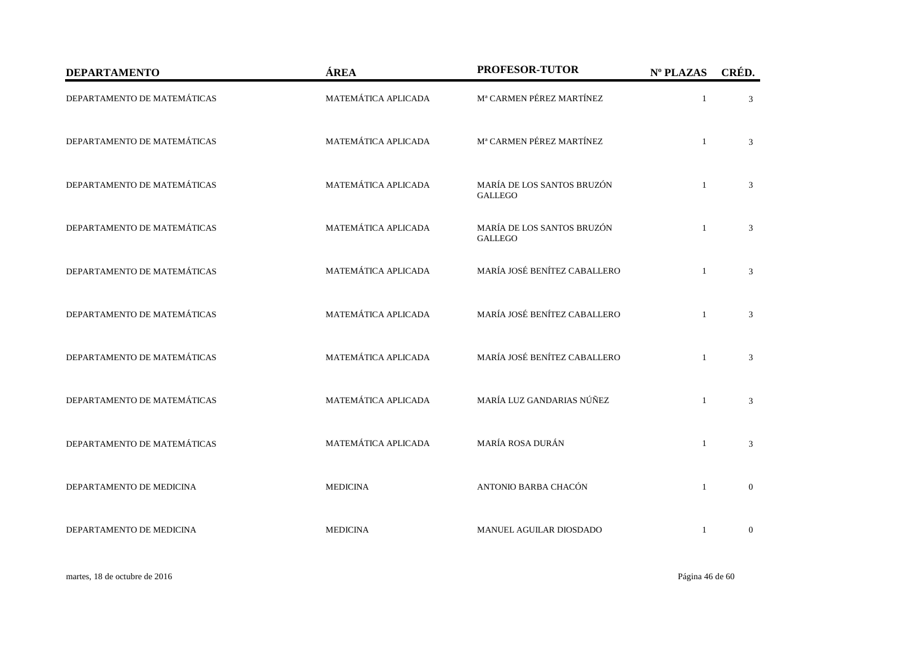| DEPARTAMENTO | ÁREA | PROFESOR-TUTOR | Nº PLAZAS | CRÉD. |
| --- | --- | --- | --- | --- |
| DEPARTAMENTO DE MATEMÁTICAS | MATEMÁTICA APLICADA | Mª CARMEN PÉREZ MARTÍNEZ | 1 | 3 |
| DEPARTAMENTO DE MATEMÁTICAS | MATEMÁTICA APLICADA | Mª CARMEN PÉREZ MARTÍNEZ | 1 | 3 |
| DEPARTAMENTO DE MATEMÁTICAS | MATEMÁTICA APLICADA | MARÍA DE LOS SANTOS BRUZÓN GALLEGO | 1 | 3 |
| DEPARTAMENTO DE MATEMÁTICAS | MATEMÁTICA APLICADA | MARÍA DE LOS SANTOS BRUZÓN GALLEGO | 1 | 3 |
| DEPARTAMENTO DE MATEMÁTICAS | MATEMÁTICA APLICADA | MARÍA JOSÉ BENÍTEZ CABALLERO | 1 | 3 |
| DEPARTAMENTO DE MATEMÁTICAS | MATEMÁTICA APLICADA | MARÍA JOSÉ BENÍTEZ CABALLERO | 1 | 3 |
| DEPARTAMENTO DE MATEMÁTICAS | MATEMÁTICA APLICADA | MARÍA JOSÉ BENÍTEZ CABALLERO | 1 | 3 |
| DEPARTAMENTO DE MATEMÁTICAS | MATEMÁTICA APLICADA | MARÍA LUZ GANDARIAS NÚÑEZ | 1 | 3 |
| DEPARTAMENTO DE MATEMÁTICAS | MATEMÁTICA APLICADA | MARÍA ROSA DURÁN | 1 | 3 |
| DEPARTAMENTO DE MEDICINA | MEDICINA | ANTONIO BARBA CHACÓN | 1 | 0 |
| DEPARTAMENTO DE MEDICINA | MEDICINA | MANUEL AGUILAR DIOSDADO | 1 | 0 |

martes, 18 de octubre de 2016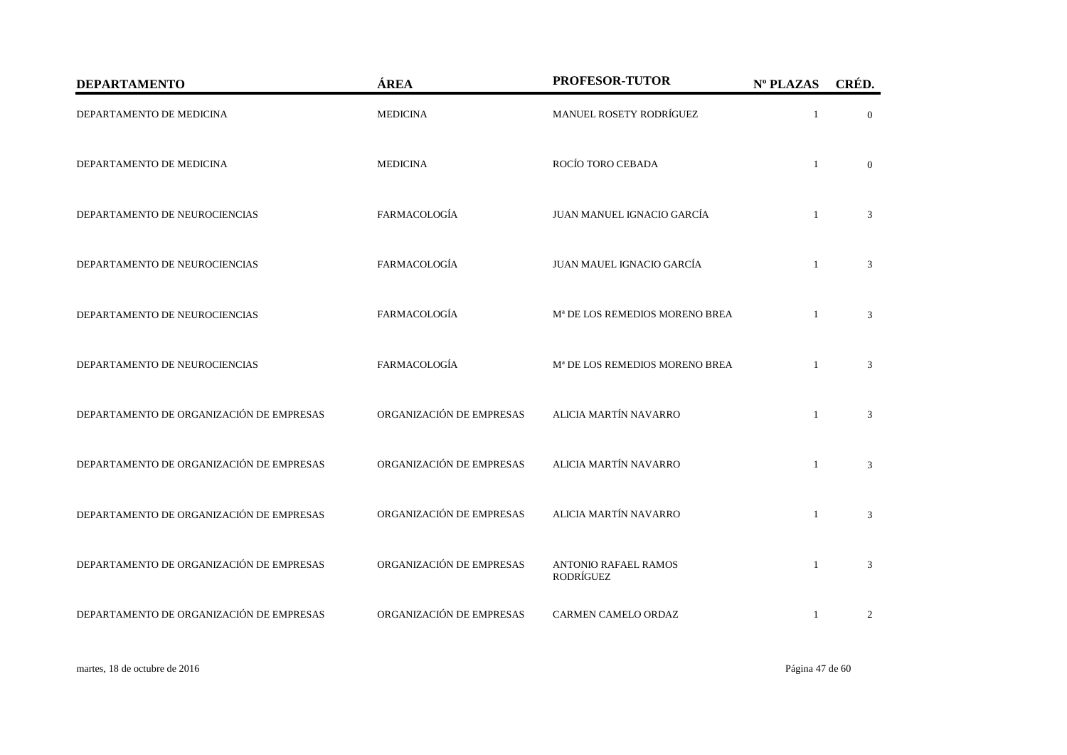| DEPARTAMENTO | ÁREA | PROFESOR-TUTOR | Nº PLAZAS | CRÉD. |
|---|---|---|---|---|
| DEPARTAMENTO DE MEDICINA | MEDICINA | MANUEL ROSETY RODRÍGUEZ | 1 | 0 |
| DEPARTAMENTO DE MEDICINA | MEDICINA | ROCÍO TORO CEBADA | 1 | 0 |
| DEPARTAMENTO DE NEUROCIENCIAS | FARMACOLOGÍA | JUAN MANUEL IGNACIO GARCÍA | 1 | 3 |
| DEPARTAMENTO DE NEUROCIENCIAS | FARMACOLOGÍA | JUAN MAUEL IGNACIO GARCÍA | 1 | 3 |
| DEPARTAMENTO DE NEUROCIENCIAS | FARMACOLOGÍA | Mª DE LOS REMEDIOS MORENO BREA | 1 | 3 |
| DEPARTAMENTO DE NEUROCIENCIAS | FARMACOLOGÍA | Mª DE LOS REMEDIOS MORENO BREA | 1 | 3 |
| DEPARTAMENTO DE ORGANIZACIÓN DE EMPRESAS | ORGANIZACIÓN DE EMPRESAS | ALICIA MARTÍN NAVARRO | 1 | 3 |
| DEPARTAMENTO DE ORGANIZACIÓN DE EMPRESAS | ORGANIZACIÓN DE EMPRESAS | ALICIA MARTÍN NAVARRO | 1 | 3 |
| DEPARTAMENTO DE ORGANIZACIÓN DE EMPRESAS | ORGANIZACIÓN DE EMPRESAS | ALICIA MARTÍN NAVARRO | 1 | 3 |
| DEPARTAMENTO DE ORGANIZACIÓN DE EMPRESAS | ORGANIZACIÓN DE EMPRESAS | ANTONIO RAFAEL RAMOS RODRÍGUEZ | 1 | 3 |
| DEPARTAMENTO DE ORGANIZACIÓN DE EMPRESAS | ORGANIZACIÓN DE EMPRESAS | CARMEN CAMELO ORDAZ | 1 | 2 |

martes, 18 de octubre de 2016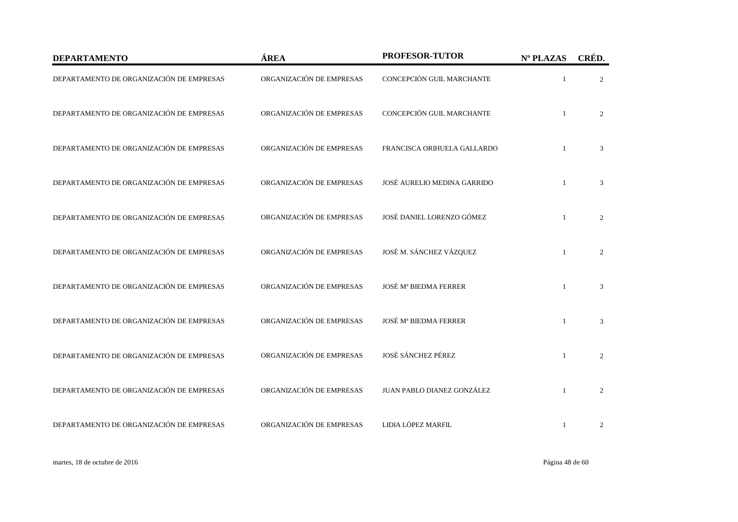| DEPARTAMENTO | ÁREA | PROFESOR-TUTOR | Nº PLAZAS | CRÉD. |
| --- | --- | --- | --- | --- |
| DEPARTAMENTO DE ORGANIZACIÓN DE EMPRESAS | ORGANIZACIÓN DE EMPRESAS | CONCEPCIÓN GUIL MARCHANTE | 1 | 2 |
| DEPARTAMENTO DE ORGANIZACIÓN DE EMPRESAS | ORGANIZACIÓN DE EMPRESAS | CONCEPCIÓN GUIL MARCHANTE | 1 | 2 |
| DEPARTAMENTO DE ORGANIZACIÓN DE EMPRESAS | ORGANIZACIÓN DE EMPRESAS | FRANCISCA ORIHUELA GALLARDO | 1 | 3 |
| DEPARTAMENTO DE ORGANIZACIÓN DE EMPRESAS | ORGANIZACIÓN DE EMPRESAS | JOSÉ AURELIO MEDINA GARRIDO | 1 | 3 |
| DEPARTAMENTO DE ORGANIZACIÓN DE EMPRESAS | ORGANIZACIÓN DE EMPRESAS | JOSÉ DANIEL LORENZO GÓMEZ | 1 | 2 |
| DEPARTAMENTO DE ORGANIZACIÓN DE EMPRESAS | ORGANIZACIÓN DE EMPRESAS | JOSÉ M. SÁNCHEZ VÁZQUEZ | 1 | 2 |
| DEPARTAMENTO DE ORGANIZACIÓN DE EMPRESAS | ORGANIZACIÓN DE EMPRESAS | JOSÉ Mª BIEDMA FERRER | 1 | 3 |
| DEPARTAMENTO DE ORGANIZACIÓN DE EMPRESAS | ORGANIZACIÓN DE EMPRESAS | JOSÉ Mª BIEDMA FERRER | 1 | 3 |
| DEPARTAMENTO DE ORGANIZACIÓN DE EMPRESAS | ORGANIZACIÓN DE EMPRESAS | JOSÉ SÁNCHEZ PÉREZ | 1 | 2 |
| DEPARTAMENTO DE ORGANIZACIÓN DE EMPRESAS | ORGANIZACIÓN DE EMPRESAS | JUAN PABLO DIANEZ GONZÁLEZ | 1 | 2 |
| DEPARTAMENTO DE ORGANIZACIÓN DE EMPRESAS | ORGANIZACIÓN DE EMPRESAS | LIDIA LÓPEZ MARFIL | 1 | 2 |

martes, 18 de octubre de 2016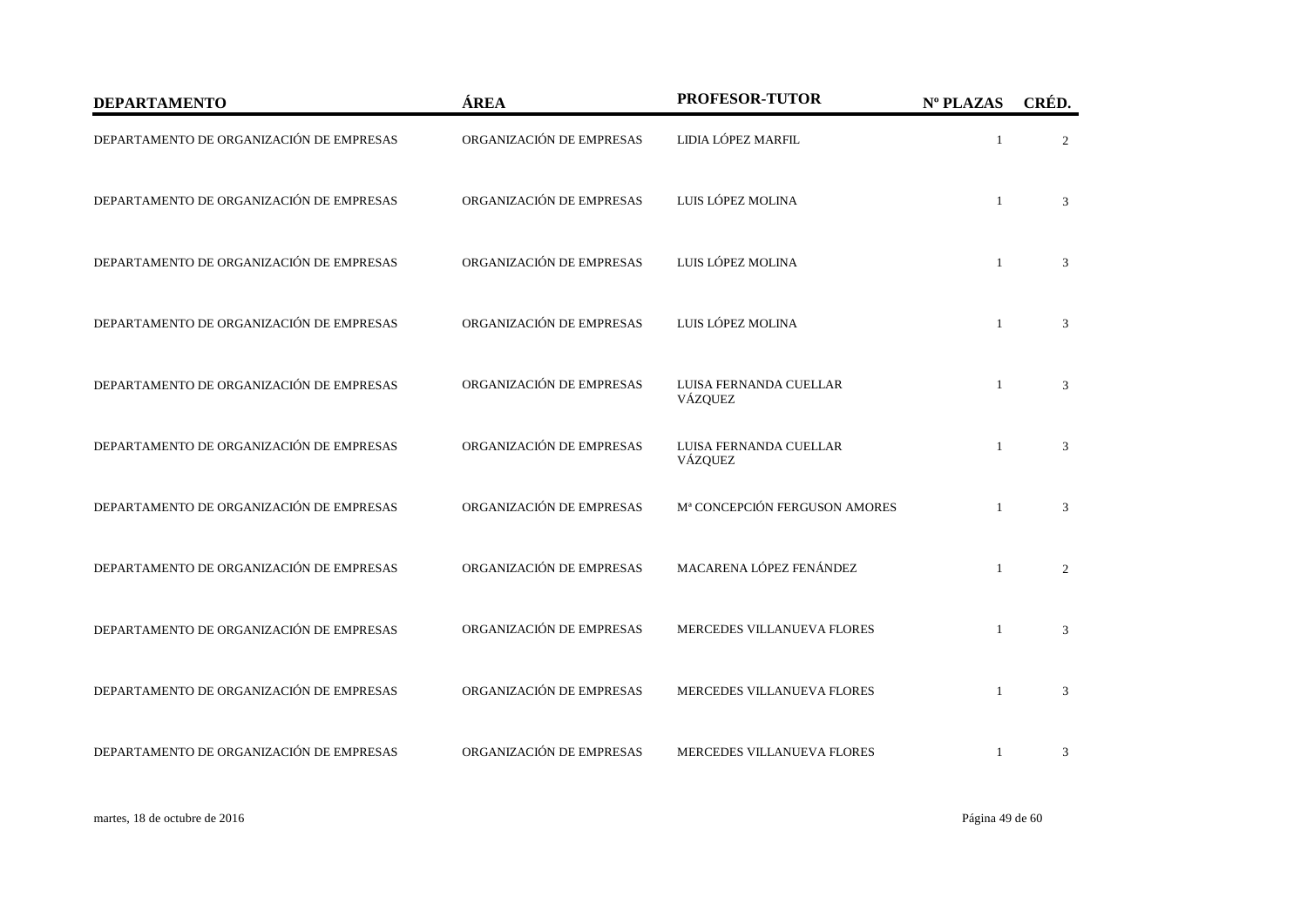| DEPARTAMENTO | ÁREA | PROFESOR-TUTOR | Nº PLAZAS | CRÉD. |
|---|---|---|---|---|
| DEPARTAMENTO DE ORGANIZACIÓN DE EMPRESAS | ORGANIZACIÓN DE EMPRESAS | LIDIA LÓPEZ MARFIL | 1 | 2 |
| DEPARTAMENTO DE ORGANIZACIÓN DE EMPRESAS | ORGANIZACIÓN DE EMPRESAS | LUIS LÓPEZ MOLINA | 1 | 3 |
| DEPARTAMENTO DE ORGANIZACIÓN DE EMPRESAS | ORGANIZACIÓN DE EMPRESAS | LUIS LÓPEZ MOLINA | 1 | 3 |
| DEPARTAMENTO DE ORGANIZACIÓN DE EMPRESAS | ORGANIZACIÓN DE EMPRESAS | LUIS LÓPEZ MOLINA | 1 | 3 |
| DEPARTAMENTO DE ORGANIZACIÓN DE EMPRESAS | ORGANIZACIÓN DE EMPRESAS | LUISA FERNANDA CUELLAR VÁZQUEZ | 1 | 3 |
| DEPARTAMENTO DE ORGANIZACIÓN DE EMPRESAS | ORGANIZACIÓN DE EMPRESAS | LUISA FERNANDA CUELLAR VÁZQUEZ | 1 | 3 |
| DEPARTAMENTO DE ORGANIZACIÓN DE EMPRESAS | ORGANIZACIÓN DE EMPRESAS | Mª CONCEPCIÓN FERGUSON AMORES | 1 | 3 |
| DEPARTAMENTO DE ORGANIZACIÓN DE EMPRESAS | ORGANIZACIÓN DE EMPRESAS | MACARENA LÓPEZ FENÁNDEZ | 1 | 2 |
| DEPARTAMENTO DE ORGANIZACIÓN DE EMPRESAS | ORGANIZACIÓN DE EMPRESAS | MERCEDES VILLANUEVA FLORES | 1 | 3 |
| DEPARTAMENTO DE ORGANIZACIÓN DE EMPRESAS | ORGANIZACIÓN DE EMPRESAS | MERCEDES VILLANUEVA FLORES | 1 | 3 |
| DEPARTAMENTO DE ORGANIZACIÓN DE EMPRESAS | ORGANIZACIÓN DE EMPRESAS | MERCEDES VILLANUEVA FLORES | 1 | 3 |

martes, 18 de octubre de 2016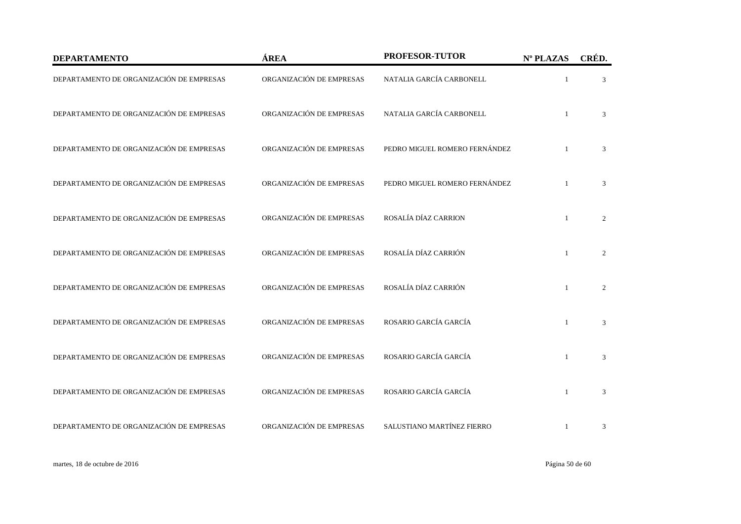| DEPARTAMENTO | ÁREA | PROFESOR-TUTOR | Nº PLAZAS | CRÉD. |
| --- | --- | --- | --- | --- |
| DEPARTAMENTO DE ORGANIZACIÓN DE EMPRESAS | ORGANIZACIÓN DE EMPRESAS | NATALIA GARCÍA CARBONELL | 1 | 3 |
| DEPARTAMENTO DE ORGANIZACIÓN DE EMPRESAS | ORGANIZACIÓN DE EMPRESAS | NATALIA GARCÍA CARBONELL | 1 | 3 |
| DEPARTAMENTO DE ORGANIZACIÓN DE EMPRESAS | ORGANIZACIÓN DE EMPRESAS | PEDRO MIGUEL ROMERO FERNÁNDEZ | 1 | 3 |
| DEPARTAMENTO DE ORGANIZACIÓN DE EMPRESAS | ORGANIZACIÓN DE EMPRESAS | PEDRO MIGUEL ROMERO FERNÁNDEZ | 1 | 3 |
| DEPARTAMENTO DE ORGANIZACIÓN DE EMPRESAS | ORGANIZACIÓN DE EMPRESAS | ROSALÍA DÍAZ CARRION | 1 | 2 |
| DEPARTAMENTO DE ORGANIZACIÓN DE EMPRESAS | ORGANIZACIÓN DE EMPRESAS | ROSALÍA DÍAZ CARRIÓN | 1 | 2 |
| DEPARTAMENTO DE ORGANIZACIÓN DE EMPRESAS | ORGANIZACIÓN DE EMPRESAS | ROSALÍA DÍAZ CARRIÓN | 1 | 2 |
| DEPARTAMENTO DE ORGANIZACIÓN DE EMPRESAS | ORGANIZACIÓN DE EMPRESAS | ROSARIO GARCÍA GARCÍA | 1 | 3 |
| DEPARTAMENTO DE ORGANIZACIÓN DE EMPRESAS | ORGANIZACIÓN DE EMPRESAS | ROSARIO GARCÍA GARCÍA | 1 | 3 |
| DEPARTAMENTO DE ORGANIZACIÓN DE EMPRESAS | ORGANIZACIÓN DE EMPRESAS | ROSARIO GARCÍA GARCÍA | 1 | 3 |
| DEPARTAMENTO DE ORGANIZACIÓN DE EMPRESAS | ORGANIZACIÓN DE EMPRESAS | SALUSTIANO MARTÍNEZ FIERRO | 1 | 3 |

martes, 18 de octubre de 2016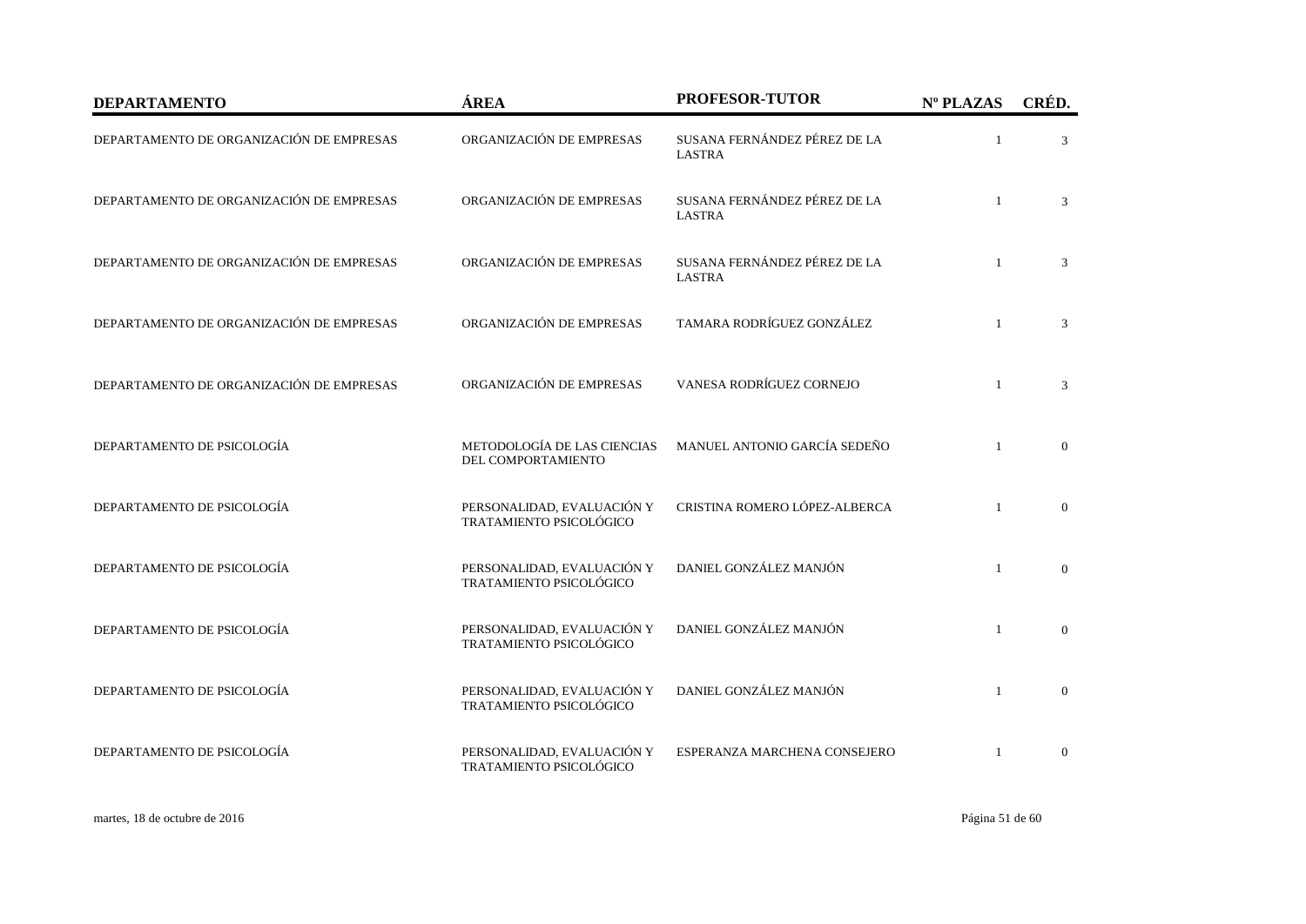| DEPARTAMENTO | ÁREA | PROFESOR-TUTOR | Nº PLAZAS | CRÉD. |
|---|---|---|---|---|
| DEPARTAMENTO DE ORGANIZACIÓN DE EMPRESAS | ORGANIZACIÓN DE EMPRESAS | SUSANA FERNÁNDEZ PÉREZ DE LA LASTRA | 1 | 3 |
| DEPARTAMENTO DE ORGANIZACIÓN DE EMPRESAS | ORGANIZACIÓN DE EMPRESAS | SUSANA FERNÁNDEZ PÉREZ DE LA LASTRA | 1 | 3 |
| DEPARTAMENTO DE ORGANIZACIÓN DE EMPRESAS | ORGANIZACIÓN DE EMPRESAS | SUSANA FERNÁNDEZ PÉREZ DE LA LASTRA | 1 | 3 |
| DEPARTAMENTO DE ORGANIZACIÓN DE EMPRESAS | ORGANIZACIÓN DE EMPRESAS | TAMARA RODRÍGUEZ GONZÁLEZ | 1 | 3 |
| DEPARTAMENTO DE ORGANIZACIÓN DE EMPRESAS | ORGANIZACIÓN DE EMPRESAS | VANESA RODRÍGUEZ CORNEJO | 1 | 3 |
| DEPARTAMENTO DE PSICOLOGÍA | METODOLOGÍA DE LAS CIENCIAS DEL COMPORTAMIENTO | MANUEL ANTONIO GARCÍA SEDEÑO | 1 | 0 |
| DEPARTAMENTO DE PSICOLOGÍA | PERSONALIDAD, EVALUACIÓN Y TRATAMIENTO PSICOLÓGICO | CRISTINA ROMERO LÓPEZ-ALBERCA | 1 | 0 |
| DEPARTAMENTO DE PSICOLOGÍA | PERSONALIDAD, EVALUACIÓN Y TRATAMIENTO PSICOLÓGICO | DANIEL GONZÁLEZ MANJÓN | 1 | 0 |
| DEPARTAMENTO DE PSICOLOGÍA | PERSONALIDAD, EVALUACIÓN Y TRATAMIENTO PSICOLÓGICO | DANIEL GONZÁLEZ MANJÓN | 1 | 0 |
| DEPARTAMENTO DE PSICOLOGÍA | PERSONALIDAD, EVALUACIÓN Y TRATAMIENTO PSICOLÓGICO | DANIEL GONZÁLEZ MANJÓN | 1 | 0 |
| DEPARTAMENTO DE PSICOLOGÍA | PERSONALIDAD, EVALUACIÓN Y TRATAMIENTO PSICOLÓGICO | ESPERANZA MARCHENA CONSEJERO | 1 | 0 |

martes, 18 de octubre de 2016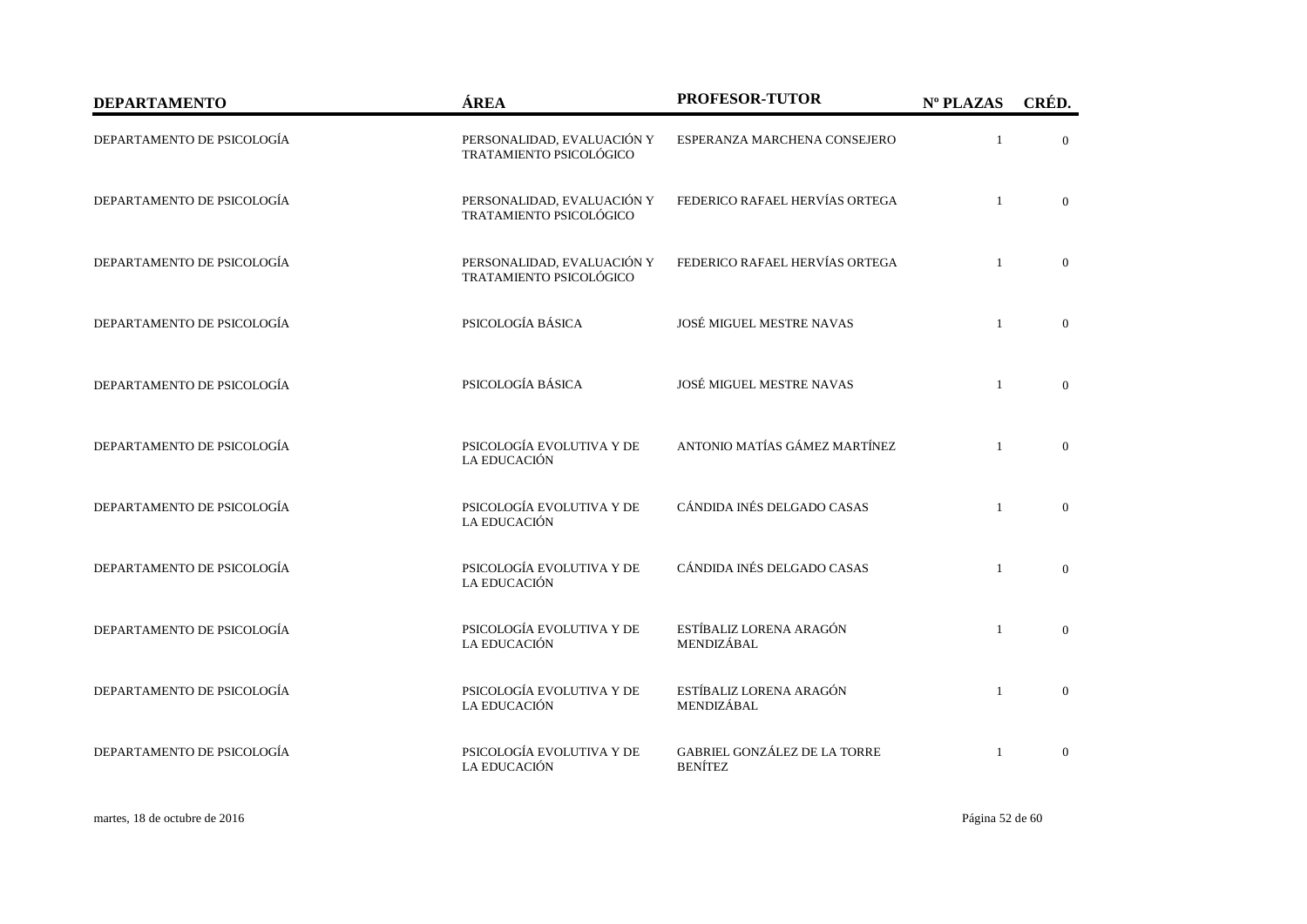| DEPARTAMENTO | ÁREA | PROFESOR-TUTOR | Nº PLAZAS | CRÉD. |
|---|---|---|---|---|
| DEPARTAMENTO DE PSICOLOGÍA | PERSONALIDAD, EVALUACIÓN Y TRATAMIENTO PSICOLÓGICO | ESPERANZA MARCHENA CONSEJERO | 1 | 0 |
| DEPARTAMENTO DE PSICOLOGÍA | PERSONALIDAD, EVALUACIÓN Y TRATAMIENTO PSICOLÓGICO | FEDERICO RAFAEL HERVÍAS ORTEGA | 1 | 0 |
| DEPARTAMENTO DE PSICOLOGÍA | PERSONALIDAD, EVALUACIÓN Y TRATAMIENTO PSICOLÓGICO | FEDERICO RAFAEL HERVÍAS ORTEGA | 1 | 0 |
| DEPARTAMENTO DE PSICOLOGÍA | PSICOLOGÍA BÁSICA | JOSÉ MIGUEL MESTRE NAVAS | 1 | 0 |
| DEPARTAMENTO DE PSICOLOGÍA | PSICOLOGÍA BÁSICA | JOSÉ MIGUEL MESTRE NAVAS | 1 | 0 |
| DEPARTAMENTO DE PSICOLOGÍA | PSICOLOGÍA EVOLUTIVA Y DE LA EDUCACIÓN | ANTONIO MATÍAS GÁMEZ MARTÍNEZ | 1 | 0 |
| DEPARTAMENTO DE PSICOLOGÍA | PSICOLOGÍA EVOLUTIVA Y DE LA EDUCACIÓN | CÁNDIDA INÉS DELGADO CASAS | 1 | 0 |
| DEPARTAMENTO DE PSICOLOGÍA | PSICOLOGÍA EVOLUTIVA Y DE LA EDUCACIÓN | CÁNDIDA INÉS DELGADO CASAS | 1 | 0 |
| DEPARTAMENTO DE PSICOLOGÍA | PSICOLOGÍA EVOLUTIVA Y DE LA EDUCACIÓN | ESTÍBALIZ LORENA ARAGÓN MENDIZÁBAL | 1 | 0 |
| DEPARTAMENTO DE PSICOLOGÍA | PSICOLOGÍA EVOLUTIVA Y DE LA EDUCACIÓN | ESTÍBALIZ LORENA ARAGÓN MENDIZÁBAL | 1 | 0 |
| DEPARTAMENTO DE PSICOLOGÍA | PSICOLOGÍA EVOLUTIVA Y DE LA EDUCACIÓN | GABRIEL GONZÁLEZ DE LA TORRE BENÍTEZ | 1 | 0 |

martes, 18 de octubre de 2016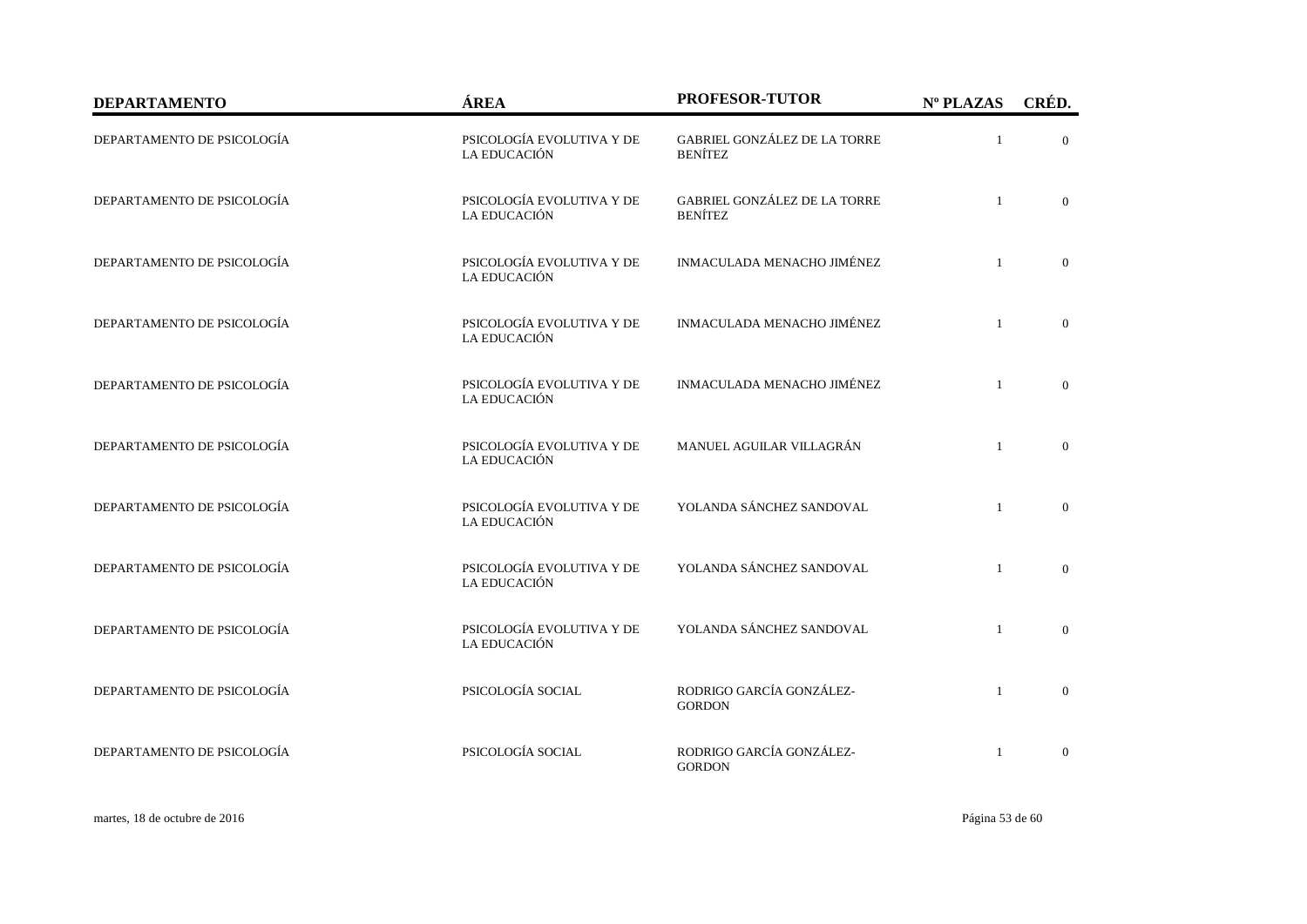| DEPARTAMENTO | ÁREA | PROFESOR-TUTOR | Nº PLAZAS | CRÉD. |
|---|---|---|---|---|
| DEPARTAMENTO DE PSICOLOGÍA | PSICOLOGÍA EVOLUTIVA Y DE LA EDUCACIÓN | GABRIEL GONZÁLEZ DE LA TORRE BENÍTEZ | 1 | 0 |
| DEPARTAMENTO DE PSICOLOGÍA | PSICOLOGÍA EVOLUTIVA Y DE LA EDUCACIÓN | GABRIEL GONZÁLEZ DE LA TORRE BENÍTEZ | 1 | 0 |
| DEPARTAMENTO DE PSICOLOGÍA | PSICOLOGÍA EVOLUTIVA Y DE LA EDUCACIÓN | INMACULADA MENACHO JIMÉNEZ | 1 | 0 |
| DEPARTAMENTO DE PSICOLOGÍA | PSICOLOGÍA EVOLUTIVA Y DE LA EDUCACIÓN | INMACULADA MENACHO JIMÉNEZ | 1 | 0 |
| DEPARTAMENTO DE PSICOLOGÍA | PSICOLOGÍA EVOLUTIVA Y DE LA EDUCACIÓN | INMACULADA MENACHO JIMÉNEZ | 1 | 0 |
| DEPARTAMENTO DE PSICOLOGÍA | PSICOLOGÍA EVOLUTIVA Y DE LA EDUCACIÓN | MANUEL AGUILAR VILLAGRÁN | 1 | 0 |
| DEPARTAMENTO DE PSICOLOGÍA | PSICOLOGÍA EVOLUTIVA Y DE LA EDUCACIÓN | YOLANDA SÁNCHEZ SANDOVAL | 1 | 0 |
| DEPARTAMENTO DE PSICOLOGÍA | PSICOLOGÍA EVOLUTIVA Y DE LA EDUCACIÓN | YOLANDA SÁNCHEZ SANDOVAL | 1 | 0 |
| DEPARTAMENTO DE PSICOLOGÍA | PSICOLOGÍA EVOLUTIVA Y DE LA EDUCACIÓN | YOLANDA SÁNCHEZ SANDOVAL | 1 | 0 |
| DEPARTAMENTO DE PSICOLOGÍA | PSICOLOGÍA SOCIAL | RODRIGO GARCÍA GONZÁLEZ-GORDON | 1 | 0 |
| DEPARTAMENTO DE PSICOLOGÍA | PSICOLOGÍA SOCIAL | RODRIGO GARCÍA GONZÁLEZ-GORDON | 1 | 0 |

martes, 18 de octubre de 2016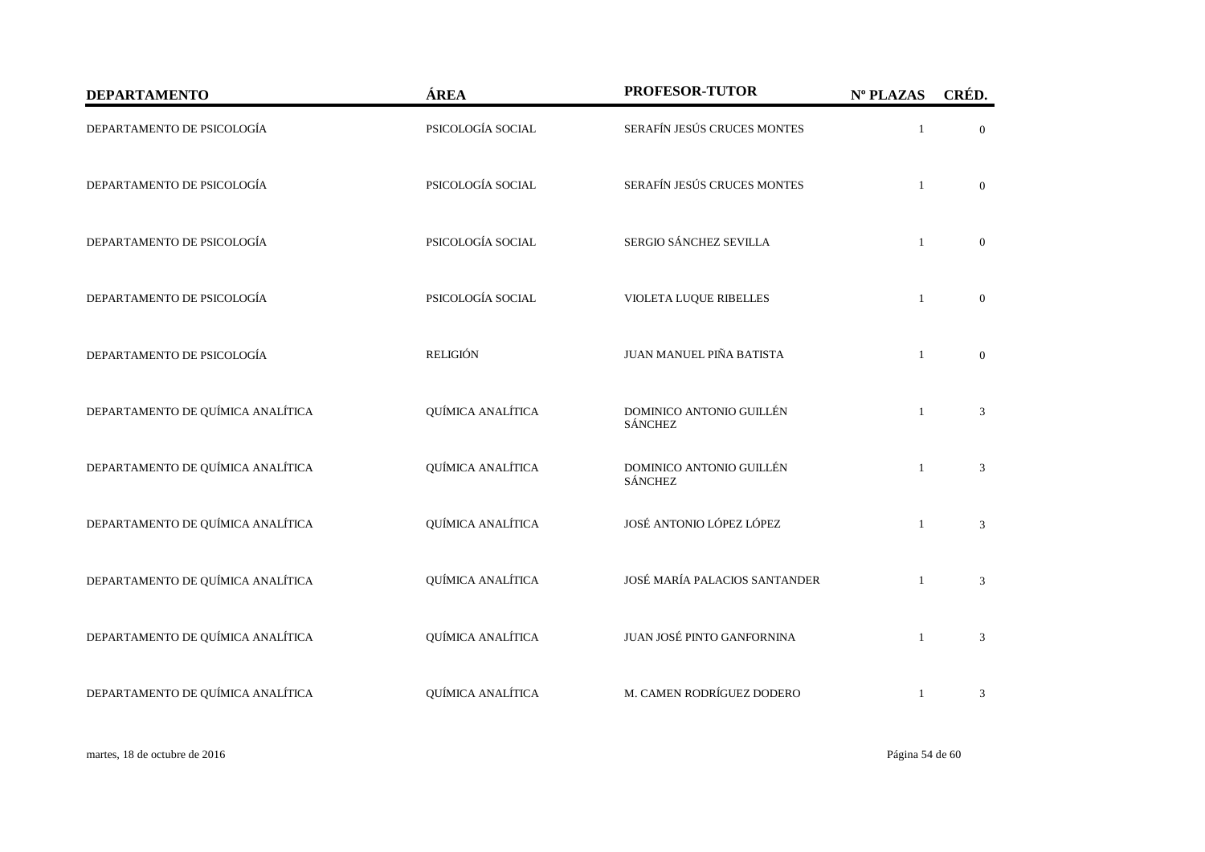| DEPARTAMENTO | ÁREA | PROFESOR-TUTOR | Nº PLAZAS | CRÉD. |
|---|---|---|---|---|
| DEPARTAMENTO DE PSICOLOGÍA | PSICOLOGÍA SOCIAL | SERAFÍN JESÚS CRUCES MONTES | 1 | 0 |
| DEPARTAMENTO DE PSICOLOGÍA | PSICOLOGÍA SOCIAL | SERAFÍN JESÚS CRUCES MONTES | 1 | 0 |
| DEPARTAMENTO DE PSICOLOGÍA | PSICOLOGÍA SOCIAL | SERGIO SÁNCHEZ SEVILLA | 1 | 0 |
| DEPARTAMENTO DE PSICOLOGÍA | PSICOLOGÍA SOCIAL | VIOLETA LUQUE RIBELLES | 1 | 0 |
| DEPARTAMENTO DE PSICOLOGÍA | RELIGIÓN | JUAN MANUEL PIÑA BATISTA | 1 | 0 |
| DEPARTAMENTO DE QUÍMICA ANALÍTICA | QUÍMICA ANALÍTICA | DOMINICO ANTONIO GUILLÉN SÁNCHEZ | 1 | 3 |
| DEPARTAMENTO DE QUÍMICA ANALÍTICA | QUÍMICA ANALÍTICA | DOMINICO ANTONIO GUILLÉN SÁNCHEZ | 1 | 3 |
| DEPARTAMENTO DE QUÍMICA ANALÍTICA | QUÍMICA ANALÍTICA | JOSÉ ANTONIO LÓPEZ LÓPEZ | 1 | 3 |
| DEPARTAMENTO DE QUÍMICA ANALÍTICA | QUÍMICA ANALÍTICA | JOSÉ MARÍA PALACIOS SANTANDER | 1 | 3 |
| DEPARTAMENTO DE QUÍMICA ANALÍTICA | QUÍMICA ANALÍTICA | JUAN JOSÉ PINTO GANFORNINA | 1 | 3 |
| DEPARTAMENTO DE QUÍMICA ANALÍTICA | QUÍMICA ANALÍTICA | M. CAMEN RODRÍGUEZ DODERO | 1 | 3 |

martes, 18 de octubre de 2016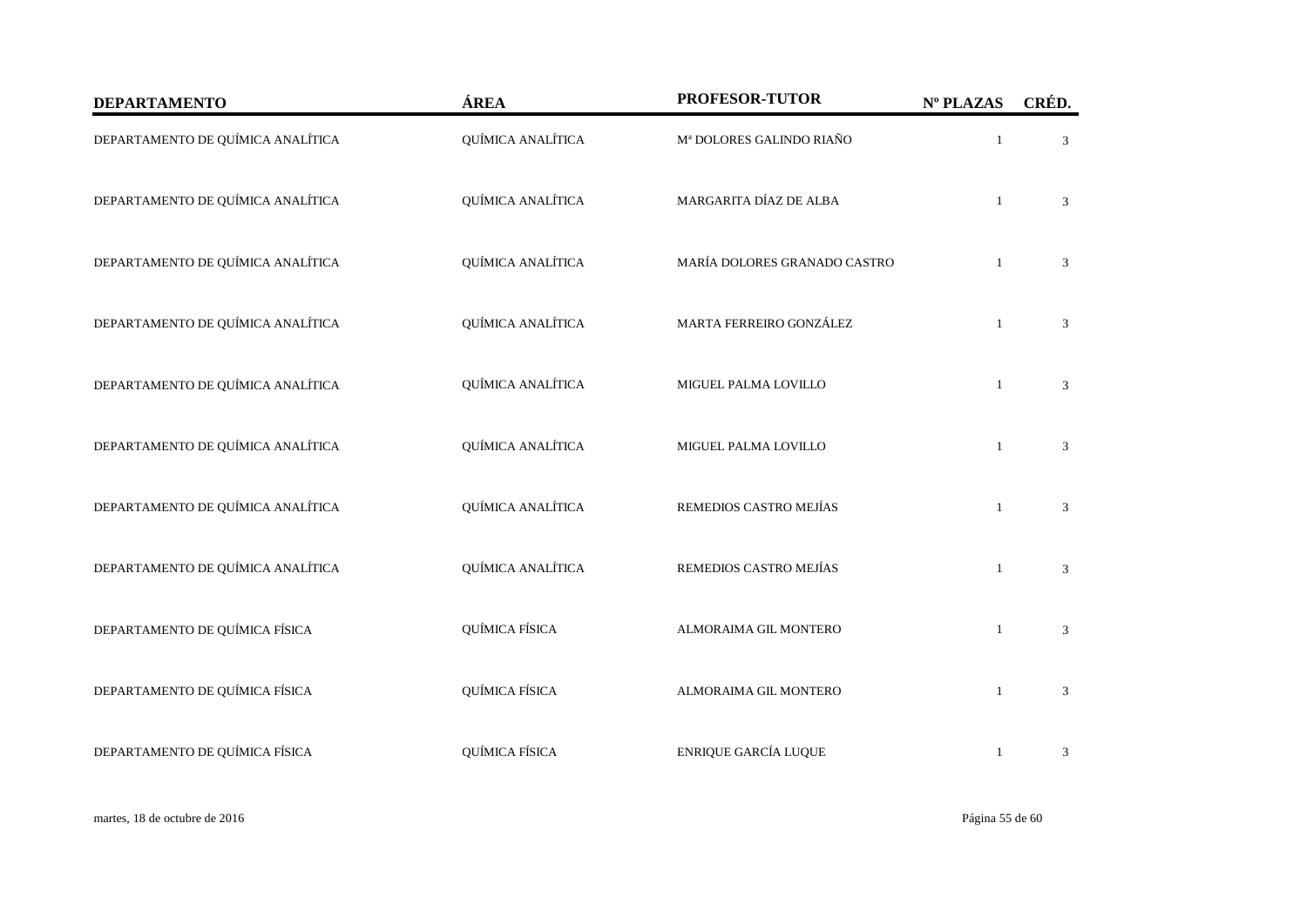| DEPARTAMENTO | ÁREA | PROFESOR-TUTOR | Nº PLAZAS | CRÉD. |
|---|---|---|---|---|
| DEPARTAMENTO DE QUÍMICA ANALÍTICA | QUÍMICA ANALÍTICA | Mª DOLORES GALINDO RIAÑO | 1 | 3 |
| DEPARTAMENTO DE QUÍMICA ANALÍTICA | QUÍMICA ANALÍTICA | MARGARITA DÍAZ DE ALBA | 1 | 3 |
| DEPARTAMENTO DE QUÍMICA ANALÍTICA | QUÍMICA ANALÍTICA | MARÍA DOLORES GRANADO CASTRO | 1 | 3 |
| DEPARTAMENTO DE QUÍMICA ANALÍTICA | QUÍMICA ANALÍTICA | MARTA FERREIRO GONZÁLEZ | 1 | 3 |
| DEPARTAMENTO DE QUÍMICA ANALÍTICA | QUÍMICA ANALÍTICA | MIGUEL PALMA LOVILLO | 1 | 3 |
| DEPARTAMENTO DE QUÍMICA ANALÍTICA | QUÍMICA ANALÍTICA | MIGUEL PALMA LOVILLO | 1 | 3 |
| DEPARTAMENTO DE QUÍMICA ANALÍTICA | QUÍMICA ANALÍTICA | REMEDIOS CASTRO MEJÍAS | 1 | 3 |
| DEPARTAMENTO DE QUÍMICA ANALÍTICA | QUÍMICA ANALÍTICA | REMEDIOS CASTRO MEJÍAS | 1 | 3 |
| DEPARTAMENTO DE QUÍMICA FÍSICA | QUÍMICA FÍSICA | ALMORAIMA GIL MONTERO | 1 | 3 |
| DEPARTAMENTO DE QUÍMICA FÍSICA | QUÍMICA FÍSICA | ALMORAIMA GIL MONTERO | 1 | 3 |
| DEPARTAMENTO DE QUÍMICA FÍSICA | QUÍMICA FÍSICA | ENRIQUE GARCÍA LUQUE | 1 | 3 |

martes, 18 de octubre de 2016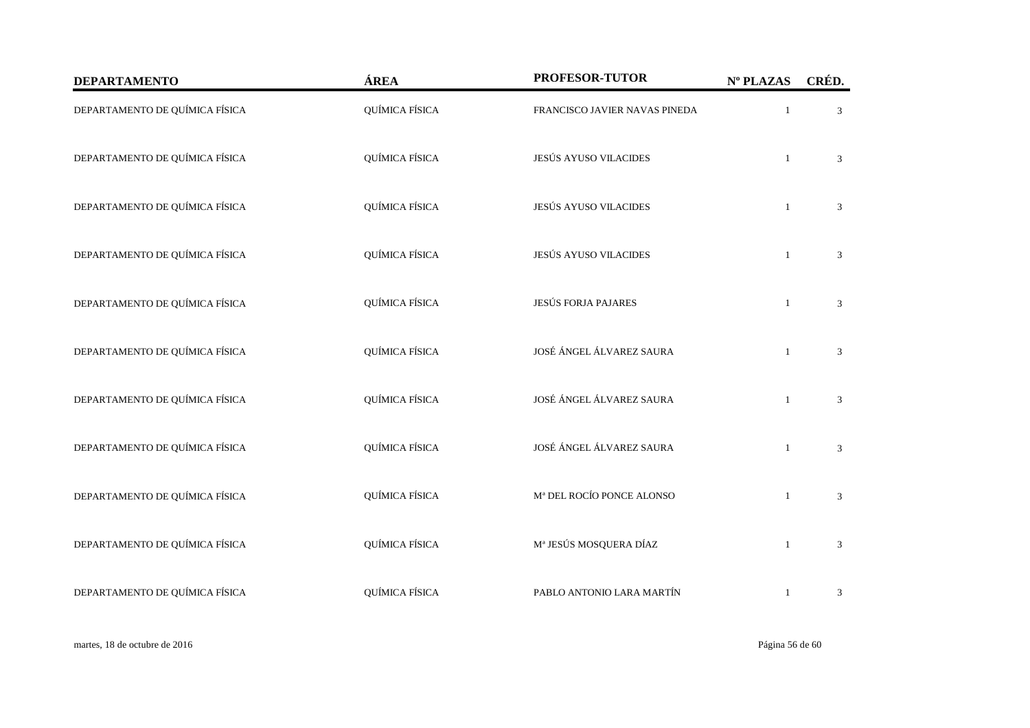| DEPARTAMENTO | ÁREA | PROFESOR-TUTOR | Nº PLAZAS | CRÉD. |
|---|---|---|---|---|
| DEPARTAMENTO DE QUÍMICA FÍSICA | QUÍMICA FÍSICA | FRANCISCO JAVIER NAVAS PINEDA | 1 | 3 |
| DEPARTAMENTO DE QUÍMICA FÍSICA | QUÍMICA FÍSICA | JESÚS AYUSO VILACIDES | 1 | 3 |
| DEPARTAMENTO DE QUÍMICA FÍSICA | QUÍMICA FÍSICA | JESÚS AYUSO VILACIDES | 1 | 3 |
| DEPARTAMENTO DE QUÍMICA FÍSICA | QUÍMICA FÍSICA | JESÚS AYUSO VILACIDES | 1 | 3 |
| DEPARTAMENTO DE QUÍMICA FÍSICA | QUÍMICA FÍSICA | JESÚS FORJA PAJARES | 1 | 3 |
| DEPARTAMENTO DE QUÍMICA FÍSICA | QUÍMICA FÍSICA | JOSÉ ÁNGEL ÁLVAREZ SAURA | 1 | 3 |
| DEPARTAMENTO DE QUÍMICA FÍSICA | QUÍMICA FÍSICA | JOSÉ ÁNGEL ÁLVAREZ SAURA | 1 | 3 |
| DEPARTAMENTO DE QUÍMICA FÍSICA | QUÍMICA FÍSICA | JOSÉ ÁNGEL ÁLVAREZ SAURA | 1 | 3 |
| DEPARTAMENTO DE QUÍMICA FÍSICA | QUÍMICA FÍSICA | Mª DEL ROCÍO PONCE ALONSO | 1 | 3 |
| DEPARTAMENTO DE QUÍMICA FÍSICA | QUÍMICA FÍSICA | Mª JESÚS MOSQUERA DÍAZ | 1 | 3 |
| DEPARTAMENTO DE QUÍMICA FÍSICA | QUÍMICA FÍSICA | PABLO ANTONIO LARA MARTÍN | 1 | 3 |

martes, 18 de octubre de 2016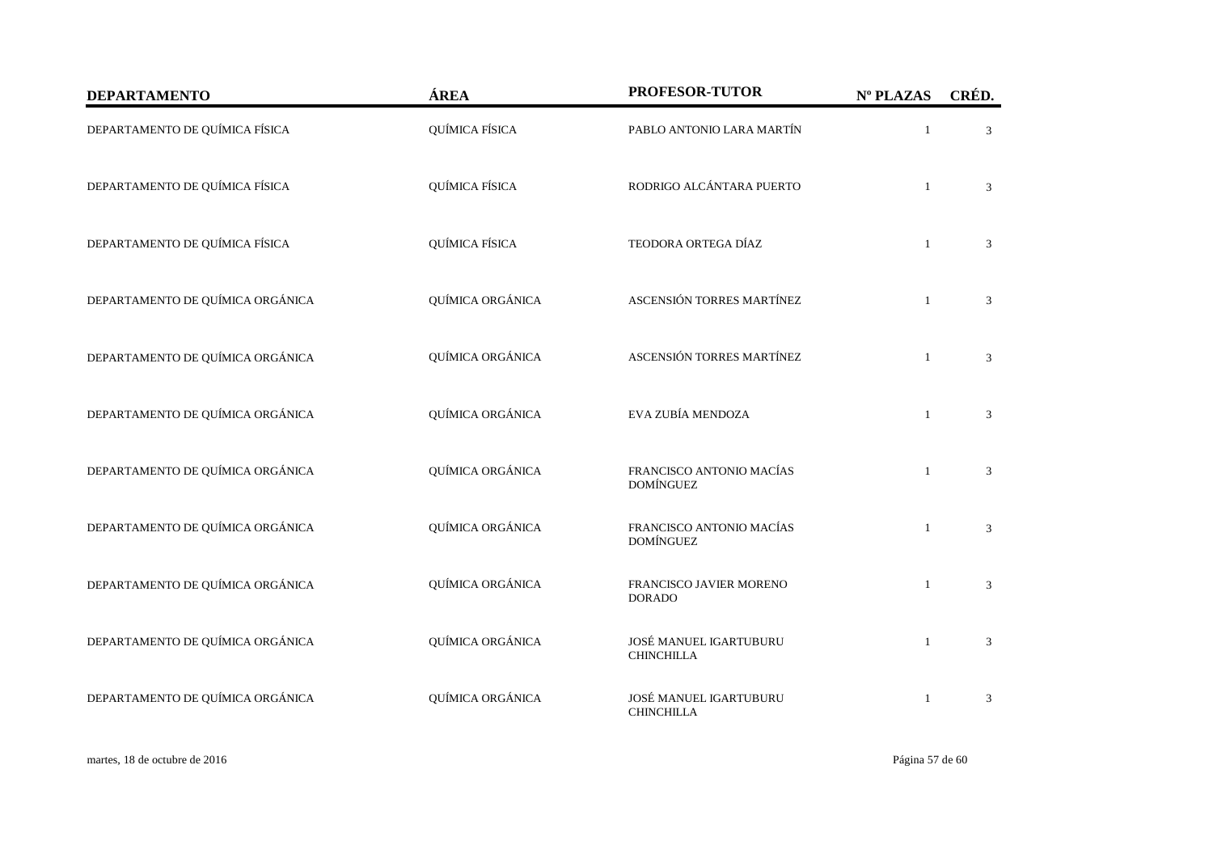| DEPARTAMENTO | ÁREA | PROFESOR-TUTOR | Nº PLAZAS | CRÉD. |
|---|---|---|---|---|
| DEPARTAMENTO DE QUÍMICA FÍSICA | QUÍMICA FÍSICA | PABLO ANTONIO LARA MARTÍN | 1 | 3 |
| DEPARTAMENTO DE QUÍMICA FÍSICA | QUÍMICA FÍSICA | RODRIGO ALCÁNTARA PUERTO | 1 | 3 |
| DEPARTAMENTO DE QUÍMICA FÍSICA | QUÍMICA FÍSICA | TEODORA ORTEGA DÍAZ | 1 | 3 |
| DEPARTAMENTO DE QUÍMICA ORGÁNICA | QUÍMICA ORGÁNICA | ASCENSIÓN TORRES MARTÍNEZ | 1 | 3 |
| DEPARTAMENTO DE QUÍMICA ORGÁNICA | QUÍMICA ORGÁNICA | ASCENSIÓN TORRES MARTÍNEZ | 1 | 3 |
| DEPARTAMENTO DE QUÍMICA ORGÁNICA | QUÍMICA ORGÁNICA | EVA ZUBÍA MENDOZA | 1 | 3 |
| DEPARTAMENTO DE QUÍMICA ORGÁNICA | QUÍMICA ORGÁNICA | FRANCISCO ANTONIO MACÍAS DOMÍNGUEZ | 1 | 3 |
| DEPARTAMENTO DE QUÍMICA ORGÁNICA | QUÍMICA ORGÁNICA | FRANCISCO ANTONIO MACÍAS DOMÍNGUEZ | 1 | 3 |
| DEPARTAMENTO DE QUÍMICA ORGÁNICA | QUÍMICA ORGÁNICA | FRANCISCO JAVIER MORENO DORADO | 1 | 3 |
| DEPARTAMENTO DE QUÍMICA ORGÁNICA | QUÍMICA ORGÁNICA | JOSÉ MANUEL IGARTUBURU CHINCHILLA | 1 | 3 |
| DEPARTAMENTO DE QUÍMICA ORGÁNICA | QUÍMICA ORGÁNICA | JOSÉ MANUEL IGARTUBURU CHINCHILLA | 1 | 3 |

martes, 18 de octubre de 2016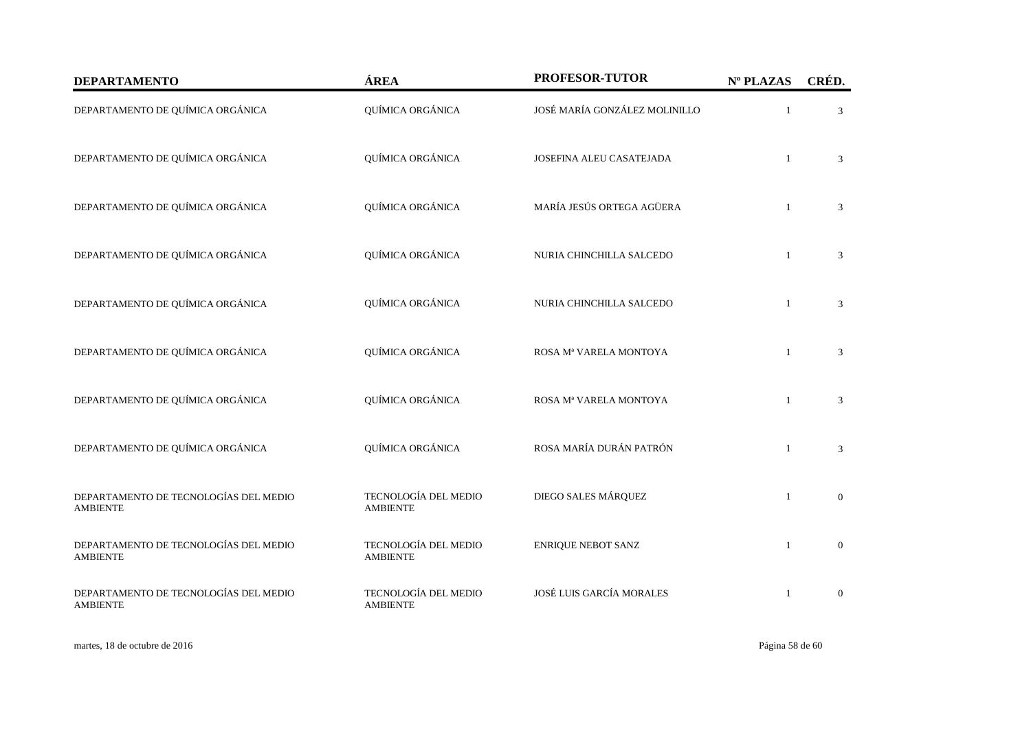| DEPARTAMENTO | ÁREA | PROFESOR-TUTOR | Nº PLAZAS | CRÉD. |
| --- | --- | --- | --- | --- |
| DEPARTAMENTO DE QUÍMICA ORGÁNICA | QUÍMICA ORGÁNICA | JOSÉ MARÍA GONZÁLEZ MOLINILLO | 1 | 3 |
| DEPARTAMENTO DE QUÍMICA ORGÁNICA | QUÍMICA ORGÁNICA | JOSEFINA ALEU CASATEJADA | 1 | 3 |
| DEPARTAMENTO DE QUÍMICA ORGÁNICA | QUÍMICA ORGÁNICA | MARÍA JESÚS ORTEGA AGÜERA | 1 | 3 |
| DEPARTAMENTO DE QUÍMICA ORGÁNICA | QUÍMICA ORGÁNICA | NURIA CHINCHILLA SALCEDO | 1 | 3 |
| DEPARTAMENTO DE QUÍMICA ORGÁNICA | QUÍMICA ORGÁNICA | NURIA CHINCHILLA SALCEDO | 1 | 3 |
| DEPARTAMENTO DE QUÍMICA ORGÁNICA | QUÍMICA ORGÁNICA | ROSA Mª VARELA MONTOYA | 1 | 3 |
| DEPARTAMENTO DE QUÍMICA ORGÁNICA | QUÍMICA ORGÁNICA | ROSA Mª VARELA MONTOYA | 1 | 3 |
| DEPARTAMENTO DE QUÍMICA ORGÁNICA | QUÍMICA ORGÁNICA | ROSA MARÍA DURÁN PATRÓN | 1 | 3 |
| DEPARTAMENTO DE TECNOLOGÍAS DEL MEDIO AMBIENTE | TECNOLOGÍA DEL MEDIO AMBIENTE | DIEGO SALES MÁRQUEZ | 1 | 0 |
| DEPARTAMENTO DE TECNOLOGÍAS DEL MEDIO AMBIENTE | TECNOLOGÍA DEL MEDIO AMBIENTE | ENRIQUE NEBOT SANZ | 1 | 0 |
| DEPARTAMENTO DE TECNOLOGÍAS DEL MEDIO AMBIENTE | TECNOLOGÍA DEL MEDIO AMBIENTE | JOSÉ LUIS GARCÍA MORALES | 1 | 0 |

martes, 18 de octubre de 2016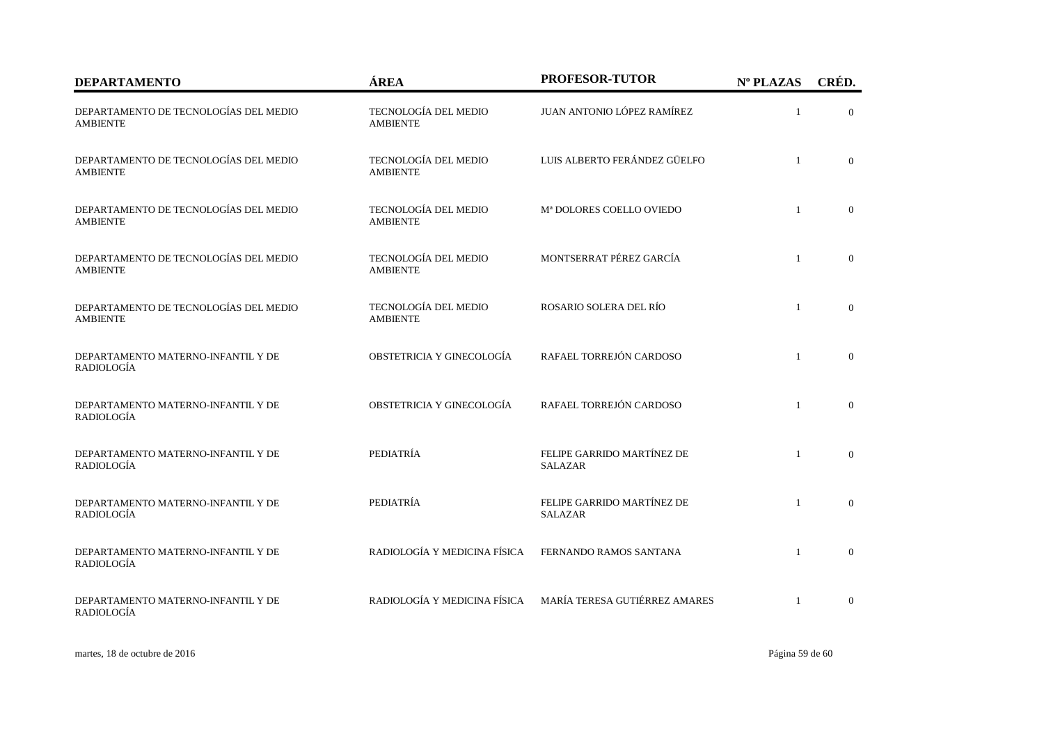| DEPARTAMENTO | ÁREA | PROFESOR-TUTOR | Nº PLAZAS | CRÉD. |
|---|---|---|---|---|
| DEPARTAMENTO DE TECNOLOGÍAS DEL MEDIO AMBIENTE | TECNOLOGÍA DEL MEDIO AMBIENTE | JUAN ANTONIO LÓPEZ RAMÍREZ | 1 | 0 |
| DEPARTAMENTO DE TECNOLOGÍAS DEL MEDIO AMBIENTE | TECNOLOGÍA DEL MEDIO AMBIENTE | LUIS ALBERTO FERÁNDEZ GÜELFO | 1 | 0 |
| DEPARTAMENTO DE TECNOLOGÍAS DEL MEDIO AMBIENTE | TECNOLOGÍA DEL MEDIO AMBIENTE | Mª DOLORES COELLO OVIEDO | 1 | 0 |
| DEPARTAMENTO DE TECNOLOGÍAS DEL MEDIO AMBIENTE | TECNOLOGÍA DEL MEDIO AMBIENTE | MONTSERRAT PÉREZ GARCÍA | 1 | 0 |
| DEPARTAMENTO DE TECNOLOGÍAS DEL MEDIO AMBIENTE | TECNOLOGÍA DEL MEDIO AMBIENTE | ROSARIO SOLERA DEL RÍO | 1 | 0 |
| DEPARTAMENTO MATERNO-INFANTIL Y DE RADIOLOGÍA | OBSTETRICIA Y GINECOLOGÍA | RAFAEL TORREJÓN CARDOSO | 1 | 0 |
| DEPARTAMENTO MATERNO-INFANTIL Y DE RADIOLOGÍA | OBSTETRICIA Y GINECOLOGÍA | RAFAEL TORREJÓN CARDOSO | 1 | 0 |
| DEPARTAMENTO MATERNO-INFANTIL Y DE RADIOLOGÍA | PEDIATRÍA | FELIPE GARRIDO MARTÍNEZ DE SALAZAR | 1 | 0 |
| DEPARTAMENTO MATERNO-INFANTIL Y DE RADIOLOGÍA | PEDIATRÍA | FELIPE GARRIDO MARTÍNEZ DE SALAZAR | 1 | 0 |
| DEPARTAMENTO MATERNO-INFANTIL Y DE RADIOLOGÍA | RADIOLOGÍA Y MEDICINA FÍSICA | FERNANDO RAMOS SANTANA | 1 | 0 |
| DEPARTAMENTO MATERNO-INFANTIL Y DE RADIOLOGÍA | RADIOLOGÍA Y MEDICINA FÍSICA | MARÍA TERESA GUTIÉRREZ AMARES | 1 | 0 |

martes, 18 de octubre de 2016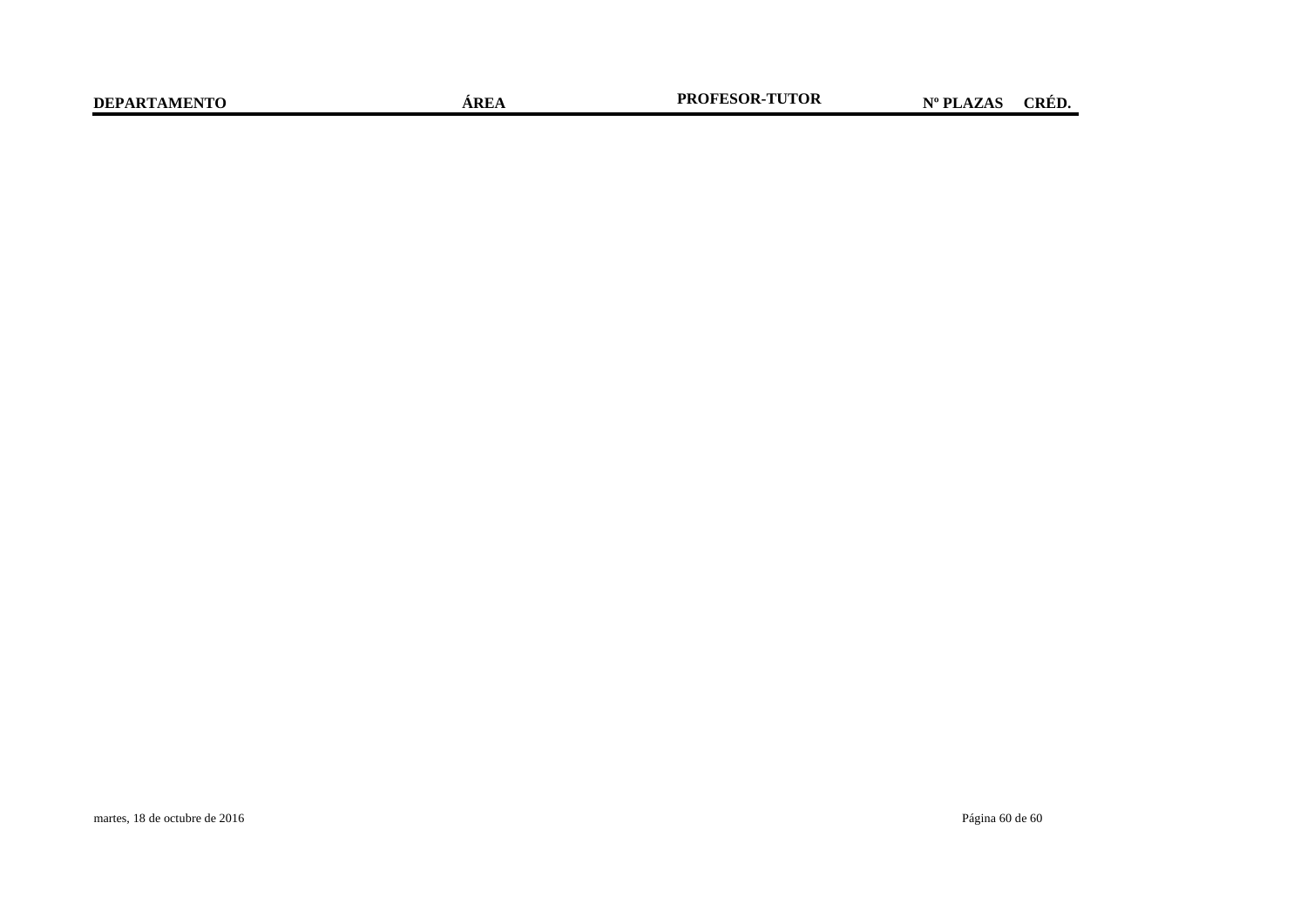| DEPARTAMENTO | ÁREA | PROFESOR-TUTOR | Nº PLAZAS | CRÉD. |
| --- | --- | --- | --- | --- |